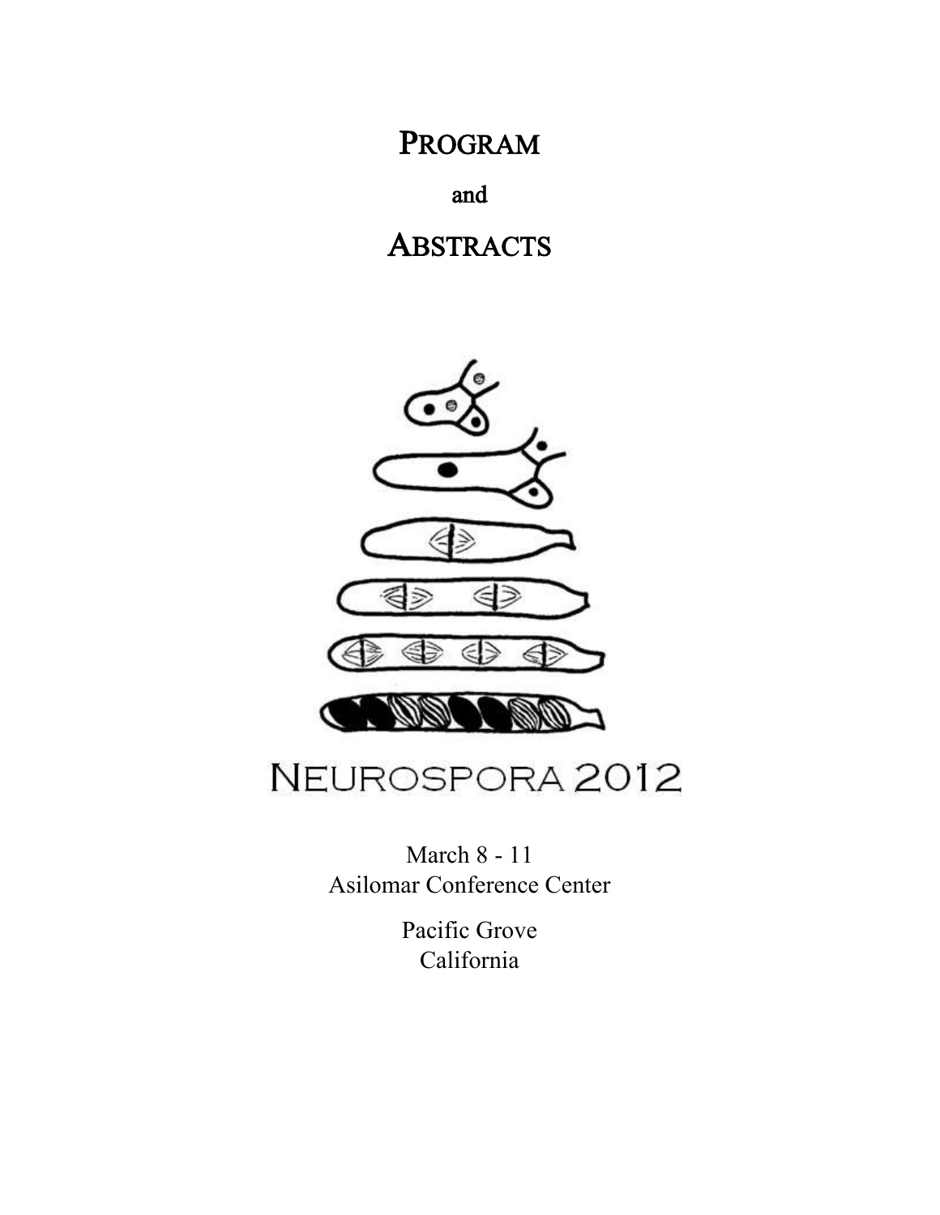# PROGRAM

and

# ABSTRACTS

NEUROSPORA 2012

March 8 - 11
Asilomar Conference Center

Pacific Grove
California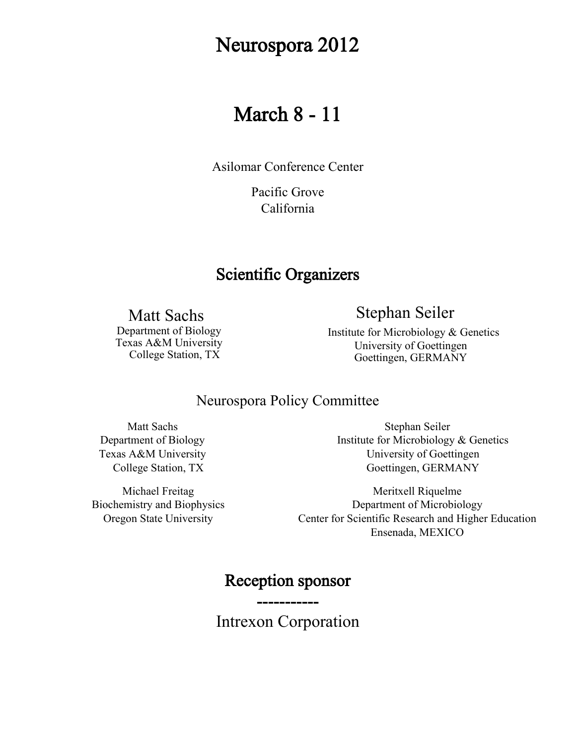# Neurospora 2012

# March 8 - 11

Asilomar Conference Center

Pacific Grove
California

## Scientific Organizers

**Matt Sachs**
Department of Biology
Texas A&M University
College Station, TX

**Stephan Seiler**
Institute for Microbiology & Genetics
University of Goettingen
Goettingen, GERMANY

### Neurospora Policy Committee

Matt Sachs
Department of Biology
Texas A&M University
College Station, TX

Stephan Seiler
Institute for Microbiology & Genetics
University of Goettingen
Goettingen, GERMANY

Michael Freitag
Biochemistry and Biophysics
Oregon State University

Meritxell Riquelme
Department of Microbiology
Center for Scientific Research and Higher Education
Ensenada, MEXICO

## Reception sponsor

-----------

Intrexon Corporation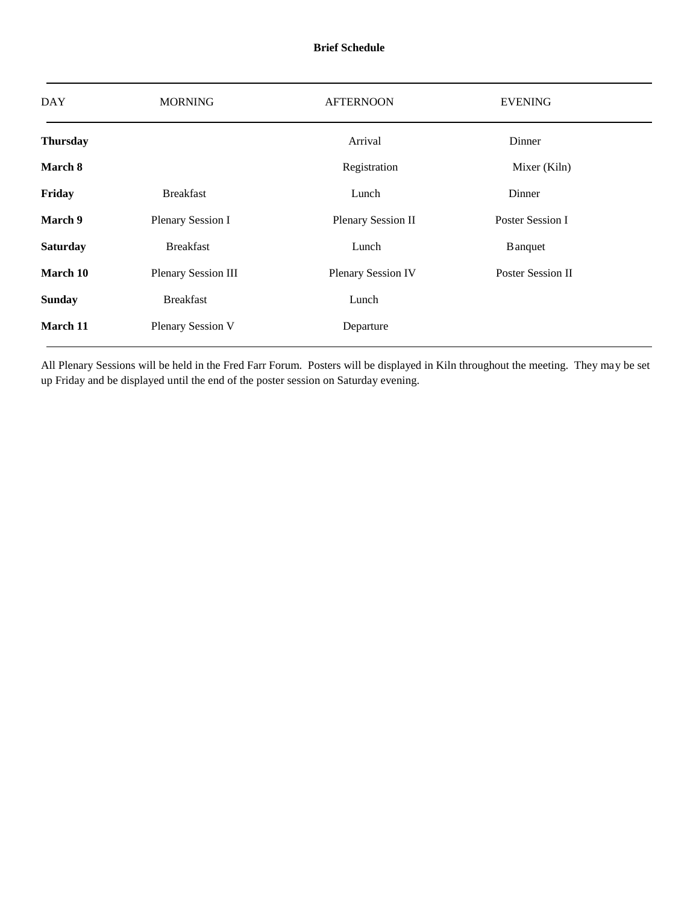**Brief Schedule**

| DAY | MORNING | AFTERNOON | EVENING |
|---|---|---|---|
| **Thursday** | | Arrival | Dinner |
| **March 8** | | Registration | Mixer (Kiln) |
| **Friday** | Breakfast | Lunch | Dinner |
| **March 9** | Plenary Session I | Plenary Session II | Poster Session I |
| **Saturday** | Breakfast | Lunch | Banquet |
| **March 10** | Plenary Session III | Plenary Session IV | Poster Session II |
| **Sunday** | Breakfast | Lunch | |
| **March 11** | Plenary Session V | Departure | |

All Plenary Sessions will be held in the Fred Farr Forum. Posters will be displayed in Kiln throughout the meeting. They may be set up Friday and be displayed until the end of the poster session on Saturday evening.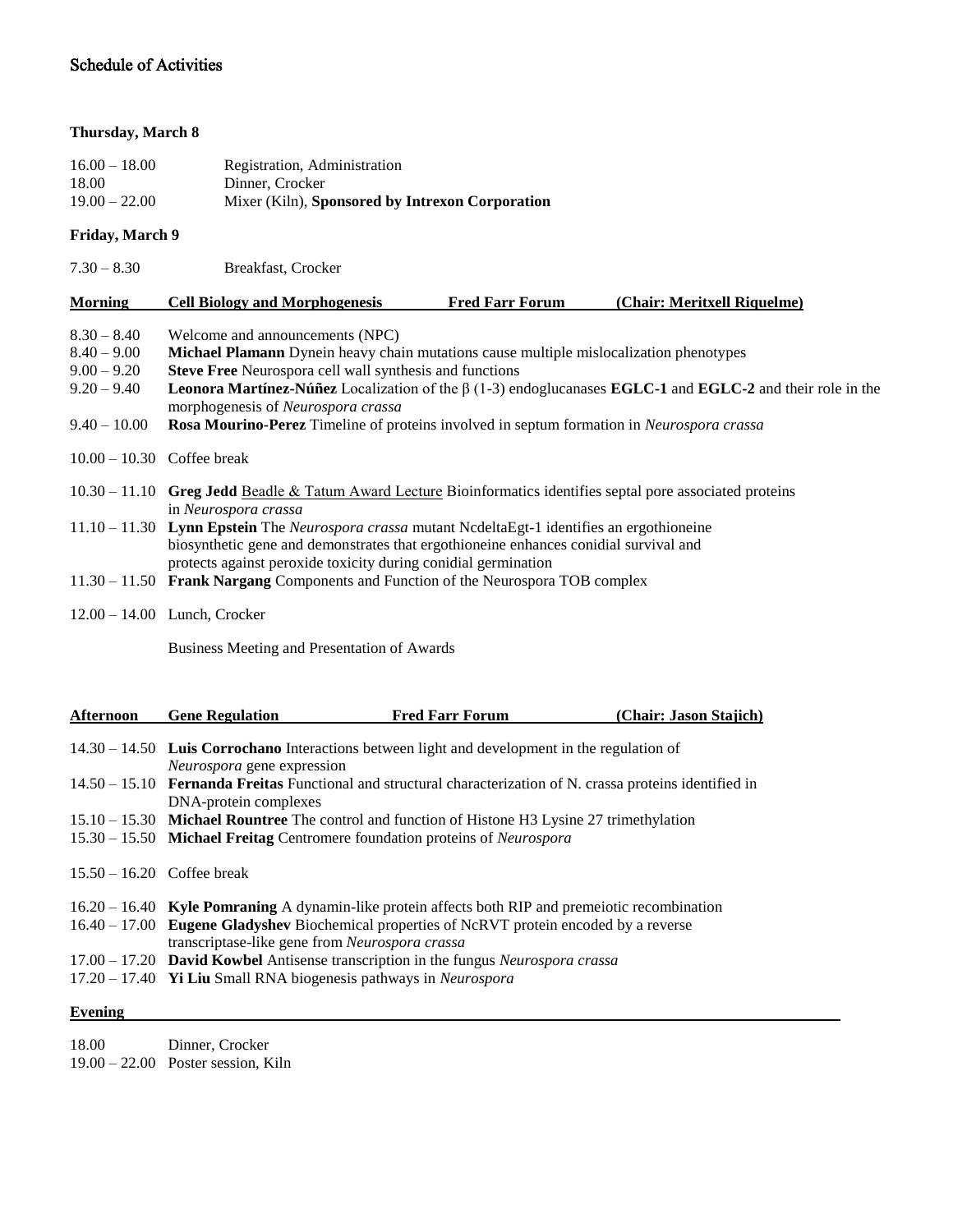# Schedule of Activities

**Thursday, March 8**

| | |
|---|---|
| 16.00 – 18.00 | Registration, Administration |
| 18.00 | Dinner, Crocker |
| 19.00 – 22.00 | Mixer (Kiln), **Sponsored by Intrexon Corporation** |

**Friday, March 9**

| | |
|---|---|
| 7.30 – 8.30 | Breakfast, Crocker |

**Morning** — **Cell Biology and Morphogenesis** — **Fred Farr Forum** — **(Chair: Meritxell Riquelme)**

| | |
|---|---|
| 8.30 – 8.40 | Welcome and announcements (NPC) |
| 8.40 – 9.00 | **Michael Plamann** Dynein heavy chain mutations cause multiple mislocalization phenotypes |
| 9.00 – 9.20 | **Steve Free** Neurospora cell wall synthesis and functions |
| 9.20 – 9.40 | **Leonora Martínez-Núñez** Localization of the β (1-3) endoglucanases **EGLC-1** and **EGLC-2** and their role in the morphogenesis of *Neurospora crassa* |
| 9.40 – 10.00 | **Rosa Mourino-Perez** Timeline of proteins involved in septum formation in *Neurospora crassa* |
| 10.00 – 10.30 | Coffee break |
| 10.30 – 11.10 | **Greg Jedd** Beadle & Tatum Award Lecture Bioinformatics identifies septal pore associated proteins in *Neurospora crassa* |
| 11.10 – 11.30 | **Lynn Epstein** The *Neurospora crassa* mutant NcdeltaEgt-1 identifies an ergothioneine biosynthetic gene and demonstrates that ergothioneine enhances conidial survival and protects against peroxide toxicity during conidial germination |
| 11.30 – 11.50 | **Frank Nargang** Components and Function of the Neurospora TOB complex |
| 12.00 – 14.00 | Lunch, Crocker |
| | Business Meeting and Presentation of Awards |

**Afternoon** — **Gene Regulation** — **Fred Farr Forum** — **(Chair: Jason Stajich)**

| | |
|---|---|
| 14.30 – 14.50 | **Luis Corrochano** Interactions between light and development in the regulation of *Neurospora* gene expression |
| 14.50 – 15.10 | **Fernanda Freitas** Functional and structural characterization of N. crassa proteins identified in DNA-protein complexes |
| 15.10 – 15.30 | **Michael Rountree** The control and function of Histone H3 Lysine 27 trimethylation |
| 15.30 – 15.50 | **Michael Freitag** Centromere foundation proteins of *Neurospora* |
| 15.50 – 16.20 | Coffee break |
| 16.20 – 16.40 | **Kyle Pomraning** A dynamin-like protein affects both RIP and premeiotic recombination |
| 16.40 – 17.00 | **Eugene Gladyshev** Biochemical properties of NcRVT protein encoded by a reverse transcriptase-like gene from *Neurospora crassa* |
| 17.00 – 17.20 | **David Kowbel** Antisense transcription in the fungus *Neurospora crassa* |
| 17.20 – 17.40 | **Yi Liu** Small RNA biogenesis pathways in *Neurospora* |

**Evening**

| | |
|---|---|
| 18.00 | Dinner, Crocker |
| 19.00 – 22.00 | Poster session, Kiln |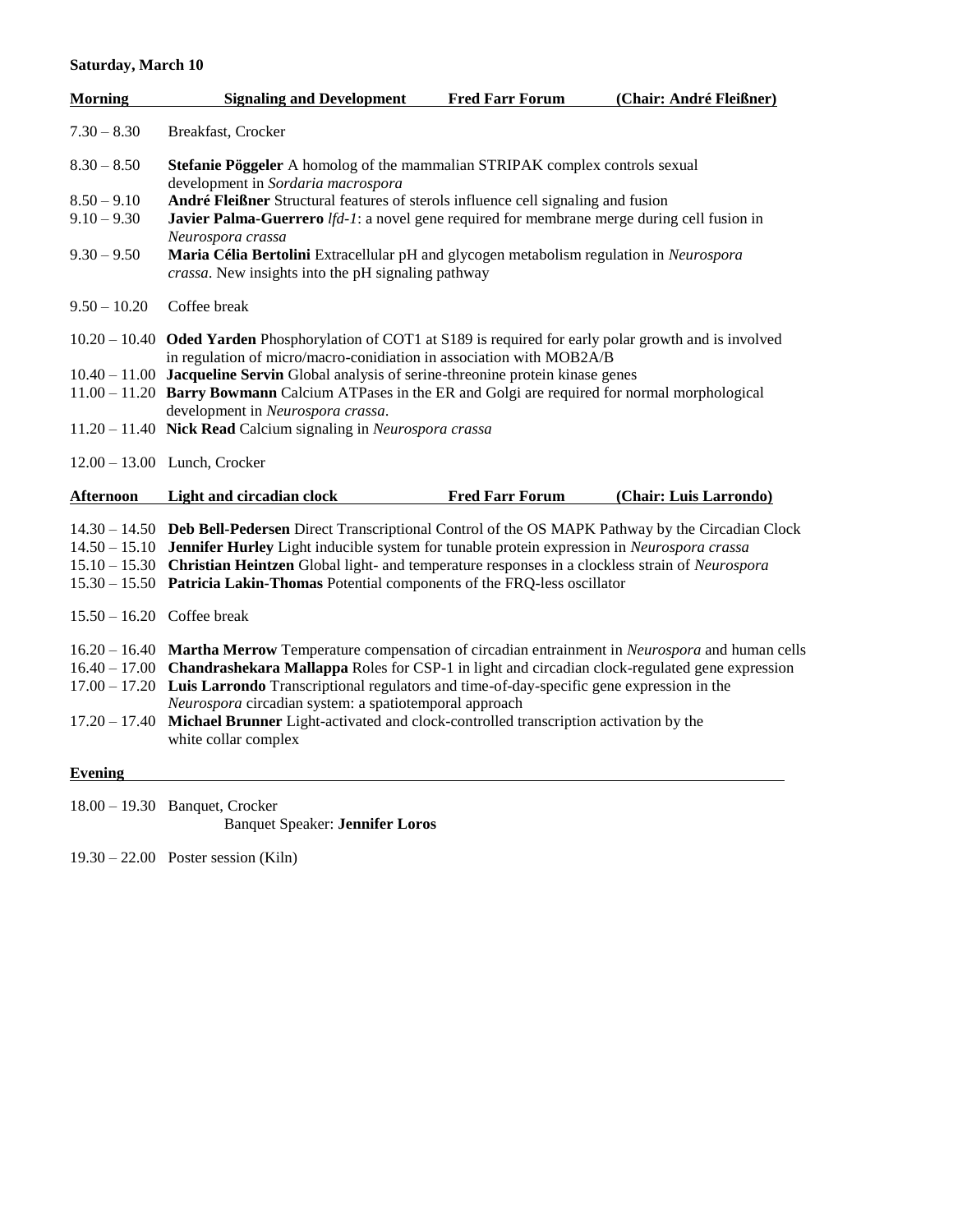**Saturday, March 10**

| **Morning** | **Signaling and Development** | **Fred Farr Forum** | **(Chair: André Fleißner)** |
|---|---|---|---|

7.30 – 8.30 Breakfast, Crocker

8.30 – 8.50 **Stefanie Pöggeler** A homolog of the mammalian STRIPAK complex controls sexual development in *Sordaria macrospora*

8.50 – 9.10 **André Fleißner** Structural features of sterols influence cell signaling and fusion

9.10 – 9.30 **Javier Palma-Guerrero** *lfd-1*: a novel gene required for membrane merge during cell fusion in *Neurospora crassa*

9.30 – 9.50 **Maria Célia Bertolini** Extracellular pH and glycogen metabolism regulation in *Neurospora crassa*. New insights into the pH signaling pathway

9.50 – 10.20 Coffee break

10.20 – 10.40 **Oded Yarden** Phosphorylation of COT1 at S189 is required for early polar growth and is involved in regulation of micro/macro-conidiation in association with MOB2A/B

10.40 – 11.00 **Jacqueline Servin** Global analysis of serine-threonine protein kinase genes

11.00 – 11.20 **Barry Bowmann** Calcium ATPases in the ER and Golgi are required for normal morphological development in *Neurospora crassa*.

11.20 – 11.40 **Nick Read** Calcium signaling in *Neurospora crassa*

12.00 – 13.00 Lunch, Crocker

| **Afternoon** | **Light and circadian clock** | **Fred Farr Forum** | **(Chair: Luis Larrondo)** |
|---|---|---|---|

14.30 – 14.50 **Deb Bell-Pedersen** Direct Transcriptional Control of the OS MAPK Pathway by the Circadian Clock

14.50 – 15.10 **Jennifer Hurley** Light inducible system for tunable protein expression in *Neurospora crassa*

15.10 – 15.30 **Christian Heintzen** Global light- and temperature responses in a clockless strain of *Neurospora*

15.30 – 15.50 **Patricia Lakin-Thomas** Potential components of the FRQ-less oscillator

15.50 – 16.20 Coffee break

16.20 – 16.40 **Martha Merrow** Temperature compensation of circadian entrainment in *Neurospora* and human cells

16.40 – 17.00 **Chandrashekara Mallappa** Roles for CSP-1 in light and circadian clock-regulated gene expression

17.00 – 17.20 **Luis Larrondo** Transcriptional regulators and time-of-day-specific gene expression in the *Neurospora* circadian system: a spatiotemporal approach

17.20 – 17.40 **Michael Brunner** Light-activated and clock-controlled transcription activation by the white collar complex

**Evening**

18.00 – 19.30 Banquet, Crocker
Banquet Speaker: **Jennifer Loros**

19.30 – 22.00 Poster session (Kiln)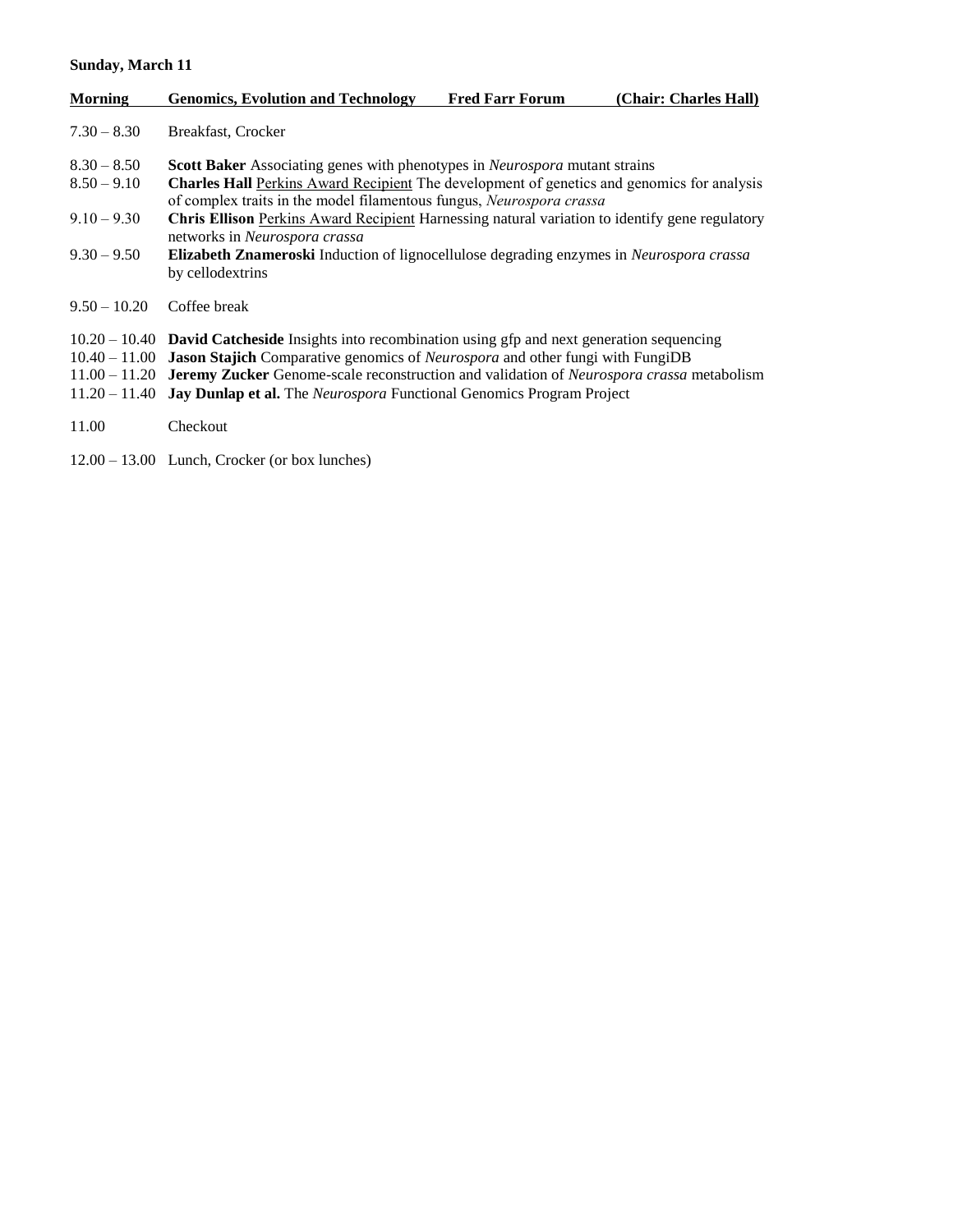**Sunday, March 11**

| **Morning** | **Genomics, Evolution and Technology** | **Fred Farr Forum** | **(Chair: Charles Hall)** |
|---|---|---|---|

| | |
|---|---|
| 7.30 – 8.30 | Breakfast, Crocker |
| 8.30 – 8.50 | **Scott Baker** Associating genes with phenotypes in *Neurospora* mutant strains |
| 8.50 – 9.10 | **Charles Hall** Perkins Award Recipient The development of genetics and genomics for analysis of complex traits in the model filamentous fungus, *Neurospora crassa* |
| 9.10 – 9.30 | **Chris Ellison** Perkins Award Recipient Harnessing natural variation to identify gene regulatory networks in *Neurospora crassa* |
| 9.30 – 9.50 | **Elizabeth Znameroski** Induction of lignocellulose degrading enzymes in *Neurospora crassa* by cellodextrins |
| 9.50 – 10.20 | Coffee break |
| 10.20 – 10.40 | **David Catcheside** Insights into recombination using gfp and next generation sequencing |
| 10.40 – 11.00 | **Jason Stajich** Comparative genomics of *Neurospora* and other fungi with FungiDB |
| 11.00 – 11.20 | **Jeremy Zucker** Genome-scale reconstruction and validation of *Neurospora crassa* metabolism |
| 11.20 – 11.40 | **Jay Dunlap et al.** The *Neurospora* Functional Genomics Program Project |
| 11.00 | Checkout |
| 12.00 – 13.00 | Lunch, Crocker (or box lunches) |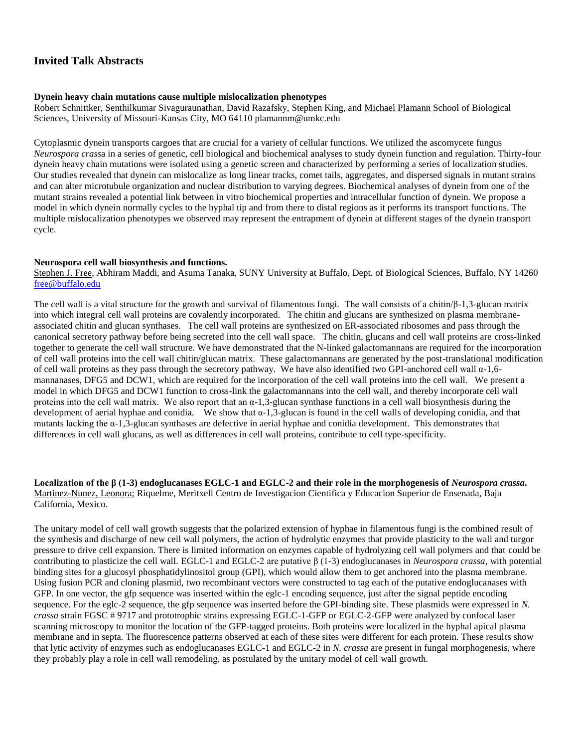## Invited Talk Abstracts

**Dynein heavy chain mutations cause multiple mislocalization phenotypes**
Robert Schnittker, Senthilkumar Sivaguraunathan, David Razafsky, Stephen King, and Michael Plamann School of Biological Sciences, University of Missouri-Kansas City, MO 64110 plamannm@umkc.edu

Cytoplasmic dynein transports cargoes that are crucial for a variety of cellular functions. We utilized the ascomycete fungus *Neurospora crassa* in a series of genetic, cell biological and biochemical analyses to study dynein function and regulation. Thirty-four dynein heavy chain mutations were isolated using a genetic screen and characterized by performing a series of localization studies. Our studies revealed that dynein can mislocalize as long linear tracks, comet tails, aggregates, and dispersed signals in mutant strains and can alter microtubule organization and nuclear distribution to varying degrees. Biochemical analyses of dynein from one of the mutant strains revealed a potential link between in vitro biochemical properties and intracellular function of dynein. We propose a model in which dynein normally cycles to the hyphal tip and from there to distal regions as it performs its transport functions. The multiple mislocalization phenotypes we observed may represent the entrapment of dynein at different stages of the dynein transport cycle.

**Neurospora cell wall biosynthesis and functions.**
Stephen J. Free, Abhiram Maddi, and Asuma Tanaka, SUNY University at Buffalo, Dept. of Biological Sciences, Buffalo, NY 14260 free@buffalo.edu

The cell wall is a vital structure for the growth and survival of filamentous fungi. The wall consists of a chitin/β-1,3-glucan matrix into which integral cell wall proteins are covalently incorporated. The chitin and glucans are synthesized on plasma membrane-associated chitin and glucan synthases. The cell wall proteins are synthesized on ER-associated ribosomes and pass through the canonical secretory pathway before being secreted into the cell wall space. The chitin, glucans and cell wall proteins are cross-linked together to generate the cell wall structure. We have demonstrated that the N-linked galactomannans are required for the incorporation of cell wall proteins into the cell wall chitin/glucan matrix. These galactomannans are generated by the post-translational modification of cell wall proteins as they pass through the secretory pathway. We have also identified two GPI-anchored cell wall α-1,6-mannanases, DFG5 and DCW1, which are required for the incorporation of the cell wall proteins into the cell wall. We present a model in which DFG5 and DCW1 function to cross-link the galactomannans into the cell wall, and thereby incorporate cell wall proteins into the cell wall matrix. We also report that an α-1,3-glucan synthase functions in a cell wall biosynthesis during the development of aerial hyphae and conidia. We show that α-1,3-glucan is found in the cell walls of developing conidia, and that mutants lacking the α-1,3-glucan synthases are defective in aerial hyphae and conidia development. This demonstrates that differences in cell wall glucans, as well as differences in cell wall proteins, contribute to cell type-specificity.

**Localization of the β (1-3) endoglucanases EGLC-1 and EGLC-2 and their role in the morphogenesis of *Neurospora crassa*.**
Martinez-Nunez, Leonora; Riquelme, Meritxell Centro de Investigacion Cientifica y Educacion Superior de Ensenada, Baja California, Mexico.

The unitary model of cell wall growth suggests that the polarized extension of hyphae in filamentous fungi is the combined result of the synthesis and discharge of new cell wall polymers, the action of hydrolytic enzymes that provide plasticity to the wall and turgor pressure to drive cell expansion. There is limited information on enzymes capable of hydrolyzing cell wall polymers and that could be contributing to plasticize the cell wall. EGLC-1 and EGLC-2 are putative β (1-3) endoglucanases in *Neurospora crassa*, with potential binding sites for a glucosyl phosphatidylinositol group (GPI), which would allow them to get anchored into the plasma membrane. Using fusion PCR and cloning plasmid, two recombinant vectors were constructed to tag each of the putative endoglucanases with GFP. In one vector, the gfp sequence was inserted within the eglc-1 encoding sequence, just after the signal peptide encoding sequence. For the eglc-2 sequence, the gfp sequence was inserted before the GPI-binding site. These plasmids were expressed in *N. crassa* strain FGSC # 9717 and prototrophic strains expressing EGLC-1-GFP or EGLC-2-GFP were analyzed by confocal laser scanning microscopy to monitor the location of the GFP-tagged proteins. Both proteins were localized in the hyphal apical plasma membrane and in septa. The fluorescence patterns observed at each of these sites were different for each protein. These results show that lytic activity of enzymes such as endoglucanases EGLC-1 and EGLC-2 in *N. crassa* are present in fungal morphogenesis, where they probably play a role in cell wall remodeling, as postulated by the unitary model of cell wall growth.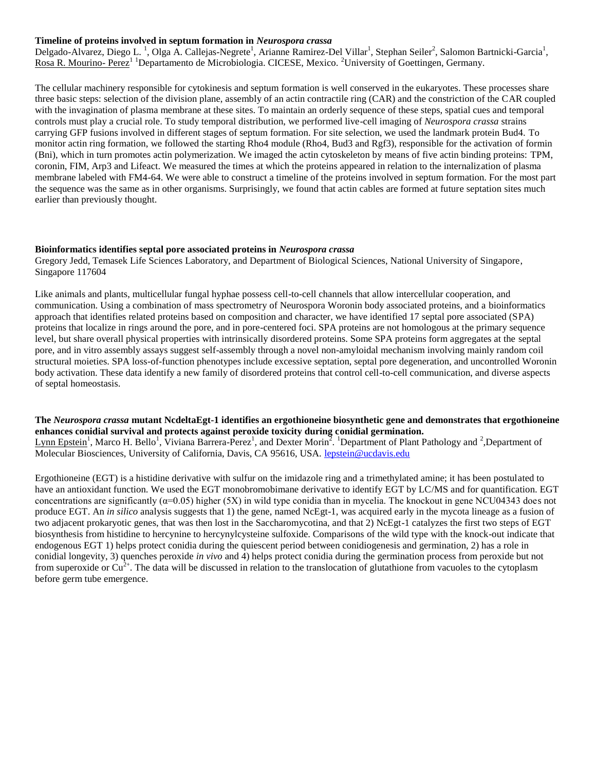**Timeline of proteins involved in septum formation in *Neurospora crassa***

Delgado-Alvarez, Diego L. [1], Olga A. Callejas-Negrete[1], Arianne Ramirez-Del Villar[1], Stephan Seiler[2], Salomon Bartnicki-Garcia[1], Rosa R. Mourino- Perez[1] [1]Departamento de Microbiologia. CICESE, Mexico. [2]University of Goettingen, Germany.

The cellular machinery responsible for cytokinesis and septum formation is well conserved in the eukaryotes. These processes share three basic steps: selection of the division plane, assembly of an actin contractile ring (CAR) and the constriction of the CAR coupled with the invagination of plasma membrane at these sites. To maintain an orderly sequence of these steps, spatial cues and temporal controls must play a crucial role. To study temporal distribution, we performed live-cell imaging of *Neurospora crassa* strains carrying GFP fusions involved in different stages of septum formation. For site selection, we used the landmark protein Bud4. To monitor actin ring formation, we followed the starting Rho4 module (Rho4, Bud3 and Rgf3), responsible for the activation of formin (Bni), which in turn promotes actin polymerization. We imaged the actin cytoskeleton by means of five actin binding proteins: TPM, coronin, FIM, Arp3 and Lifeact. We measured the times at which the proteins appeared in relation to the internalization of plasma membrane labeled with FM4-64. We were able to construct a timeline of the proteins involved in septum formation. For the most part the sequence was the same as in other organisms. Surprisingly, we found that actin cables are formed at future septation sites much earlier than previously thought.

**Bioinformatics identifies septal pore associated proteins in *Neurospora crassa***

Gregory Jedd, Temasek Life Sciences Laboratory, and Department of Biological Sciences, National University of Singapore, Singapore 117604

Like animals and plants, multicellular fungal hyphae possess cell-to-cell channels that allow intercellular cooperation, and communication. Using a combination of mass spectrometry of Neurospora Woronin body associated proteins, and a bioinformatics approach that identifies related proteins based on composition and character, we have identified 17 septal pore associated (SPA) proteins that localize in rings around the pore, and in pore-centered foci. SPA proteins are not homologous at the primary sequence level, but share overall physical properties with intrinsically disordered proteins. Some SPA proteins form aggregates at the septal pore, and in vitro assembly assays suggest self-assembly through a novel non-amyloidal mechanism involving mainly random coil structural moieties. SPA loss-of-function phenotypes include excessive septation, septal pore degeneration, and uncontrolled Woronin body activation. These data identify a new family of disordered proteins that control cell-to-cell communication, and diverse aspects of septal homeostasis.

**The *Neurospora crassa* mutant NcdeltaEgt-1 identifies an ergothioneine biosynthetic gene and demonstrates that ergothioneine enhances conidial survival and protects against peroxide toxicity during conidial germination.**

Lynn Epstein[1], Marco H. Bello[1], Viviana Barrera-Perez[1], and Dexter Morin[2]. [1]Department of Plant Pathology and [2],Department of Molecular Biosciences, University of California, Davis, CA 95616, USA. lepstein@ucdavis.edu

Ergothioneine (EGT) is a histidine derivative with sulfur on the imidazole ring and a trimethylated amine; it has been postulated to have an antioxidant function. We used the EGT monobromobimane derivative to identify EGT by LC/MS and for quantification. EGT concentrations are significantly ($\alpha$=0.05) higher (5X) in wild type conidia than in mycelia. The knockout in gene NCU04343 does not produce EGT. An *in silico* analysis suggests that 1) the gene, named NcEgt-1, was acquired early in the mycota lineage as a fusion of two adjacent prokaryotic genes, that was then lost in the Saccharomycotina, and that 2) NcEgt-1 catalyzes the first two steps of EGT biosynthesis from histidine to hercynine to hercynylcysteine sulfoxide. Comparisons of the wild type with the knock-out indicate that endogenous EGT 1) helps protect conidia during the quiescent period between conidiogenesis and germination, 2) has a role in conidial longevity, 3) quenches peroxide *in vivo* and 4) helps protect conidia during the germination process from peroxide but not from superoxide or $Cu^{2+}$. The data will be discussed in relation to the translocation of glutathione from vacuoles to the cytoplasm before germ tube emergence.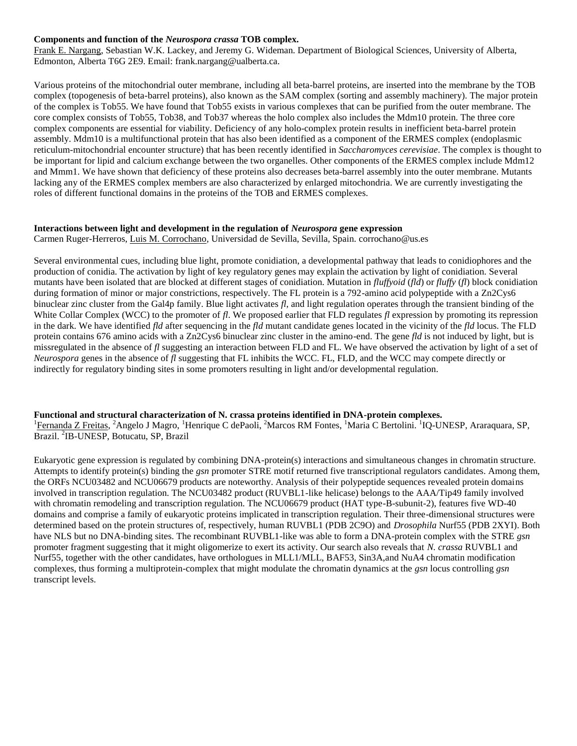**Components and function of the *Neurospora crassa* TOB complex.**
Frank E. Nargang, Sebastian W.K. Lackey, and Jeremy G. Wideman. Department of Biological Sciences, University of Alberta, Edmonton, Alberta T6G 2E9. Email: frank.nargang@ualberta.ca.

Various proteins of the mitochondrial outer membrane, including all beta-barrel proteins, are inserted into the membrane by the TOB complex (topogenesis of beta-barrel proteins), also known as the SAM complex (sorting and assembly machinery). The major protein of the complex is Tob55. We have found that Tob55 exists in various complexes that can be purified from the outer membrane. The core complex consists of Tob55, Tob38, and Tob37 whereas the holo complex also includes the Mdm10 protein. The three core complex components are essential for viability. Deficiency of any holo-complex protein results in inefficient beta-barrel protein assembly. Mdm10 is a multifunctional protein that has also been identified as a component of the ERMES complex (endoplasmic reticulum-mitochondrial encounter structure) that has been recently identified in *Saccharomyces cerevisiae*. The complex is thought to be important for lipid and calcium exchange between the two organelles. Other components of the ERMES complex include Mdm12 and Mmm1. We have shown that deficiency of these proteins also decreases beta-barrel assembly into the outer membrane. Mutants lacking any of the ERMES complex members are also characterized by enlarged mitochondria. We are currently investigating the roles of different functional domains in the proteins of the TOB and ERMES complexes.

**Interactions between light and development in the regulation of *Neurospora* gene expression**
Carmen Ruger-Herreros, Luis M. Corrochano, Universidad de Sevilla, Sevilla, Spain. corrochano@us.es

Several environmental cues, including blue light, promote conidiation, a developmental pathway that leads to conidiophores and the production of conidia. The activation by light of key regulatory genes may explain the activation by light of conidiation. Several mutants have been isolated that are blocked at different stages of conidiation. Mutation in *fluffyoid* (*fld*) or *fluffy* (*fl*) block conidiation during formation of minor or major constrictions, respectively. The FL protein is a 792-amino acid polypeptide with a Zn2Cys6 binuclear zinc cluster from the Gal4p family. Blue light activates *fl*, and light regulation operates through the transient binding of the White Collar Complex (WCC) to the promoter of *fl*. We proposed earlier that FLD regulates *fl* expression by promoting its repression in the dark. We have identified *fld* after sequencing in the *fld* mutant candidate genes located in the vicinity of the *fld* locus. The FLD protein contains 676 amino acids with a Zn2Cys6 binuclear zinc cluster in the amino-end. The gene *fld* is not induced by light, but is missregulated in the absence of *fl* suggesting an interaction between FLD and FL. We have observed the activation by light of a set of *Neurospora* genes in the absence of *fl* suggesting that FL inhibits the WCC. FL, FLD, and the WCC may compete directly or indirectly for regulatory binding sites in some promoters resulting in light and/or developmental regulation.

**Functional and structural characterization of N. crassa proteins identified in DNA-protein complexes.**
[1]Fernanda Z Freitas, [2]Angelo J Magro, [1]Henrique C dePaoli, [2]Marcos RM Fontes, [1]Maria C Bertolini. [1]IQ-UNESP, Araraquara, SP, Brazil. [2]IB-UNESP, Botucatu, SP, Brazil

Eukaryotic gene expression is regulated by combining DNA-protein(s) interactions and simultaneous changes in chromatin structure. Attempts to identify protein(s) binding the *gsn* promoter STRE motif returned five transcriptional regulators candidates. Among them, the ORFs NCU03482 and NCU06679 products are noteworthy. Analysis of their polypeptide sequences revealed protein domains involved in transcription regulation. The NCU03482 product (RUVBL1-like helicase) belongs to the AAA/Tip49 family involved with chromatin remodeling and transcription regulation. The NCU06679 product (HAT type-B-subunit-2), features five WD-40 domains and comprise a family of eukaryotic proteins implicated in transcription regulation. Their three-dimensional structures were determined based on the protein structures of, respectively, human RUVBL1 (PDB 2C9O) and *Drosophila* Nurf55 (PDB 2XYI). Both have NLS but no DNA-binding sites. The recombinant RUVBL1-like was able to form a DNA-protein complex with the STRE *gsn* promoter fragment suggesting that it might oligomerize to exert its activity. Our search also reveals that *N. crassa* RUVBL1 and Nurf55, together with the other candidates, have orthologues in MLL1/MLL, BAF53, Sin3A,and NuA4 chromatin modification complexes, thus forming a multiprotein-complex that might modulate the chromatin dynamics at the *gsn* locus controlling *gsn* transcript levels.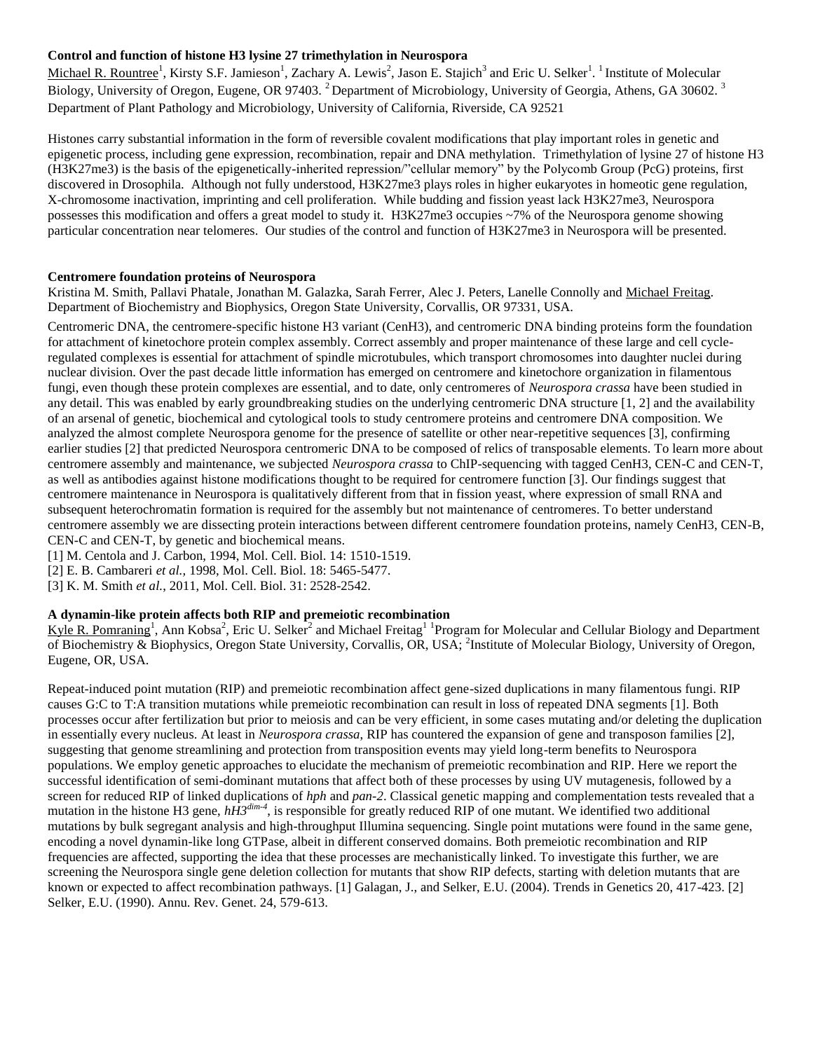**Control and function of histone H3 lysine 27 trimethylation in Neurospora**

Michael R. Rountree[1], Kirsty S.F. Jamieson[1], Zachary A. Lewis[2], Jason E. Stajich[3] and Eric U. Selker[1]. [1] Institute of Molecular Biology, University of Oregon, Eugene, OR 97403. [2] Department of Microbiology, University of Georgia, Athens, GA 30602. [3] Department of Plant Pathology and Microbiology, University of California, Riverside, CA 92521

Histones carry substantial information in the form of reversible covalent modifications that play important roles in genetic and epigenetic process, including gene expression, recombination, repair and DNA methylation. Trimethylation of lysine 27 of histone H3 (H3K27me3) is the basis of the epigenetically-inherited repression/"cellular memory" by the Polycomb Group (PcG) proteins, first discovered in Drosophila. Although not fully understood, H3K27me3 plays roles in higher eukaryotes in homeotic gene regulation, X-chromosome inactivation, imprinting and cell proliferation. While budding and fission yeast lack H3K27me3, Neurospora possesses this modification and offers a great model to study it. H3K27me3 occupies ~7% of the Neurospora genome showing particular concentration near telomeres. Our studies of the control and function of H3K27me3 in Neurospora will be presented.

**Centromere foundation proteins of Neurospora**

Kristina M. Smith, Pallavi Phatale, Jonathan M. Galazka, Sarah Ferrer, Alec J. Peters, Lanelle Connolly and Michael Freitag. Department of Biochemistry and Biophysics, Oregon State University, Corvallis, OR 97331, USA.

Centromeric DNA, the centromere-specific histone H3 variant (CenH3), and centromeric DNA binding proteins form the foundation for attachment of kinetochore protein complex assembly. Correct assembly and proper maintenance of these large and cell cycle-regulated complexes is essential for attachment of spindle microtubules, which transport chromosomes into daughter nuclei during nuclear division. Over the past decade little information has emerged on centromere and kinetochore organization in filamentous fungi, even though these protein complexes are essential, and to date, only centromeres of *Neurospora crassa* have been studied in any detail. This was enabled by early groundbreaking studies on the underlying centromeric DNA structure [1, 2] and the availability of an arsenal of genetic, biochemical and cytological tools to study centromere proteins and centromere DNA composition. We analyzed the almost complete Neurospora genome for the presence of satellite or other near-repetitive sequences [3], confirming earlier studies [2] that predicted Neurospora centromeric DNA to be composed of relics of transposable elements. To learn more about centromere assembly and maintenance, we subjected *Neurospora crassa* to ChIP-sequencing with tagged CenH3, CEN-C and CEN-T, as well as antibodies against histone modifications thought to be required for centromere function [3]. Our findings suggest that centromere maintenance in Neurospora is qualitatively different from that in fission yeast, where expression of small RNA and subsequent heterochromatin formation is required for the assembly but not maintenance of centromeres. To better understand centromere assembly we are dissecting protein interactions between different centromere foundation proteins, namely CenH3, CEN-B, CEN-C and CEN-T, by genetic and biochemical means.

[1] M. Centola and J. Carbon, 1994, Mol. Cell. Biol. 14: 1510-1519.
[2] E. B. Cambareri *et al.*, 1998, Mol. Cell. Biol. 18: 5465-5477.
[3] K. M. Smith *et al.*, 2011, Mol. Cell. Biol. 31: 2528-2542.

**A dynamin-like protein affects both RIP and premeiotic recombination**

Kyle R. Pomraning[1], Ann Kobsa[2], Eric U. Selker[2] and Michael Freitag[1] [1]Program for Molecular and Cellular Biology and Department of Biochemistry & Biophysics, Oregon State University, Corvallis, OR, USA; [2]Institute of Molecular Biology, University of Oregon, Eugene, OR, USA.

Repeat-induced point mutation (RIP) and premeiotic recombination affect gene-sized duplications in many filamentous fungi. RIP causes G:C to T:A transition mutations while premeiotic recombination can result in loss of repeated DNA segments [1]. Both processes occur after fertilization but prior to meiosis and can be very efficient, in some cases mutating and/or deleting the duplication in essentially every nucleus. At least in *Neurospora crassa*, RIP has countered the expansion of gene and transposon families [2], suggesting that genome streamlining and protection from transposition events may yield long-term benefits to Neurospora populations. We employ genetic approaches to elucidate the mechanism of premeiotic recombination and RIP. Here we report the successful identification of semi-dominant mutations that affect both of these processes by using UV mutagenesis, followed by a screen for reduced RIP of linked duplications of *hph* and *pan-2*. Classical genetic mapping and complementation tests revealed that a mutation in the histone H3 gene, *hH3*$^{dim\text{-}4}$, is responsible for greatly reduced RIP of one mutant. We identified two additional mutations by bulk segregant analysis and high-throughput Illumina sequencing. Single point mutations were found in the same gene, encoding a novel dynamin-like long GTPase, albeit in different conserved domains. Both premeiotic recombination and RIP frequencies are affected, supporting the idea that these processes are mechanistically linked. To investigate this further, we are screening the Neurospora single gene deletion collection for mutants that show RIP defects, starting with deletion mutants that are known or expected to affect recombination pathways. [1] Galagan, J., and Selker, E.U. (2004). Trends in Genetics 20, 417-423. [2] Selker, E.U. (1990). Annu. Rev. Genet. 24, 579-613.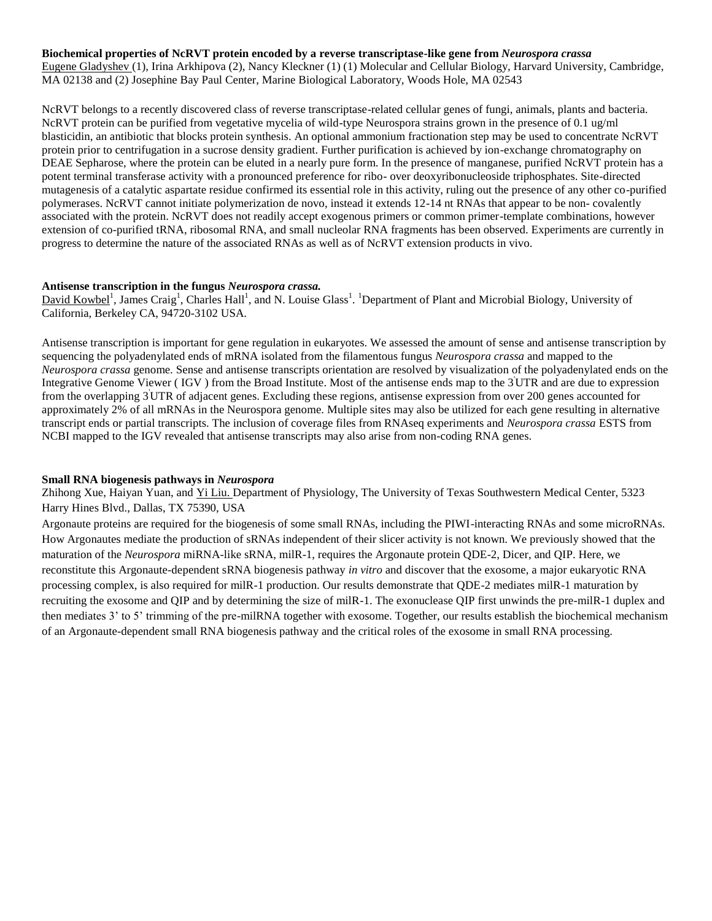**Biochemical properties of NcRVT protein encoded by a reverse transcriptase-like gene from *Neurospora crassa***

Eugene Gladyshev (1), Irina Arkhipova (2), Nancy Kleckner (1) (1) Molecular and Cellular Biology, Harvard University, Cambridge, MA 02138 and (2) Josephine Bay Paul Center, Marine Biological Laboratory, Woods Hole, MA 02543

NcRVT belongs to a recently discovered class of reverse transcriptase-related cellular genes of fungi, animals, plants and bacteria. NcRVT protein can be purified from vegetative mycelia of wild-type Neurospora strains grown in the presence of 0.1 ug/ml blasticidin, an antibiotic that blocks protein synthesis. An optional ammonium fractionation step may be used to concentrate NcRVT protein prior to centrifugation in a sucrose density gradient. Further purification is achieved by ion-exchange chromatography on DEAE Sepharose, where the protein can be eluted in a nearly pure form. In the presence of manganese, purified NcRVT protein has a potent terminal transferase activity with a pronounced preference for ribo- over deoxyribonucleoside triphosphates. Site-directed mutagenesis of a catalytic aspartate residue confirmed its essential role in this activity, ruling out the presence of any other co-purified polymerases. NcRVT cannot initiate polymerization de novo, instead it extends 12-14 nt RNAs that appear to be non- covalently associated with the protein. NcRVT does not readily accept exogenous primers or common primer-template combinations, however extension of co-purified tRNA, ribosomal RNA, and small nucleolar RNA fragments has been observed. Experiments are currently in progress to determine the nature of the associated RNAs as well as of NcRVT extension products in vivo.

**Antisense transcription in the fungus *Neurospora crassa.***

David Kowbel[1], James Craig[1], Charles Hall[1], and N. Louise Glass[1]. [1]Department of Plant and Microbial Biology, University of California, Berkeley CA, 94720-3102 USA.

Antisense transcription is important for gene regulation in eukaryotes. We assessed the amount of sense and antisense transcription by sequencing the polyadenylated ends of mRNA isolated from the filamentous fungus *Neurospora crassa* and mapped to the *Neurospora crassa* genome. Sense and antisense transcripts orientation are resolved by visualization of the polyadenylated ends on the Integrative Genome Viewer ( IGV ) from the Broad Institute. Most of the antisense ends map to the 3'UTR and are due to expression from the overlapping 3'UTR of adjacent genes. Excluding these regions, antisense expression from over 200 genes accounted for approximately 2% of all mRNAs in the Neurospora genome. Multiple sites may also be utilized for each gene resulting in alternative transcript ends or partial transcripts. The inclusion of coverage files from RNAseq experiments and *Neurospora crassa* ESTS from NCBI mapped to the IGV revealed that antisense transcripts may also arise from non-coding RNA genes.

**Small RNA biogenesis pathways in *Neurospora***

Zhihong Xue, Haiyan Yuan, and Yi Liu. Department of Physiology, The University of Texas Southwestern Medical Center, 5323 Harry Hines Blvd., Dallas, TX 75390, USA

Argonaute proteins are required for the biogenesis of some small RNAs, including the PIWI-interacting RNAs and some microRNAs. How Argonautes mediate the production of sRNAs independent of their slicer activity is not known. We previously showed that the maturation of the *Neurospora* miRNA-like sRNA, milR-1, requires the Argonaute protein QDE-2, Dicer, and QIP. Here, we reconstitute this Argonaute-dependent sRNA biogenesis pathway *in vitro* and discover that the exosome, a major eukaryotic RNA processing complex, is also required for milR-1 production. Our results demonstrate that QDE-2 mediates milR-1 maturation by recruiting the exosome and QIP and by determining the size of milR-1. The exonuclease QIP first unwinds the pre-milR-1 duplex and then mediates 3' to 5' trimming of the pre-milRNA together with exosome. Together, our results establish the biochemical mechanism of an Argonaute-dependent small RNA biogenesis pathway and the critical roles of the exosome in small RNA processing.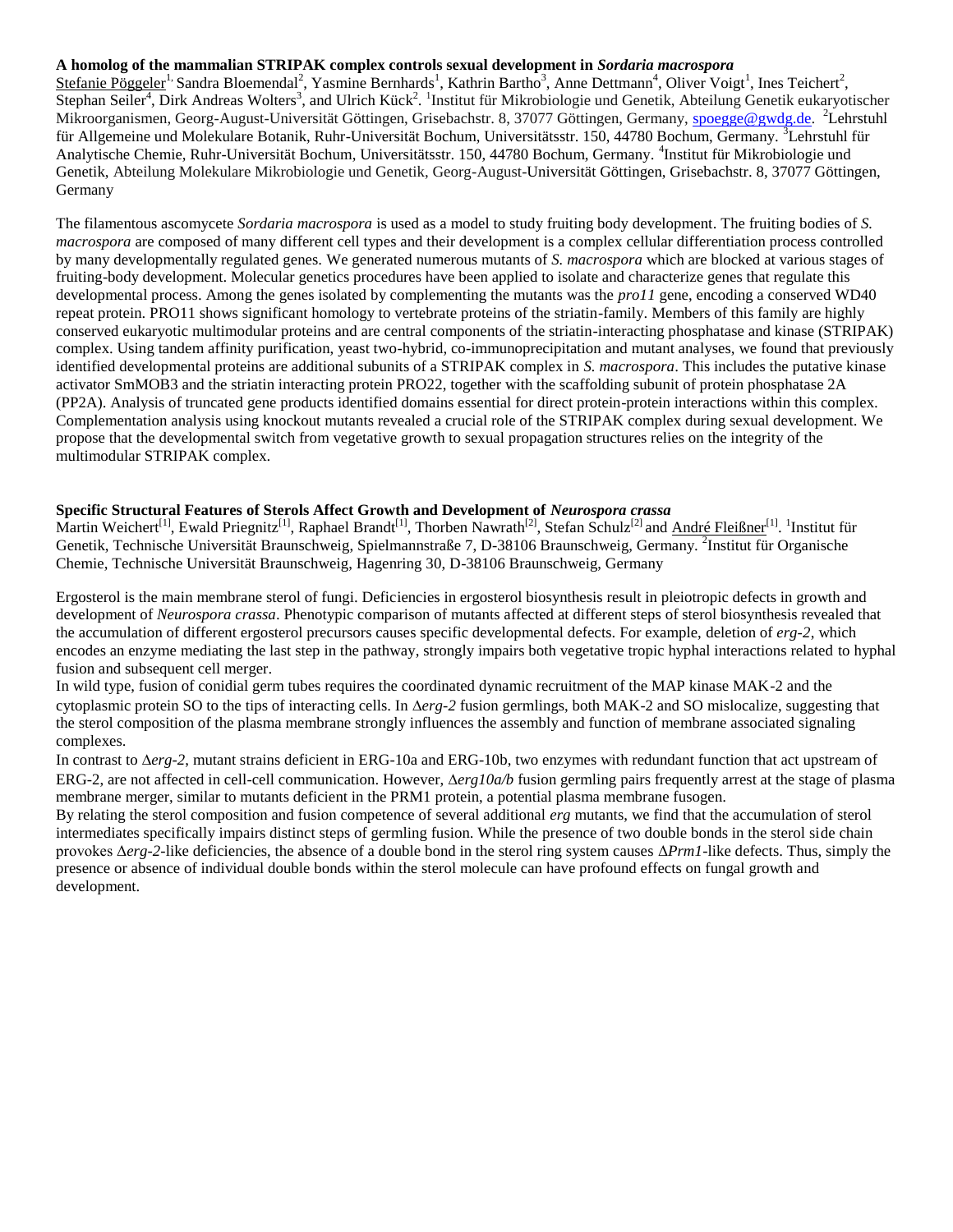**A homolog of the mammalian STRIPAK complex controls sexual development in *Sordaria macrospora***

Stefanie Pöggeler[1], Sandra Bloemendal[2], Yasmine Bernhards[1], Kathrin Bartho[3], Anne Dettmann[4], Oliver Voigt[1], Ines Teichert[2], Stephan Seiler[4], Dirk Andreas Wolters[3], and Ulrich Kück[2]. [1]Institut für Mikrobiologie und Genetik, Abteilung Genetik eukaryotischer Mikroorganismen, Georg-August-Universität Göttingen, Grisebachstr. 8, 37077 Göttingen, Germany, spoegge@gwdg.de. [2]Lehrstuhl für Allgemeine und Molekulare Botanik, Ruhr-Universität Bochum, Universitätsstr. 150, 44780 Bochum, Germany. [3]Lehrstuhl für Analytische Chemie, Ruhr-Universität Bochum, Universitätsstr. 150, 44780 Bochum, Germany. [4]Institut für Mikrobiologie und Genetik, Abteilung Molekulare Mikrobiologie und Genetik, Georg-August-Universität Göttingen, Grisebachstr. 8, 37077 Göttingen, Germany

The filamentous ascomycete *Sordaria macrospora* is used as a model to study fruiting body development. The fruiting bodies of *S. macrospora* are composed of many different cell types and their development is a complex cellular differentiation process controlled by many developmentally regulated genes. We generated numerous mutants of *S. macrospora* which are blocked at various stages of fruiting-body development. Molecular genetics procedures have been applied to isolate and characterize genes that regulate this developmental process. Among the genes isolated by complementing the mutants was the *pro11* gene, encoding a conserved WD40 repeat protein. PRO11 shows significant homology to vertebrate proteins of the striatin-family. Members of this family are highly conserved eukaryotic multimodular proteins and are central components of the striatin-interacting phosphatase and kinase (STRIPAK) complex. Using tandem affinity purification, yeast two-hybrid, co-immunoprecipitation and mutant analyses, we found that previously identified developmental proteins are additional subunits of a STRIPAK complex in *S. macrospora*. This includes the putative kinase activator SmMOB3 and the striatin interacting protein PRO22, together with the scaffolding subunit of protein phosphatase 2A (PP2A). Analysis of truncated gene products identified domains essential for direct protein-protein interactions within this complex. Complementation analysis using knockout mutants revealed a crucial role of the STRIPAK complex during sexual development. We propose that the developmental switch from vegetative growth to sexual propagation structures relies on the integrity of the multimodular STRIPAK complex.

**Specific Structural Features of Sterols Affect Growth and Development of *Neurospora crassa***

Martin Weichert[1], Ewald Priegnitz[1], Raphael Brandt[1], Thorben Nawrath[2], Stefan Schulz[2] and André Fleißner[1]. [1]Institut für Genetik, Technische Universität Braunschweig, Spielmannstraße 7, D-38106 Braunschweig, Germany. [2]Institut für Organische Chemie, Technische Universität Braunschweig, Hagenring 30, D-38106 Braunschweig, Germany

Ergosterol is the main membrane sterol of fungi. Deficiencies in ergosterol biosynthesis result in pleiotropic defects in growth and development of *Neurospora crassa*. Phenotypic comparison of mutants affected at different steps of sterol biosynthesis revealed that the accumulation of different ergosterol precursors causes specific developmental defects. For example, deletion of *erg-2*, which encodes an enzyme mediating the last step in the pathway, strongly impairs both vegetative tropic hyphal interactions related to hyphal fusion and subsequent cell merger.

In wild type, fusion of conidial germ tubes requires the coordinated dynamic recruitment of the MAP kinase MAK-2 and the cytoplasmic protein SO to the tips of interacting cells. In Δ*erg-2* fusion germlings, both MAK-2 and SO mislocalize, suggesting that the sterol composition of the plasma membrane strongly influences the assembly and function of membrane associated signaling complexes.

In contrast to Δ*erg-2*, mutant strains deficient in ERG-10a and ERG-10b, two enzymes with redundant function that act upstream of ERG-2, are not affected in cell-cell communication. However, Δ*erg10a/b* fusion germling pairs frequently arrest at the stage of plasma membrane merger, similar to mutants deficient in the PRM1 protein, a potential plasma membrane fusogen.

By relating the sterol composition and fusion competence of several additional *erg* mutants, we find that the accumulation of sterol intermediates specifically impairs distinct steps of germling fusion. While the presence of two double bonds in the sterol side chain provokes Δ*erg-2*-like deficiencies, the absence of a double bond in the sterol ring system causes Δ*Prm1*-like defects. Thus, simply the presence or absence of individual double bonds within the sterol molecule can have profound effects on fungal growth and development.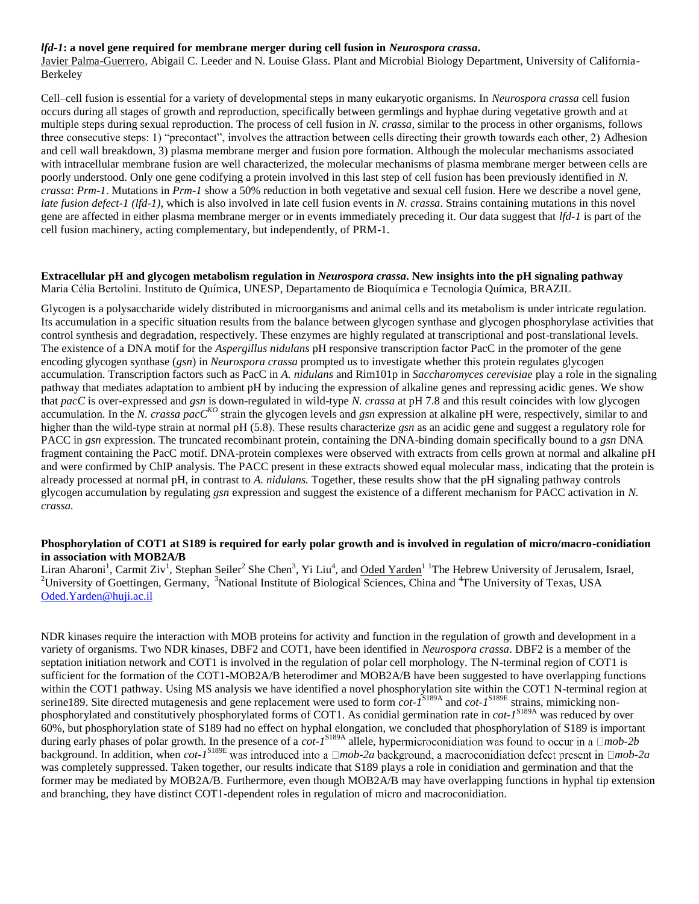**_lfd-1_: a novel gene required for membrane merger during cell fusion in _Neurospora crassa_.**

Javier Palma-Guerrero, Abigail C. Leeder and N. Louise Glass. Plant and Microbial Biology Department, University of California-Berkeley

Cell–cell fusion is essential for a variety of developmental steps in many eukaryotic organisms. In *Neurospora crassa* cell fusion occurs during all stages of growth and reproduction, specifically between germlings and hyphae during vegetative growth and at multiple steps during sexual reproduction. The process of cell fusion in *N. crassa*, similar to the process in other organisms, follows three consecutive steps: 1) "precontact", involves the attraction between cells directing their growth towards each other, 2) Adhesion and cell wall breakdown, 3) plasma membrane merger and fusion pore formation. Although the molecular mechanisms associated with intracellular membrane fusion are well characterized, the molecular mechanisms of plasma membrane merger between cells are poorly understood. Only one gene codifying a protein involved in this last step of cell fusion has been previously identified in *N. crassa*: *Prm-1*. Mutations in *Prm-1* show a 50% reduction in both vegetative and sexual cell fusion. Here we describe a novel gene, *late fusion defect-1 (lfd-1)*, which is also involved in late cell fusion events in *N. crassa*. Strains containing mutations in this novel gene are affected in either plasma membrane merger or in events immediately preceding it. Our data suggest that *lfd-1* is part of the cell fusion machinery, acting complementary, but independently, of PRM-1.

**Extracellular pH and glycogen metabolism regulation in _Neurospora crassa_. New insights into the pH signaling pathway**

Maria Célia Bertolini. Instituto de Química, UNESP, Departamento de Bioquímica e Tecnologia Química, BRAZIL

Glycogen is a polysaccharide widely distributed in microorganisms and animal cells and its metabolism is under intricate regulation. Its accumulation in a specific situation results from the balance between glycogen synthase and glycogen phosphorylase activities that control synthesis and degradation, respectively. These enzymes are highly regulated at transcriptional and post-translational levels. The existence of a DNA motif for the *Aspergillus nidulans* pH responsive transcription factor PacC in the promoter of the gene encoding glycogen synthase (*gsn*) in *Neurospora crassa* prompted us to investigate whether this protein regulates glycogen accumulation. Transcription factors such as PacC in *A. nidulans* and Rim101p in *Saccharomyces cerevisiae* play a role in the signaling pathway that mediates adaptation to ambient pH by inducing the expression of alkaline genes and repressing acidic genes. We show that *pacC* is over-expressed and *gsn* is down-regulated in wild-type *N. crassa* at pH 7.8 and this result coincides with low glycogen accumulation. In the *N. crassa pacC$^{KO}$* strain the glycogen levels and *gsn* expression at alkaline pH were, respectively, similar to and higher than the wild-type strain at normal pH (5.8). These results characterize *gsn* as an acidic gene and suggest a regulatory role for PACC in *gsn* expression. The truncated recombinant protein, containing the DNA-binding domain specifically bound to a *gsn* DNA fragment containing the PacC motif. DNA-protein complexes were observed with extracts from cells grown at normal and alkaline pH and were confirmed by ChIP analysis. The PACC present in these extracts showed equal molecular mass, indicating that the protein is already processed at normal pH, in contrast to *A. nidulans.* Together, these results show that the pH signaling pathway controls glycogen accumulation by regulating *gsn* expression and suggest the existence of a different mechanism for PACC activation in *N. crassa.*

**Phosphorylation of COT1 at S189 is required for early polar growth and is involved in regulation of micro/macro-conidiation in association with MOB2A/B**

Liran Aharoni[1], Carmit Ziv[1], Stephan Seiler[2] She Chen[3], Yi Liu[4], and Oded Yarden[1] [1]The Hebrew University of Jerusalem, Israel, [2]University of Goettingen, Germany, [3]National Institute of Biological Sciences, China and [4]The University of Texas, USA
Oded.Yarden@huji.ac.il

NDR kinases require the interaction with MOB proteins for activity and function in the regulation of growth and development in a variety of organisms. Two NDR kinases, DBF2 and COT1, have been identified in *Neurospora crassa*. DBF2 is a member of the septation initiation network and COT1 is involved in the regulation of polar cell morphology. The N-terminal region of COT1 is sufficient for the formation of the COT1-MOB2A/B heterodimer and MOB2A/B have been suggested to have overlapping functions within the COT1 pathway. Using MS analysis we have identified a novel phosphorylation site within the COT1 N-terminal region at serine189. Site directed mutagenesis and gene replacement were used to form *cot-1*$^{S189A}$ and *cot-1*$^{S189E}$ strains, mimicking non-phosphorylated and constitutively phosphorylated forms of COT1. As conidial germination rate in *cot-1*$^{S189A}$ was reduced by over 60%, but phosphorylation state of S189 had no effect on hyphal elongation, we concluded that phosphorylation of S189 is important during early phases of polar growth. In the presence of a *cot-1*$^{S189A}$ allele, hypermicroconidiation was found to occur in a Δ*mob-2b* background. In addition, when *cot-1*$^{S189E}$ was introduced into a Δ*mob-2a* background, a macroconidiation defect present in Δ*mob-2a* was completely suppressed. Taken together, our results indicate that S189 plays a role in conidiation and germination and that the former may be mediated by MOB2A/B. Furthermore, even though MOB2A/B may have overlapping functions in hyphal tip extension and branching, they have distinct COT1-dependent roles in regulation of micro and macroconidiation.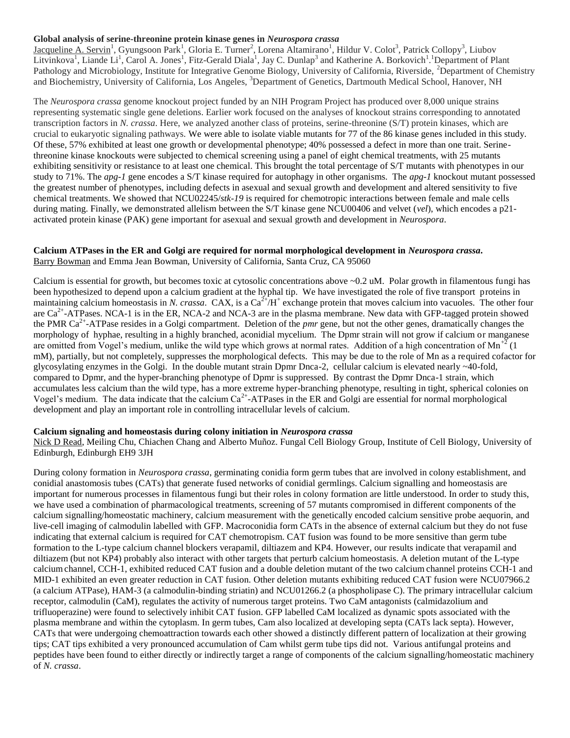**Global analysis of serine-threonine protein kinase genes in *Neurospora crassa***

Jacqueline A. Servin[1], Gyungsoon Park[1], Gloria E. Turner[2], Lorena Altamirano[1], Hildur V. Colot[3], Patrick Collopy[3], Liubov Litvinkova[1], Liande Li[1], Carol A. Jones[1], Fitz-Gerald Diala[1], Jay C. Dunlap[3] and Katherine A. Borkovich[1]. [1]Department of Plant Pathology and Microbiology, Institute for Integrative Genome Biology, University of California, Riverside, [2]Department of Chemistry and Biochemistry, University of California, Los Angeles, [3]Department of Genetics, Dartmouth Medical School, Hanover, NH

The *Neurospora crassa* genome knockout project funded by an NIH Program Project has produced over 8,000 unique strains representing systematic single gene deletions. Earlier work focused on the analyses of knockout strains corresponding to annotated transcription factors in *N. crassa*. Here, we analyzed another class of proteins, serine-threonine (S/T) protein kinases, which are crucial to eukaryotic signaling pathways. We were able to isolate viable mutants for 77 of the 86 kinase genes included in this study. Of these, 57% exhibited at least one growth or developmental phenotype; 40% possessed a defect in more than one trait. Serine-threonine kinase knockouts were subjected to chemical screening using a panel of eight chemical treatments, with 25 mutants exhibiting sensitivity or resistance to at least one chemical. This brought the total percentage of S/T mutants with phenotypes in our study to 71%. The *apg-1* gene encodes a S/T kinase required for autophagy in other organisms. The *apg-1* knockout mutant possessed the greatest number of phenotypes, including defects in asexual and sexual growth and development and altered sensitivity to five chemical treatments. We showed that NCU02245/*stk-19* is required for chemotropic interactions between female and male cells during mating. Finally, we demonstrated allelism between the S/T kinase gene NCU00406 and velvet (*vel*), which encodes a p21-activated protein kinase (PAK) gene important for asexual and sexual growth and development in *Neurospora*.

**Calcium ATPases in the ER and Golgi are required for normal morphological development in *Neurospora crassa*.**

Barry Bowman and Emma Jean Bowman, University of California, Santa Cruz, CA 95060

Calcium is essential for growth, but becomes toxic at cytosolic concentrations above ~0.2 uM. Polar growth in filamentous fungi has been hypothesized to depend upon a calcium gradient at the hyphal tip. We have investigated the role of five transport proteins in maintaining calcium homeostasis in *N. crassa*. CAX, is a $Ca^{2+}/H^{+}$ exchange protein that moves calcium into vacuoles. The other four are $Ca^{2+}$-ATPases. NCA-1 is in the ER, NCA-2 and NCA-3 are in the plasma membrane. New data with GFP-tagged protein showed the PMR $Ca^{2+}$-ATPase resides in a Golgi compartment. Deletion of the *pmr* gene, but not the other genes, dramatically changes the morphology of hyphae, resulting in a highly branched, aconidial mycelium. The Dpmr strain will not grow if calcium or manganese are omitted from Vogel's medium, unlike the wild type which grows at normal rates. Addition of a high concentration of $Mn^{+2}$ (1 mM), partially, but not completely, suppresses the morphological defects. This may be due to the role of Mn as a required cofactor for glycosylating enzymes in the Golgi. In the double mutant strain Dpmr Dnca-2, cellular calcium is elevated nearly ~40-fold, compared to Dpmr, and the hyper-branching phenotype of Dpmr is suppressed. By contrast the Dpmr Dnca-1 strain, which accumulates less calcium than the wild type, has a more extreme hyper-branching phenotype, resulting in tight, spherical colonies on Vogel's medium. The data indicate that the calcium $Ca^{2+}$-ATPases in the ER and Golgi are essential for normal morphological development and play an important role in controlling intracellular levels of calcium.

**Calcium signaling and homeostasis during colony initiation in *Neurospora crassa***

Nick D Read, Meiling Chu, Chiachen Chang and Alberto Muñoz. Fungal Cell Biology Group, Institute of Cell Biology, University of Edinburgh, Edinburgh EH9 3JH

During colony formation in *Neurospora crassa*, germinating conidia form germ tubes that are involved in colony establishment, and conidial anastomosis tubes (CATs) that generate fused networks of conidial germlings. Calcium signalling and homeostasis are important for numerous processes in filamentous fungi but their roles in colony formation are little understood. In order to study this, we have used a combination of pharmacological treatments, screening of 57 mutants compromised in different components of the calcium signalling/homeostatic machinery, calcium measurement with the genetically encoded calcium sensitive probe aequorin, and live-cell imaging of calmodulin labelled with GFP. Macroconidia form CATs in the absence of external calcium but they do not fuse indicating that external calcium is required for CAT chemotropism. CAT fusion was found to be more sensitive than germ tube formation to the L-type calcium channel blockers verapamil, diltiazem and KP4. However, our results indicate that verapamil and diltiazem (but not KP4) probably also interact with other targets that perturb calcium homeostasis. A deletion mutant of the L-type calcium channel, CCH-1, exhibited reduced CAT fusion and a double deletion mutant of the two calcium channel proteins CCH-1 and MID-1 exhibited an even greater reduction in CAT fusion. Other deletion mutants exhibiting reduced CAT fusion were NCU07966.2 (a calcium ATPase), HAM-3 (a calmodulin-binding striatin) and NCU01266.2 (a phospholipase C). The primary intracellular calcium receptor, calmodulin (CaM), regulates the activity of numerous target proteins. Two CaM antagonists (calmidazolium and trifluoperazine) were found to selectively inhibit CAT fusion. GFP labelled CaM localized as dynamic spots associated with the plasma membrane and within the cytoplasm. In germ tubes, Cam also localized at developing septa (CATs lack septa). However, CATs that were undergoing chemoattraction towards each other showed a distinctly different pattern of localization at their growing tips; CAT tips exhibited a very pronounced accumulation of Cam whilst germ tube tips did not. Various antifungal proteins and peptides have been found to either directly or indirectly target a range of components of the calcium signalling/homeostatic machinery of *N. crassa*.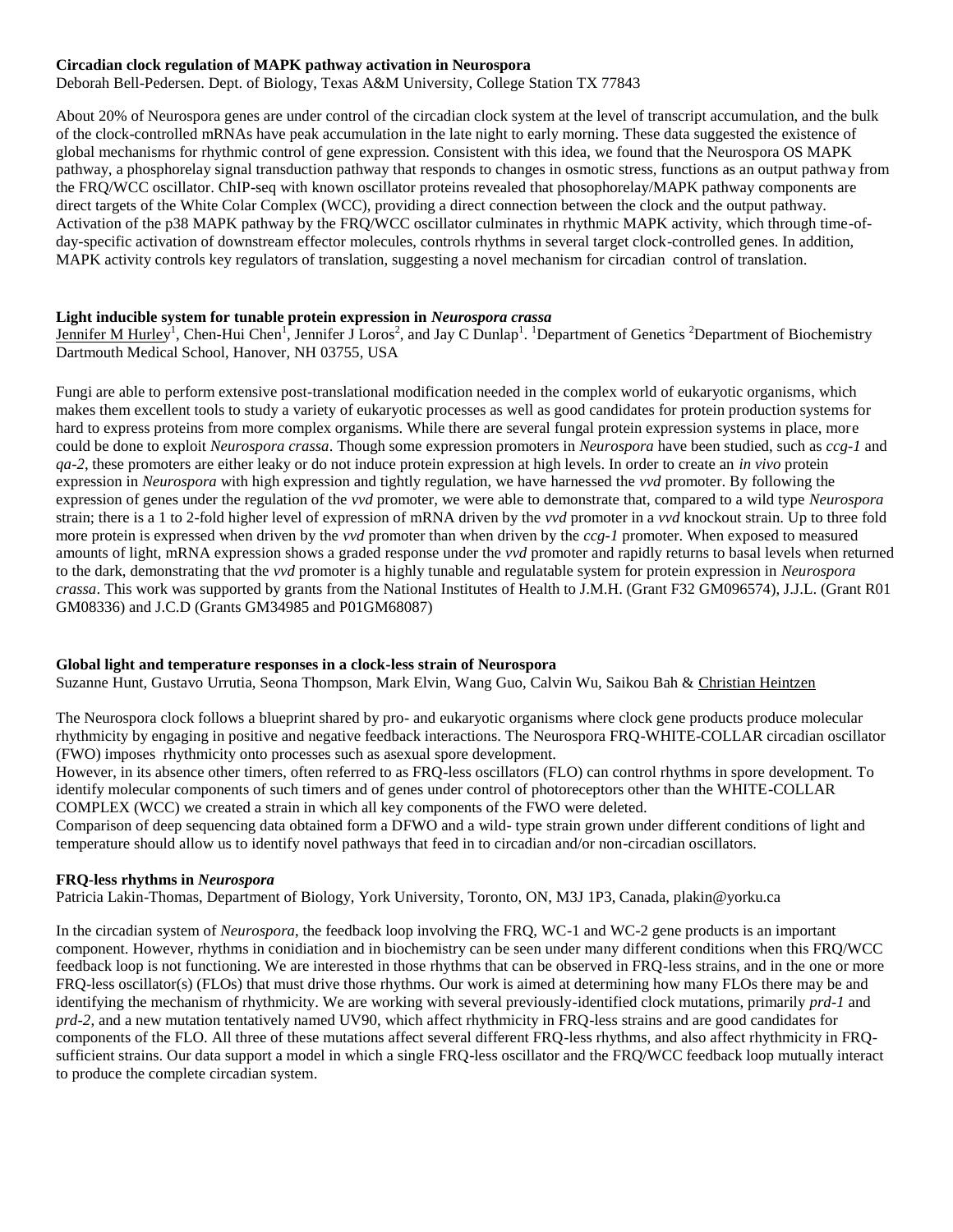**Circadian clock regulation of MAPK pathway activation in Neurospora**

Deborah Bell-Pedersen. Dept. of Biology, Texas A&M University, College Station TX 77843

About 20% of Neurospora genes are under control of the circadian clock system at the level of transcript accumulation, and the bulk of the clock-controlled mRNAs have peak accumulation in the late night to early morning. These data suggested the existence of global mechanisms for rhythmic control of gene expression. Consistent with this idea, we found that the Neurospora OS MAPK pathway, a phosphorelay signal transduction pathway that responds to changes in osmotic stress, functions as an output pathway from the FRQ/WCC oscillator. ChIP-seq with known oscillator proteins revealed that phosophorelay/MAPK pathway components are direct targets of the White Colar Complex (WCC), providing a direct connection between the clock and the output pathway. Activation of the p38 MAPK pathway by the FRQ/WCC oscillator culminates in rhythmic MAPK activity, which through time-of-day-specific activation of downstream effector molecules, controls rhythms in several target clock-controlled genes. In addition, MAPK activity controls key regulators of translation, suggesting a novel mechanism for circadian control of translation.

**Light inducible system for tunable protein expression in *Neurospora crassa***

Jennifer M Hurley[1], Chen-Hui Chen[1], Jennifer J Loros[2], and Jay C Dunlap[1]. [1]Department of Genetics [2]Department of Biochemistry Dartmouth Medical School, Hanover, NH 03755, USA

Fungi are able to perform extensive post-translational modification needed in the complex world of eukaryotic organisms, which makes them excellent tools to study a variety of eukaryotic processes as well as good candidates for protein production systems for hard to express proteins from more complex organisms. While there are several fungal protein expression systems in place, more could be done to exploit *Neurospora crassa*. Though some expression promoters in *Neurospora* have been studied, such as *ccg-1* and *qa-2*, these promoters are either leaky or do not induce protein expression at high levels. In order to create an *in vivo* protein expression in *Neurospora* with high expression and tightly regulation, we have harnessed the *vvd* promoter. By following the expression of genes under the regulation of the *vvd* promoter, we were able to demonstrate that, compared to a wild type *Neurospora* strain; there is a 1 to 2-fold higher level of expression of mRNA driven by the *vvd* promoter in a *vvd* knockout strain. Up to three fold more protein is expressed when driven by the *vvd* promoter than when driven by the *ccg-1* promoter. When exposed to measured amounts of light, mRNA expression shows a graded response under the *vvd* promoter and rapidly returns to basal levels when returned to the dark, demonstrating that the *vvd* promoter is a highly tunable and regulatable system for protein expression in *Neurospora crassa*. This work was supported by grants from the National Institutes of Health to J.M.H. (Grant F32 GM096574), J.J.L. (Grant R01 GM08336) and J.C.D (Grants GM34985 and P01GM68087)

**Global light and temperature responses in a clock-less strain of Neurospora**

Suzanne Hunt, Gustavo Urrutia, Seona Thompson, Mark Elvin, Wang Guo, Calvin Wu, Saikou Bah & Christian Heintzen

The Neurospora clock follows a blueprint shared by pro- and eukaryotic organisms where clock gene products produce molecular rhythmicity by engaging in positive and negative feedback interactions. The Neurospora FRQ-WHITE-COLLAR circadian oscillator (FWO) imposes rhythmicity onto processes such as asexual spore development.

However, in its absence other timers, often referred to as FRQ-less oscillators (FLO) can control rhythms in spore development. To identify molecular components of such timers and of genes under control of photoreceptors other than the WHITE-COLLAR COMPLEX (WCC) we created a strain in which all key components of the FWO were deleted.

Comparison of deep sequencing data obtained form a DFWO and a wild- type strain grown under different conditions of light and temperature should allow us to identify novel pathways that feed in to circadian and/or non-circadian oscillators.

**FRQ-less rhythms in *Neurospora***

Patricia Lakin-Thomas, Department of Biology, York University, Toronto, ON, M3J 1P3, Canada, plakin@yorku.ca

In the circadian system of *Neurospora*, the feedback loop involving the FRQ, WC-1 and WC-2 gene products is an important component. However, rhythms in conidiation and in biochemistry can be seen under many different conditions when this FRQ/WCC feedback loop is not functioning. We are interested in those rhythms that can be observed in FRQ-less strains, and in the one or more FRQ-less oscillator(s) (FLOs) that must drive those rhythms. Our work is aimed at determining how many FLOs there may be and identifying the mechanism of rhythmicity. We are working with several previously-identified clock mutations, primarily *prd-1* and *prd-2*, and a new mutation tentatively named UV90, which affect rhythmicity in FRQ-less strains and are good candidates for components of the FLO. All three of these mutations affect several different FRQ-less rhythms, and also affect rhythmicity in FRQ-sufficient strains. Our data support a model in which a single FRQ-less oscillator and the FRQ/WCC feedback loop mutually interact to produce the complete circadian system.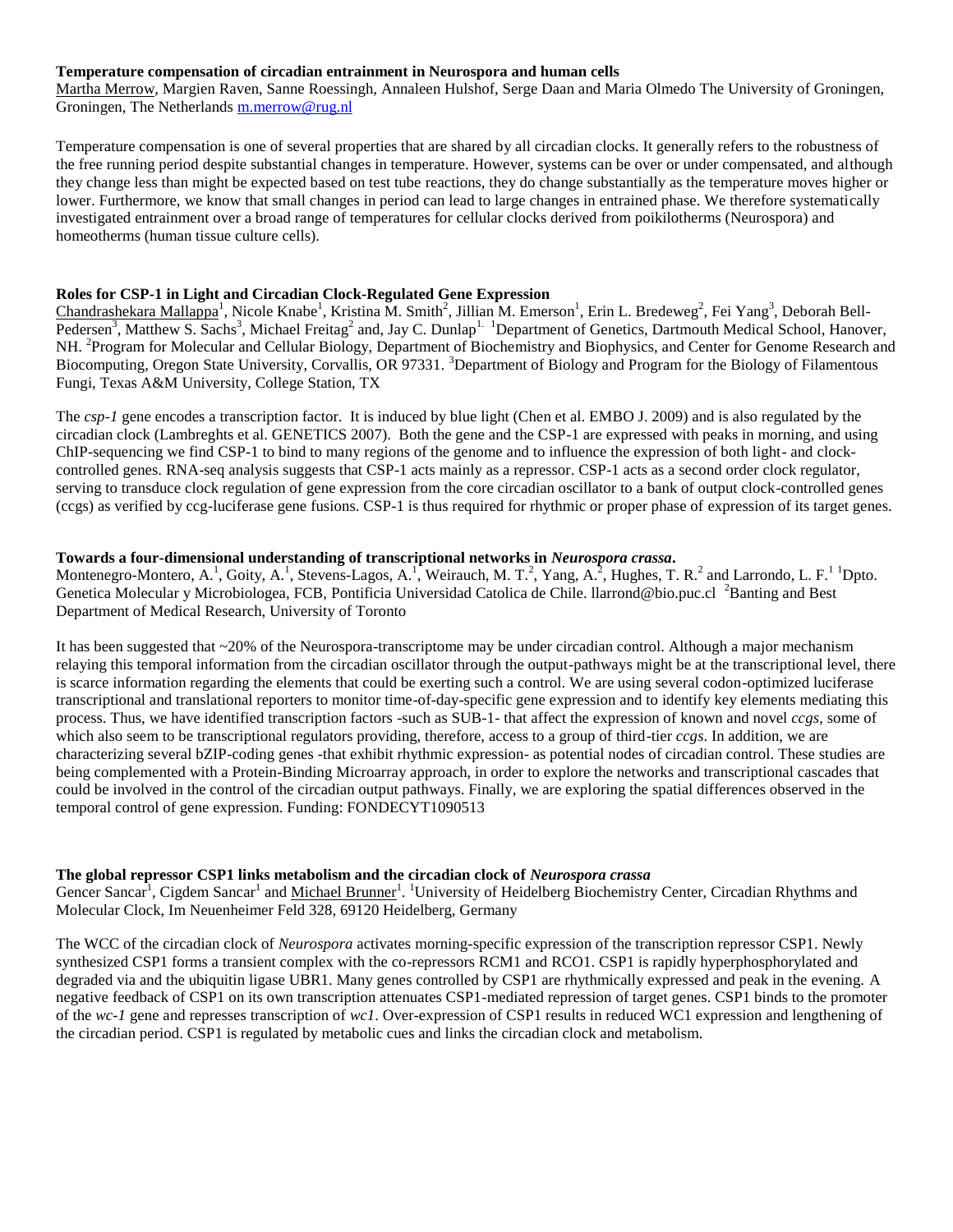**Temperature compensation of circadian entrainment in Neurospora and human cells**
Martha Merrow, Margien Raven, Sanne Roessingh, Annaleen Hulshof, Serge Daan and Maria Olmedo The University of Groningen, Groningen, The Netherlands m.merrow@rug.nl

Temperature compensation is one of several properties that are shared by all circadian clocks. It generally refers to the robustness of the free running period despite substantial changes in temperature. However, systems can be over or under compensated, and although they change less than might be expected based on test tube reactions, they do change substantially as the temperature moves higher or lower. Furthermore, we know that small changes in period can lead to large changes in entrained phase. We therefore systematically investigated entrainment over a broad range of temperatures for cellular clocks derived from poikilotherms (Neurospora) and homeotherms (human tissue culture cells).

**Roles for CSP-1 in Light and Circadian Clock-Regulated Gene Expression**
Chandrashekara Mallappa[1], Nicole Knabe[1], Kristina M. Smith[2], Jillian M. Emerson[1], Erin L. Bredeweg[2], Fei Yang[3], Deborah Bell-Pedersen[3], Matthew S. Sachs[3], Michael Freitag[2] and, Jay C. Dunlap[1]. [1]Department of Genetics, Dartmouth Medical School, Hanover, NH. [2]Program for Molecular and Cellular Biology, Department of Biochemistry and Biophysics, and Center for Genome Research and Biocomputing, Oregon State University, Corvallis, OR 97331. [3]Department of Biology and Program for the Biology of Filamentous Fungi, Texas A&M University, College Station, TX

The *csp-1* gene encodes a transcription factor. It is induced by blue light (Chen et al. EMBO J. 2009) and is also regulated by the circadian clock (Lambreghts et al. GENETICS 2007). Both the gene and the CSP-1 are expressed with peaks in morning, and using ChIP-sequencing we find CSP-1 to bind to many regions of the genome and to influence the expression of both light- and clock-controlled genes. RNA-seq analysis suggests that CSP-1 acts mainly as a repressor. CSP-1 acts as a second order clock regulator, serving to transduce clock regulation of gene expression from the core circadian oscillator to a bank of output clock-controlled genes (ccgs) as verified by ccg-luciferase gene fusions. CSP-1 is thus required for rhythmic or proper phase of expression of its target genes.

**Towards a four-dimensional understanding of transcriptional networks in *Neurospora crassa*.**
Montenegro-Montero, A.[1], Goity, A.[1], Stevens-Lagos, A.[1], Weirauch, M. T.[2], Yang, A.[2], Hughes, T. R.[2] and Larrondo, L. F.[1] [1]Dpto. Genetica Molecular y Microbiologea, FCB, Pontificia Universidad Catolica de Chile. llarrond@bio.puc.cl [2]Banting and Best Department of Medical Research, University of Toronto

It has been suggested that ~20% of the Neurospora-transcriptome may be under circadian control. Although a major mechanism relaying this temporal information from the circadian oscillator through the output-pathways might be at the transcriptional level, there is scarce information regarding the elements that could be exerting such a control. We are using several codon-optimized luciferase transcriptional and translational reporters to monitor time-of-day-specific gene expression and to identify key elements mediating this process. Thus, we have identified transcription factors -such as SUB-1- that affect the expression of known and novel *ccgs*, some of which also seem to be transcriptional regulators providing, therefore, access to a group of third-tier *ccgs*. In addition, we are characterizing several bZIP-coding genes -that exhibit rhythmic expression- as potential nodes of circadian control. These studies are being complemented with a Protein-Binding Microarray approach, in order to explore the networks and transcriptional cascades that could be involved in the control of the circadian output pathways. Finally, we are exploring the spatial differences observed in the temporal control of gene expression. Funding: FONDECYT1090513

**The global repressor CSP1 links metabolism and the circadian clock of *Neurospora crassa***
Gencer Sancar[1], Cigdem Sancar[1] and Michael Brunner[1]. [1]University of Heidelberg Biochemistry Center, Circadian Rhythms and Molecular Clock, Im Neuenheimer Feld 328, 69120 Heidelberg, Germany

The WCC of the circadian clock of *Neurospora* activates morning-specific expression of the transcription repressor CSP1. Newly synthesized CSP1 forms a transient complex with the co-repressors RCM1 and RCO1. CSP1 is rapidly hyperphosphorylated and degraded via and the ubiquitin ligase UBR1. Many genes controlled by CSP1 are rhythmically expressed and peak in the evening. A negative feedback of CSP1 on its own transcription attenuates CSP1-mediated repression of target genes. CSP1 binds to the promoter of the *wc-1* gene and represses transcription of *wc1*. Over-expression of CSP1 results in reduced WC1 expression and lengthening of the circadian period. CSP1 is regulated by metabolic cues and links the circadian clock and metabolism.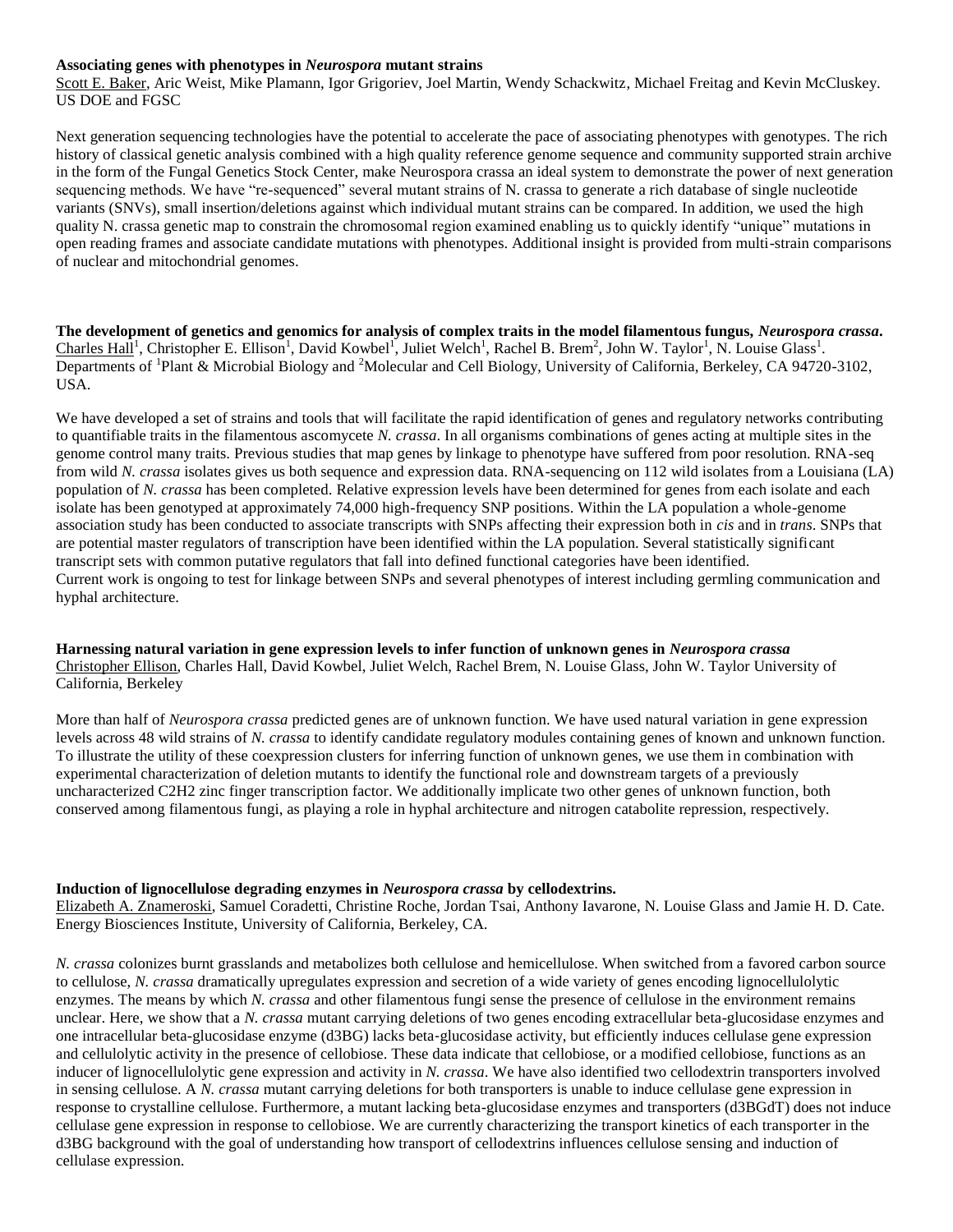**Associating genes with phenotypes in *Neurospora* mutant strains**

Scott E. Baker, Aric Weist, Mike Plamann, Igor Grigoriev, Joel Martin, Wendy Schackwitz, Michael Freitag and Kevin McCluskey. US DOE and FGSC

Next generation sequencing technologies have the potential to accelerate the pace of associating phenotypes with genotypes. The rich history of classical genetic analysis combined with a high quality reference genome sequence and community supported strain archive in the form of the Fungal Genetics Stock Center, make Neurospora crassa an ideal system to demonstrate the power of next generation sequencing methods. We have "re-sequenced" several mutant strains of N. crassa to generate a rich database of single nucleotide variants (SNVs), small insertion/deletions against which individual mutant strains can be compared. In addition, we used the high quality N. crassa genetic map to constrain the chromosomal region examined enabling us to quickly identify "unique" mutations in open reading frames and associate candidate mutations with phenotypes. Additional insight is provided from multi-strain comparisons of nuclear and mitochondrial genomes.

**The development of genetics and genomics for analysis of complex traits in the model filamentous fungus, *Neurospora crassa*.**

Charles Hall[1], Christopher E. Ellison[1], David Kowbel[1], Juliet Welch[1], Rachel B. Brem[2], John W. Taylor[1], N. Louise Glass[1]. Departments of [1]Plant & Microbial Biology and [2]Molecular and Cell Biology, University of California, Berkeley, CA 94720-3102, USA.

We have developed a set of strains and tools that will facilitate the rapid identification of genes and regulatory networks contributing to quantifiable traits in the filamentous ascomycete *N. crassa*. In all organisms combinations of genes acting at multiple sites in the genome control many traits. Previous studies that map genes by linkage to phenotype have suffered from poor resolution. RNA-seq from wild *N. crassa* isolates gives us both sequence and expression data. RNA-sequencing on 112 wild isolates from a Louisiana (LA) population of *N. crassa* has been completed. Relative expression levels have been determined for genes from each isolate and each isolate has been genotyped at approximately 74,000 high-frequency SNP positions. Within the LA population a whole-genome association study has been conducted to associate transcripts with SNPs affecting their expression both in *cis* and in *trans*. SNPs that are potential master regulators of transcription have been identified within the LA population. Several statistically significant transcript sets with common putative regulators that fall into defined functional categories have been identified.
Current work is ongoing to test for linkage between SNPs and several phenotypes of interest including germling communication and hyphal architecture.

**Harnessing natural variation in gene expression levels to infer function of unknown genes in *Neurospora crassa***

Christopher Ellison, Charles Hall, David Kowbel, Juliet Welch, Rachel Brem, N. Louise Glass, John W. Taylor University of California, Berkeley

More than half of *Neurospora crassa* predicted genes are of unknown function. We have used natural variation in gene expression levels across 48 wild strains of *N. crassa* to identify candidate regulatory modules containing genes of known and unknown function. To illustrate the utility of these coexpression clusters for inferring function of unknown genes, we use them in combination with experimental characterization of deletion mutants to identify the functional role and downstream targets of a previously uncharacterized C2H2 zinc finger transcription factor. We additionally implicate two other genes of unknown function, both conserved among filamentous fungi, as playing a role in hyphal architecture and nitrogen catabolite repression, respectively.

**Induction of lignocellulose degrading enzymes in *Neurospora crassa* by cellodextrins.**

Elizabeth A. Znameroski, Samuel Coradetti, Christine Roche, Jordan Tsai, Anthony Iavarone, N. Louise Glass and Jamie H. D. Cate. Energy Biosciences Institute, University of California, Berkeley, CA.

*N. crassa* colonizes burnt grasslands and metabolizes both cellulose and hemicellulose. When switched from a favored carbon source to cellulose, *N. crassa* dramatically upregulates expression and secretion of a wide variety of genes encoding lignocellulolytic enzymes. The means by which *N. crassa* and other filamentous fungi sense the presence of cellulose in the environment remains unclear. Here, we show that a *N. crassa* mutant carrying deletions of two genes encoding extracellular beta-glucosidase enzymes and one intracellular beta-glucosidase enzyme (d3BG) lacks beta-glucosidase activity, but efficiently induces cellulase gene expression and cellulolytic activity in the presence of cellobiose. These data indicate that cellobiose, or a modified cellobiose, functions as an inducer of lignocellulolytic gene expression and activity in *N. crassa*. We have also identified two cellodextrin transporters involved in sensing cellulose. A *N. crassa* mutant carrying deletions for both transporters is unable to induce cellulase gene expression in response to crystalline cellulose. Furthermore, a mutant lacking beta-glucosidase enzymes and transporters (d3BGdT) does not induce cellulase gene expression in response to cellobiose. We are currently characterizing the transport kinetics of each transporter in the d3BG background with the goal of understanding how transport of cellodextrins influences cellulose sensing and induction of cellulase expression.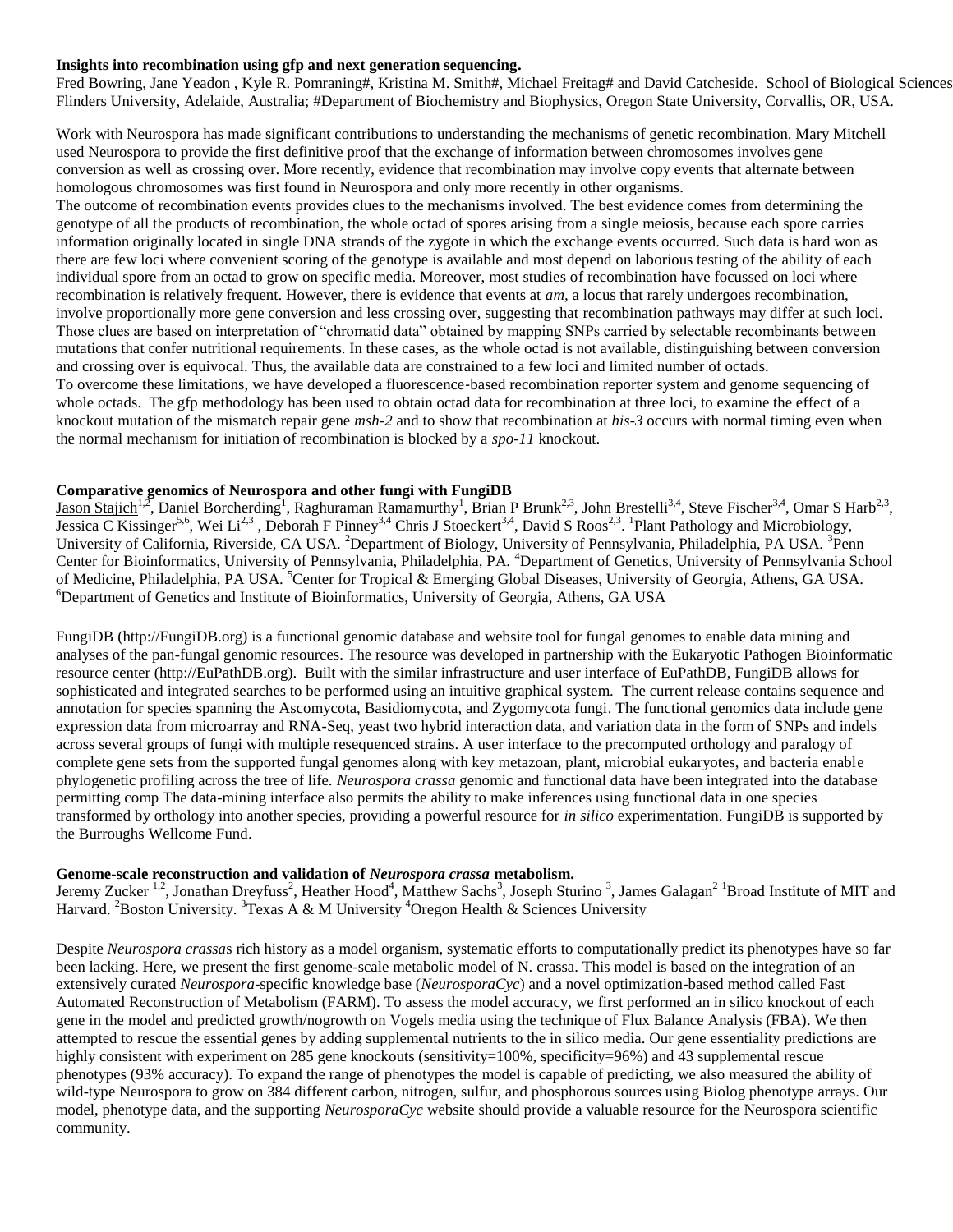**Insights into recombination using gfp and next generation sequencing.**

Fred Bowring, Jane Yeadon , Kyle R. Pomraning#, Kristina M. Smith#, Michael Freitag# and David Catcheside. School of Biological Sciences Flinders University, Adelaide, Australia; #Department of Biochemistry and Biophysics, Oregon State University, Corvallis, OR, USA.

Work with Neurospora has made significant contributions to understanding the mechanisms of genetic recombination. Mary Mitchell used Neurospora to provide the first definitive proof that the exchange of information between chromosomes involves gene conversion as well as crossing over. More recently, evidence that recombination may involve copy events that alternate between homologous chromosomes was first found in Neurospora and only more recently in other organisms.

The outcome of recombination events provides clues to the mechanisms involved. The best evidence comes from determining the genotype of all the products of recombination, the whole octad of spores arising from a single meiosis, because each spore carries information originally located in single DNA strands of the zygote in which the exchange events occurred. Such data is hard won as there are few loci where convenient scoring of the genotype is available and most depend on laborious testing of the ability of each individual spore from an octad to grow on specific media. Moreover, most studies of recombination have focussed on loci where recombination is relatively frequent. However, there is evidence that events at *am*, a locus that rarely undergoes recombination, involve proportionally more gene conversion and less crossing over, suggesting that recombination pathways may differ at such loci. Those clues are based on interpretation of "chromatid data" obtained by mapping SNPs carried by selectable recombinants between mutations that confer nutritional requirements. In these cases, as the whole octad is not available, distinguishing between conversion and crossing over is equivocal. Thus, the available data are constrained to a few loci and limited number of octads.

To overcome these limitations, we have developed a fluorescence-based recombination reporter system and genome sequencing of whole octads. The gfp methodology has been used to obtain octad data for recombination at three loci, to examine the effect of a knockout mutation of the mismatch repair gene *msh-2* and to show that recombination at *his-3* occurs with normal timing even when the normal mechanism for initiation of recombination is blocked by a *spo-11* knockout.

**Comparative genomics of Neurospora and other fungi with FungiDB**

Jason Stajich[1,2], Daniel Borcherding[1], Raghuraman Ramamurthy[1], Brian P Brunk[2,3], John Brestelli[3,4], Steve Fischer[3,4], Omar S Harb[2,3], Jessica C Kissinger[5,6], Wei Li[2,3] , Deborah F Pinney[3,4] Chris J Stoeckert[3,4], David S Roos[2,3]. [1]Plant Pathology and Microbiology, University of California, Riverside, CA USA. [2]Department of Biology, University of Pennsylvania, Philadelphia, PA USA. [3]Penn Center for Bioinformatics, University of Pennsylvania, Philadelphia, PA. [4]Department of Genetics, University of Pennsylvania School of Medicine, Philadelphia, PA USA. [5]Center for Tropical & Emerging Global Diseases, University of Georgia, Athens, GA USA. [6]Department of Genetics and Institute of Bioinformatics, University of Georgia, Athens, GA USA

FungiDB (http://FungiDB.org) is a functional genomic database and website tool for fungal genomes to enable data mining and analyses of the pan-fungal genomic resources. The resource was developed in partnership with the Eukaryotic Pathogen Bioinformatic resource center (http://EuPathDB.org). Built with the similar infrastructure and user interface of EuPathDB, FungiDB allows for sophisticated and integrated searches to be performed using an intuitive graphical system. The current release contains sequence and annotation for species spanning the Ascomycota, Basidiomycota, and Zygomycota fungi. The functional genomics data include gene expression data from microarray and RNA-Seq, yeast two hybrid interaction data, and variation data in the form of SNPs and indels across several groups of fungi with multiple resequenced strains. A user interface to the precomputed orthology and paralogy of complete gene sets from the supported fungal genomes along with key metazoan, plant, microbial eukaryotes, and bacteria enable phylogenetic profiling across the tree of life. *Neurospora crassa* genomic and functional data have been integrated into the database permitting comp The data-mining interface also permits the ability to make inferences using functional data in one species transformed by orthology into another species, providing a powerful resource for *in silico* experimentation. FungiDB is supported by the Burroughs Wellcome Fund.

**Genome-scale reconstruction and validation of *Neurospora crassa* metabolism.**

Jeremy Zucker [1,2], Jonathan Dreyfuss[2], Heather Hood[4], Matthew Sachs[3], Joseph Sturino [3], James Galagan[2] [1]Broad Institute of MIT and Harvard. [2]Boston University. [3]Texas A & M University [4]Oregon Health & Sciences University

Despite *Neurospora crassa*s rich history as a model organism, systematic efforts to computationally predict its phenotypes have so far been lacking. Here, we present the first genome-scale metabolic model of N. crassa. This model is based on the integration of an extensively curated *Neurospora*-specific knowledge base (*NeurosporaCyc*) and a novel optimization-based method called Fast Automated Reconstruction of Metabolism (FARM). To assess the model accuracy, we first performed an in silico knockout of each gene in the model and predicted growth/nogrowth on Vogels media using the technique of Flux Balance Analysis (FBA). We then attempted to rescue the essential genes by adding supplemental nutrients to the in silico media. Our gene essentiality predictions are highly consistent with experiment on 285 gene knockouts (sensitivity=100%, specificity=96%) and 43 supplemental rescue phenotypes (93% accuracy). To expand the range of phenotypes the model is capable of predicting, we also measured the ability of wild-type Neurospora to grow on 384 different carbon, nitrogen, sulfur, and phosphorous sources using Biolog phenotype arrays. Our model, phenotype data, and the supporting *NeurosporaCyc* website should provide a valuable resource for the Neurospora scientific community.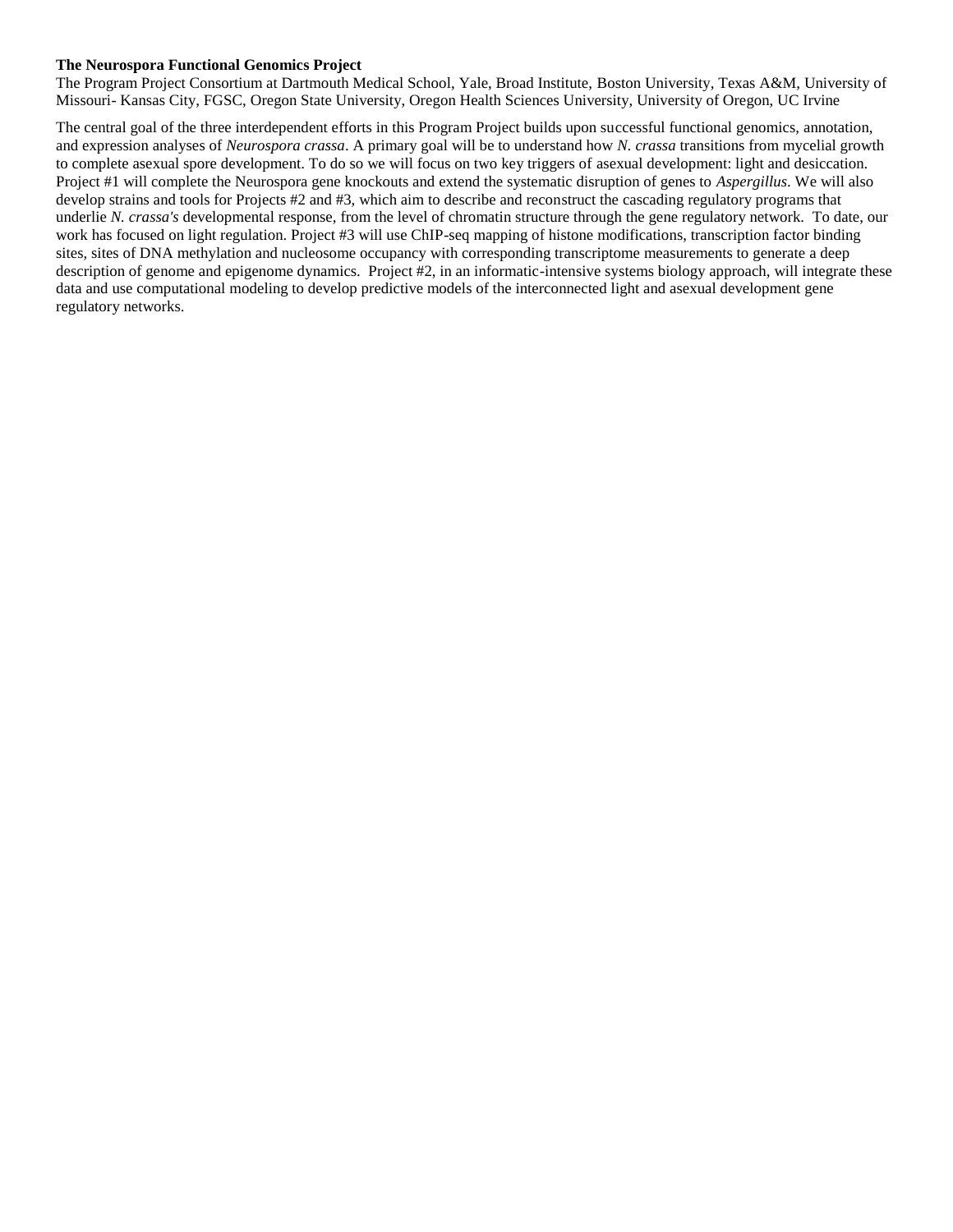**The Neurospora Functional Genomics Project**

The Program Project Consortium at Dartmouth Medical School, Yale, Broad Institute, Boston University, Texas A&M, University of Missouri- Kansas City, FGSC, Oregon State University, Oregon Health Sciences University, University of Oregon, UC Irvine

The central goal of the three interdependent efforts in this Program Project builds upon successful functional genomics, annotation, and expression analyses of *Neurospora crassa*. A primary goal will be to understand how *N. crassa* transitions from mycelial growth to complete asexual spore development. To do so we will focus on two key triggers of asexual development: light and desiccation. Project #1 will complete the Neurospora gene knockouts and extend the systematic disruption of genes to *Aspergillus*. We will also develop strains and tools for Projects #2 and #3, which aim to describe and reconstruct the cascading regulatory programs that underlie *N. crassa's* developmental response, from the level of chromatin structure through the gene regulatory network. To date, our work has focused on light regulation. Project #3 will use ChIP-seq mapping of histone modifications, transcription factor binding sites, sites of DNA methylation and nucleosome occupancy with corresponding transcriptome measurements to generate a deep description of genome and epigenome dynamics. Project #2, in an informatic-intensive systems biology approach, will integrate these data and use computational modeling to develop predictive models of the interconnected light and asexual development gene regulatory networks.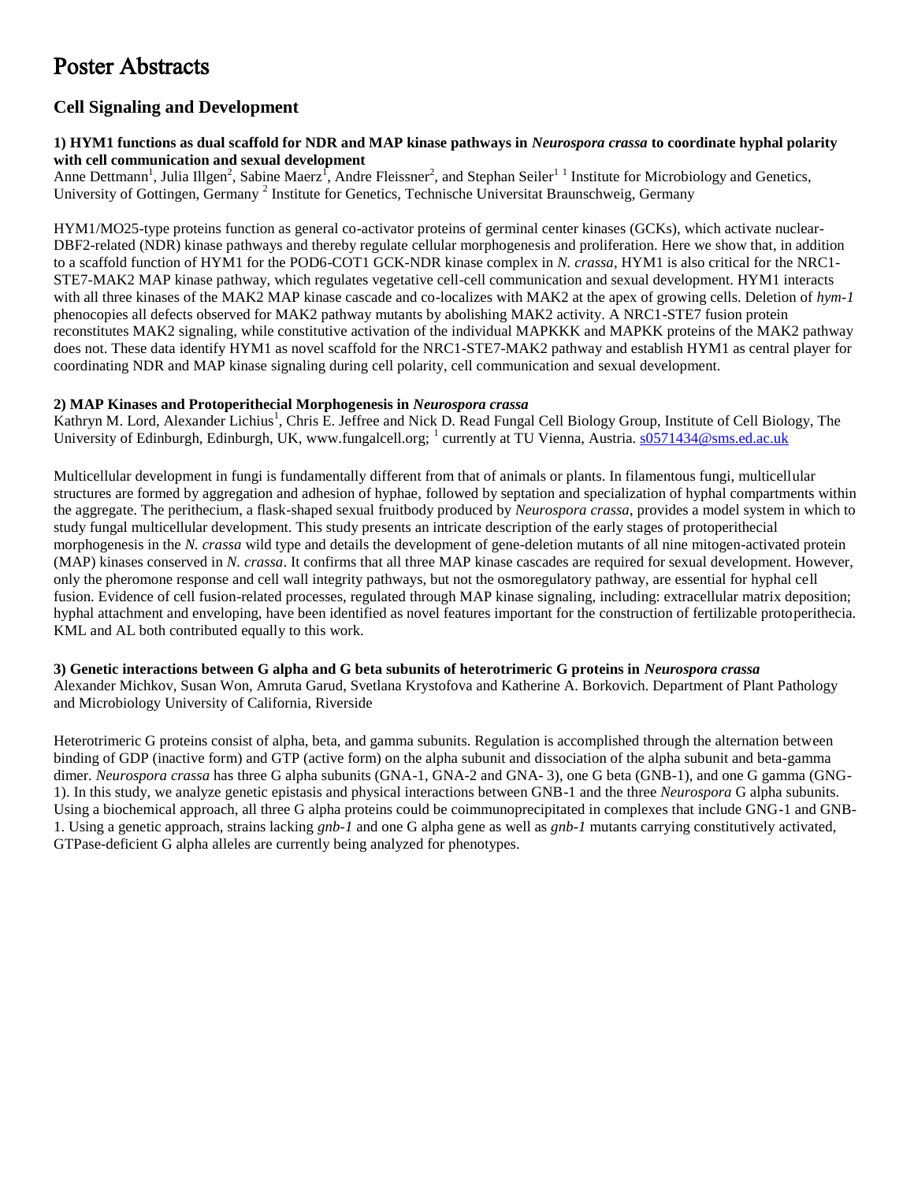# Poster Abstracts

## Cell Signaling and Development

### 1) HYM1 functions as dual scaffold for NDR and MAP kinase pathways in *Neurospora crassa* to coordinate hyphal polarity with cell communication and sexual development

Anne Dettmann[1], Julia Illgen[2], Sabine Maerz[1], Andre Fleissner[2], and Stephan Seiler[1] [1] Institute for Microbiology and Genetics, University of Gottingen, Germany [2] Institute for Genetics, Technische Universitat Braunschweig, Germany

HYM1/MO25-type proteins function as general co-activator proteins of germinal center kinases (GCKs), which activate nuclear-DBF2-related (NDR) kinase pathways and thereby regulate cellular morphogenesis and proliferation. Here we show that, in addition to a scaffold function of HYM1 for the POD6-COT1 GCK-NDR kinase complex in *N. crassa*, HYM1 is also critical for the NRC1-STE7-MAK2 MAP kinase pathway, which regulates vegetative cell-cell communication and sexual development. HYM1 interacts with all three kinases of the MAK2 MAP kinase cascade and co-localizes with MAK2 at the apex of growing cells. Deletion of *hym-1* phenocopies all defects observed for MAK2 pathway mutants by abolishing MAK2 activity. A NRC1-STE7 fusion protein reconstitutes MAK2 signaling, while constitutive activation of the individual MAPKKK and MAPKK proteins of the MAK2 pathway does not. These data identify HYM1 as novel scaffold for the NRC1-STE7-MAK2 pathway and establish HYM1 as central player for coordinating NDR and MAP kinase signaling during cell polarity, cell communication and sexual development.

### 2) MAP Kinases and Protoperithecial Morphogenesis in *Neurospora crassa*

Kathryn M. Lord, Alexander Lichius[1], Chris E. Jeffree and Nick D. Read Fungal Cell Biology Group, Institute of Cell Biology, The University of Edinburgh, Edinburgh, UK, www.fungalcell.org; [1] currently at TU Vienna, Austria. s0571434@sms.ed.ac.uk

Multicellular development in fungi is fundamentally different from that of animals or plants. In filamentous fungi, multicellular structures are formed by aggregation and adhesion of hyphae, followed by septation and specialization of hyphal compartments within the aggregate. The perithecium, a flask-shaped sexual fruitbody produced by *Neurospora crassa*, provides a model system in which to study fungal multicellular development. This study presents an intricate description of the early stages of protoperithecial morphogenesis in the *N. crassa* wild type and details the development of gene-deletion mutants of all nine mitogen-activated protein (MAP) kinases conserved in *N. crassa*. It confirms that all three MAP kinase cascades are required for sexual development. However, only the pheromone response and cell wall integrity pathways, but not the osmoregulatory pathway, are essential for hyphal cell fusion. Evidence of cell fusion-related processes, regulated through MAP kinase signaling, including: extracellular matrix deposition; hyphal attachment and enveloping, have been identified as novel features important for the construction of fertilizable protoperithecia. KML and AL both contributed equally to this work.

### 3) Genetic interactions between G alpha and G beta subunits of heterotrimeric G proteins in *Neurospora crassa*

Alexander Michkov, Susan Won, Amruta Garud, Svetlana Krystofova and Katherine A. Borkovich. Department of Plant Pathology and Microbiology University of California, Riverside

Heterotrimeric G proteins consist of alpha, beta, and gamma subunits. Regulation is accomplished through the alternation between binding of GDP (inactive form) and GTP (active form) on the alpha subunit and dissociation of the alpha subunit and beta-gamma dimer. *Neurospora crassa* has three G alpha subunits (GNA-1, GNA-2 and GNA- 3), one G beta (GNB-1), and one G gamma (GNG-1). In this study, we analyze genetic epistasis and physical interactions between GNB-1 and the three *Neurospora* G alpha subunits. Using a biochemical approach, all three G alpha proteins could be coimmunoprecipitated in complexes that include GNG-1 and GNB-1. Using a genetic approach, strains lacking *gnb-1* and one G alpha gene as well as *gnb-1* mutants carrying constitutively activated, GTPase-deficient G alpha alleles are currently being analyzed for phenotypes.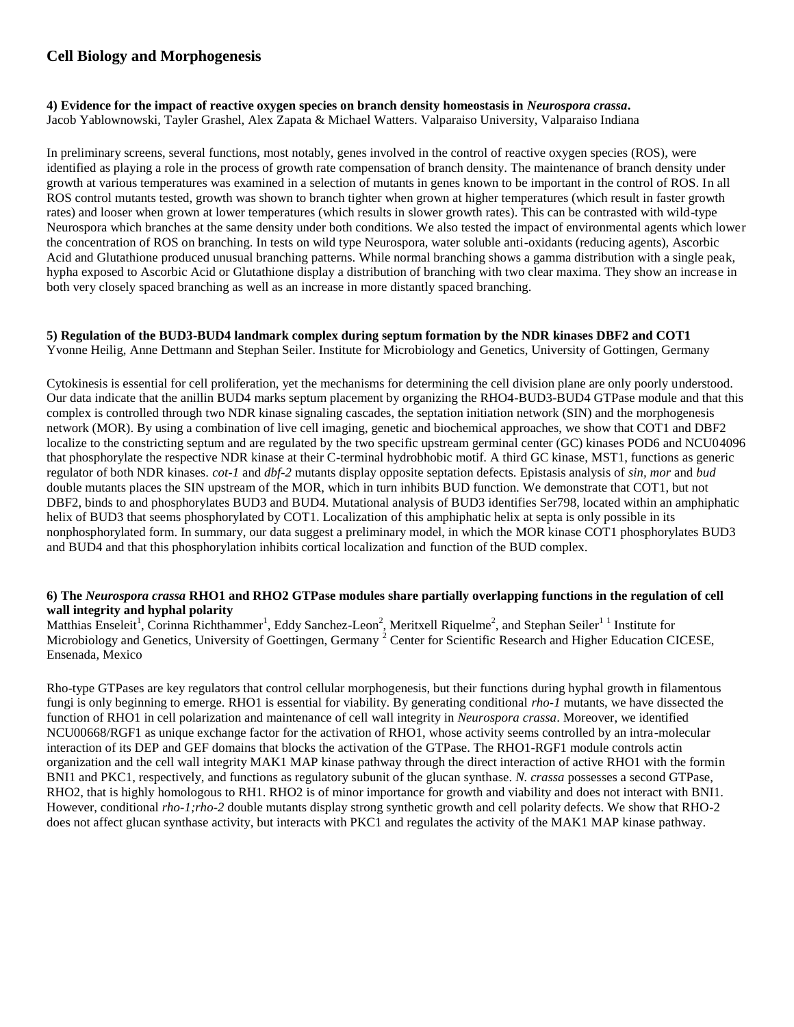# Cell Biology and Morphogenesis

**4) Evidence for the impact of reactive oxygen species on branch density homeostasis in *Neurospora crassa*.**
Jacob Yablownowski, Tayler Grashel, Alex Zapata & Michael Watters. Valparaiso University, Valparaiso Indiana

In preliminary screens, several functions, most notably, genes involved in the control of reactive oxygen species (ROS), were identified as playing a role in the process of growth rate compensation of branch density. The maintenance of branch density under growth at various temperatures was examined in a selection of mutants in genes known to be important in the control of ROS. In all ROS control mutants tested, growth was shown to branch tighter when grown at higher temperatures (which result in faster growth rates) and looser when grown at lower temperatures (which results in slower growth rates). This can be contrasted with wild-type Neurospora which branches at the same density under both conditions. We also tested the impact of environmental agents which lower the concentration of ROS on branching. In tests on wild type Neurospora, water soluble anti-oxidants (reducing agents), Ascorbic Acid and Glutathione produced unusual branching patterns. While normal branching shows a gamma distribution with a single peak, hypha exposed to Ascorbic Acid or Glutathione display a distribution of branching with two clear maxima. They show an increase in both very closely spaced branching as well as an increase in more distantly spaced branching.

**5) Regulation of the BUD3-BUD4 landmark complex during septum formation by the NDR kinases DBF2 and COT1**
Yvonne Heilig, Anne Dettmann and Stephan Seiler. Institute for Microbiology and Genetics, University of Gottingen, Germany

Cytokinesis is essential for cell proliferation, yet the mechanisms for determining the cell division plane are only poorly understood. Our data indicate that the anillin BUD4 marks septum placement by organizing the RHO4-BUD3-BUD4 GTPase module and that this complex is controlled through two NDR kinase signaling cascades, the septation initiation network (SIN) and the morphogenesis network (MOR). By using a combination of live cell imaging, genetic and biochemical approaches, we show that COT1 and DBF2 localize to the constricting septum and are regulated by the two specific upstream germinal center (GC) kinases POD6 and NCU04096 that phosphorylate the respective NDR kinase at their C-terminal hydrobhobic motif. A third GC kinase, MST1, functions as generic regulator of both NDR kinases. *cot-1* and *dbf-2* mutants display opposite septation defects. Epistasis analysis of *sin, mor* and *bud* double mutants places the SIN upstream of the MOR, which in turn inhibits BUD function. We demonstrate that COT1, but not DBF2, binds to and phosphorylates BUD3 and BUD4. Mutational analysis of BUD3 identifies Ser798, located within an amphiphatic helix of BUD3 that seems phosphorylated by COT1. Localization of this amphiphatic helix at septa is only possible in its nonphosphorylated form. In summary, our data suggest a preliminary model, in which the MOR kinase COT1 phosphorylates BUD3 and BUD4 and that this phosphorylation inhibits cortical localization and function of the BUD complex.

**6) The *Neurospora crassa* RHO1 and RHO2 GTPase modules share partially overlapping functions in the regulation of cell wall integrity and hyphal polarity**
Matthias Enseleit[1], Corinna Richthammer[1], Eddy Sanchez-Leon[2], Meritxell Riquelme[2], and Stephan Seiler[1] [1] Institute for Microbiology and Genetics, University of Goettingen, Germany [2] Center for Scientific Research and Higher Education CICESE, Ensenada, Mexico

Rho-type GTPases are key regulators that control cellular morphogenesis, but their functions during hyphal growth in filamentous fungi is only beginning to emerge. RHO1 is essential for viability. By generating conditional *rho-1* mutants, we have dissected the function of RHO1 in cell polarization and maintenance of cell wall integrity in *Neurospora crassa*. Moreover, we identified NCU00668/RGF1 as unique exchange factor for the activation of RHO1, whose activity seems controlled by an intra-molecular interaction of its DEP and GEF domains that blocks the activation of the GTPase. The RHO1-RGF1 module controls actin organization and the cell wall integrity MAK1 MAP kinase pathway through the direct interaction of active RHO1 with the formin BNI1 and PKC1, respectively, and functions as regulatory subunit of the glucan synthase. *N. crassa* possesses a second GTPase, RHO2, that is highly homologous to RH1. RHO2 is of minor importance for growth and viability and does not interact with BNI1. However, conditional *rho-1;rho-2* double mutants display strong synthetic growth and cell polarity defects. We show that RHO-2 does not affect glucan synthase activity, but interacts with PKC1 and regulates the activity of the MAK1 MAP kinase pathway.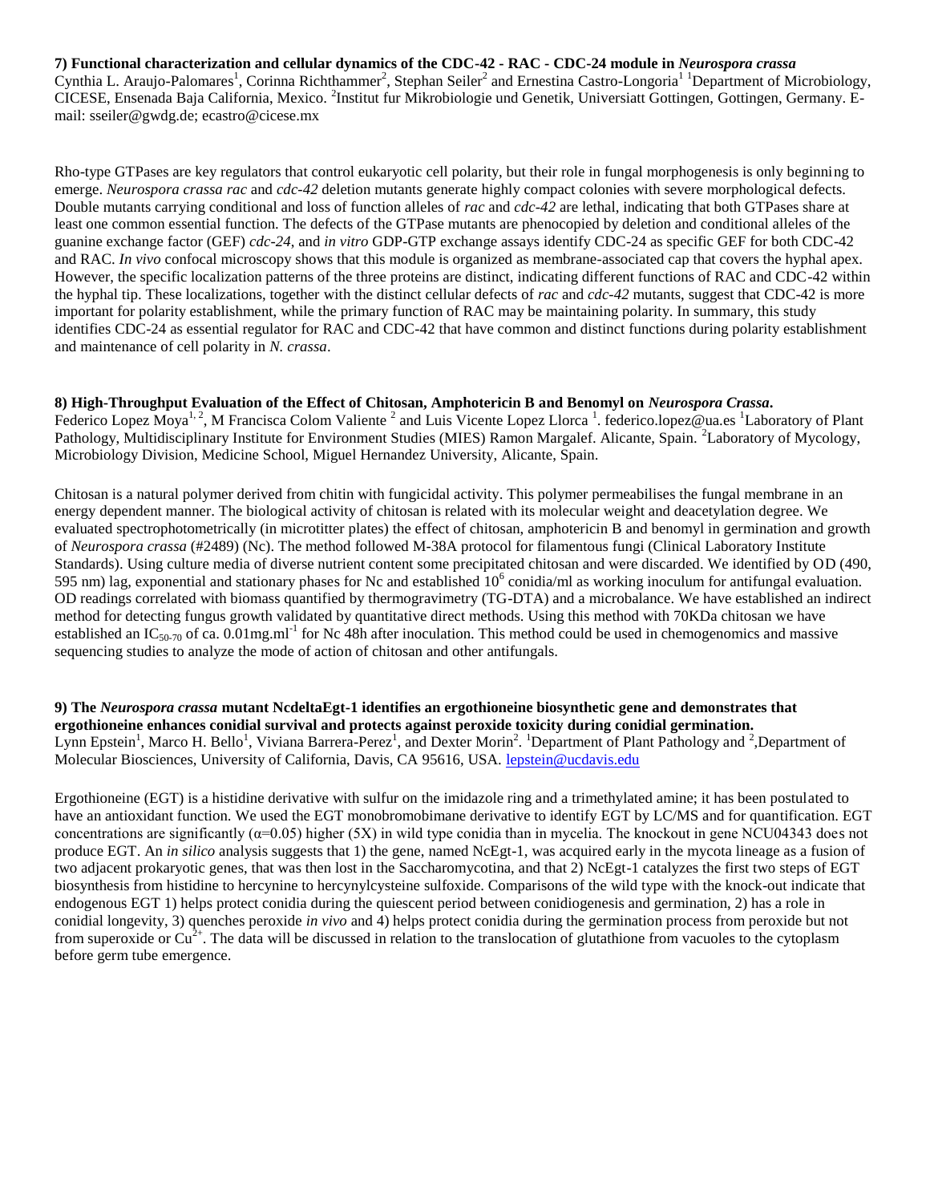**7) Functional characterization and cellular dynamics of the CDC-42 - RAC - CDC-24 module in *Neurospora crassa***
Cynthia L. Araujo-Palomares[1], Corinna Richthammer[2], Stephan Seiler[2] and Ernestina Castro-Longoria[1] [1]Department of Microbiology, CICESE, Ensenada Baja California, Mexico. [2]Institut fur Mikrobiologie und Genetik, Universiatt Gottingen, Gottingen, Germany. E-mail: sseiler@gwdg.de; ecastro@cicese.mx

Rho-type GTPases are key regulators that control eukaryotic cell polarity, but their role in fungal morphogenesis is only beginning to emerge. *Neurospora crassa rac* and *cdc-42* deletion mutants generate highly compact colonies with severe morphological defects. Double mutants carrying conditional and loss of function alleles of *rac* and *cdc-42* are lethal, indicating that both GTPases share at least one common essential function. The defects of the GTPase mutants are phenocopied by deletion and conditional alleles of the guanine exchange factor (GEF) *cdc-24*, and *in vitro* GDP-GTP exchange assays identify CDC-24 as specific GEF for both CDC-42 and RAC. *In vivo* confocal microscopy shows that this module is organized as membrane-associated cap that covers the hyphal apex. However, the specific localization patterns of the three proteins are distinct, indicating different functions of RAC and CDC-42 within the hyphal tip. These localizations, together with the distinct cellular defects of *rac* and *cdc-42* mutants, suggest that CDC-42 is more important for polarity establishment, while the primary function of RAC may be maintaining polarity. In summary, this study identifies CDC-24 as essential regulator for RAC and CDC-42 that have common and distinct functions during polarity establishment and maintenance of cell polarity in *N. crassa*.

**8) High-Throughput Evaluation of the Effect of Chitosan, Amphotericin B and Benomyl on *Neurospora Crassa*.**
Federico Lopez Moya[1, 2], M Francisca Colom Valiente [2] and Luis Vicente Lopez Llorca [1]. federico.lopez@ua.es [1]Laboratory of Plant Pathology, Multidisciplinary Institute for Environment Studies (MIES) Ramon Margalef. Alicante, Spain. [2]Laboratory of Mycology, Microbiology Division, Medicine School, Miguel Hernandez University, Alicante, Spain.

Chitosan is a natural polymer derived from chitin with fungicidal activity. This polymer permeabilises the fungal membrane in an energy dependent manner. The biological activity of chitosan is related with its molecular weight and deacetylation degree. We evaluated spectrophotometrically (in microtitter plates) the effect of chitosan, amphotericin B and benomyl in germination and growth of *Neurospora crassa* (#2489) (Nc). The method followed M-38A protocol for filamentous fungi (Clinical Laboratory Institute Standards). Using culture media of diverse nutrient content some precipitated chitosan and were discarded. We identified by OD (490, 595 nm) lag, exponential and stationary phases for Nc and established $10^6$ conidia/ml as working inoculum for antifungal evaluation. OD readings correlated with biomass quantified by thermogravimetry (TG-DTA) and a microbalance. We have established an indirect method for detecting fungus growth validated by quantitative direct methods. Using this method with 70KDa chitosan we have established an $IC_{50\text{-}70}$ of ca. 0.01mg.ml$^{-1}$ for Nc 48h after inoculation. This method could be used in chemogenomics and massive sequencing studies to analyze the mode of action of chitosan and other antifungals.

**9) The *Neurospora crassa* mutant NcdeltaEgt-1 identifies an ergothioneine biosynthetic gene and demonstrates that ergothioneine enhances conidial survival and protects against peroxide toxicity during conidial germination.**
Lynn Epstein[1], Marco H. Bello[1], Viviana Barrera-Perez[1], and Dexter Morin[2]. [1]Department of Plant Pathology and [2],Department of Molecular Biosciences, University of California, Davis, CA 95616, USA. lepstein@ucdavis.edu

Ergothioneine (EGT) is a histidine derivative with sulfur on the imidazole ring and a trimethylated amine; it has been postulated to have an antioxidant function. We used the EGT monobromobimane derivative to identify EGT by LC/MS and for quantification. EGT concentrations are significantly ($\alpha$=0.05) higher (5X) in wild type conidia than in mycelia. The knockout in gene NCU04343 does not produce EGT. An *in silico* analysis suggests that 1) the gene, named NcEgt-1, was acquired early in the mycota lineage as a fusion of two adjacent prokaryotic genes, that was then lost in the Saccharomycotina, and that 2) NcEgt-1 catalyzes the first two steps of EGT biosynthesis from histidine to hercynine to hercynylcysteine sulfoxide. Comparisons of the wild type with the knock-out indicate that endogenous EGT 1) helps protect conidia during the quiescent period between conidiogenesis and germination, 2) has a role in conidial longevity, 3) quenches peroxide *in vivo* and 4) helps protect conidia during the germination process from peroxide but not from superoxide or $Cu^{2+}$. The data will be discussed in relation to the translocation of glutathione from vacuoles to the cytoplasm before germ tube emergence.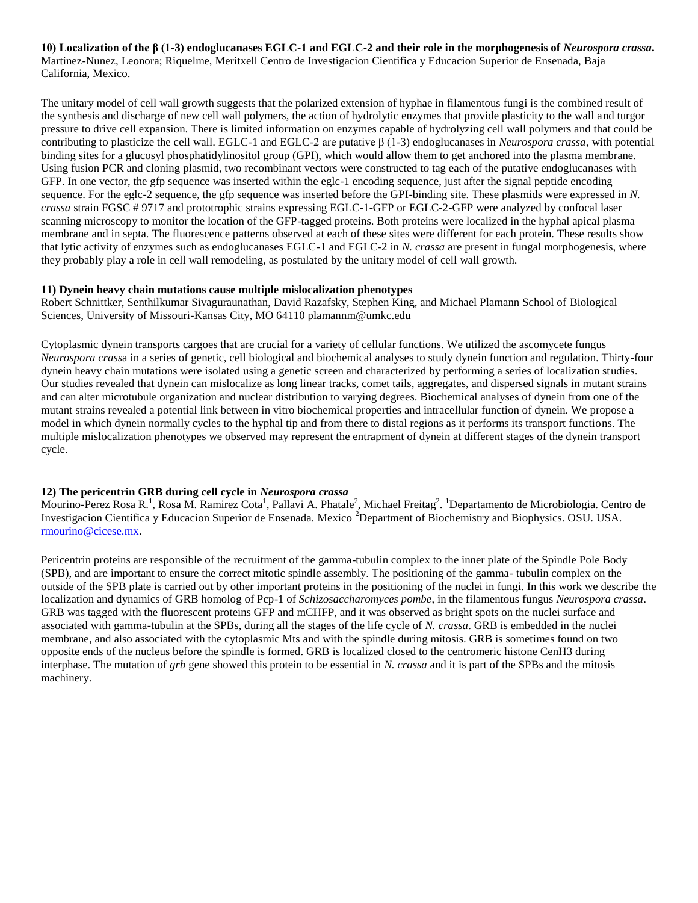**10) Localization of the β (1-3) endoglucanases EGLC-1 and EGLC-2 and their role in the morphogenesis of *Neurospora crassa*.**
Martinez-Nunez, Leonora; Riquelme, Meritxell Centro de Investigacion Cientifica y Educacion Superior de Ensenada, Baja California, Mexico.

The unitary model of cell wall growth suggests that the polarized extension of hyphae in filamentous fungi is the combined result of the synthesis and discharge of new cell wall polymers, the action of hydrolytic enzymes that provide plasticity to the wall and turgor pressure to drive cell expansion. There is limited information on enzymes capable of hydrolyzing cell wall polymers and that could be contributing to plasticize the cell wall. EGLC-1 and EGLC-2 are putative β (1-3) endoglucanases in *Neurospora crassa*, with potential binding sites for a glucosyl phosphatidylinositol group (GPI), which would allow them to get anchored into the plasma membrane. Using fusion PCR and cloning plasmid, two recombinant vectors were constructed to tag each of the putative endoglucanases with GFP. In one vector, the gfp sequence was inserted within the eglc-1 encoding sequence, just after the signal peptide encoding sequence. For the eglc-2 sequence, the gfp sequence was inserted before the GPI-binding site. These plasmids were expressed in *N. crassa* strain FGSC # 9717 and prototrophic strains expressing EGLC-1-GFP or EGLC-2-GFP were analyzed by confocal laser scanning microscopy to monitor the location of the GFP-tagged proteins. Both proteins were localized in the hyphal apical plasma membrane and in septa. The fluorescence patterns observed at each of these sites were different for each protein. These results show that lytic activity of enzymes such as endoglucanases EGLC-1 and EGLC-2 in *N. crassa* are present in fungal morphogenesis, where they probably play a role in cell wall remodeling, as postulated by the unitary model of cell wall growth.

**11) Dynein heavy chain mutations cause multiple mislocalization phenotypes**
Robert Schnittker, Senthilkumar Sivaguraunathan, David Razafsky, Stephen King, and Michael Plamann School of Biological Sciences, University of Missouri-Kansas City, MO 64110 plamannm@umkc.edu

Cytoplasmic dynein transports cargoes that are crucial for a variety of cellular functions. We utilized the ascomycete fungus *Neurospora crass*a in a series of genetic, cell biological and biochemical analyses to study dynein function and regulation. Thirty-four dynein heavy chain mutations were isolated using a genetic screen and characterized by performing a series of localization studies. Our studies revealed that dynein can mislocalize as long linear tracks, comet tails, aggregates, and dispersed signals in mutant strains and can alter microtubule organization and nuclear distribution to varying degrees. Biochemical analyses of dynein from one of the mutant strains revealed a potential link between in vitro biochemical properties and intracellular function of dynein. We propose a model in which dynein normally cycles to the hyphal tip and from there to distal regions as it performs its transport functions. The multiple mislocalization phenotypes we observed may represent the entrapment of dynein at different stages of the dynein transport cycle.

**12) The pericentrin GRB during cell cycle in *Neurospora crassa***
Mourino-Perez Rosa R.[1], Rosa M. Ramirez Cota[1], Pallavi A. Phatale[2], Michael Freitag[2]. [1]Departamento de Microbiologia. Centro de Investigacion Cientifica y Educacion Superior de Ensenada. Mexico [2]Department of Biochemistry and Biophysics. OSU. USA. rmourino@cicese.mx.

Pericentrin proteins are responsible of the recruitment of the gamma-tubulin complex to the inner plate of the Spindle Pole Body (SPB), and are important to ensure the correct mitotic spindle assembly. The positioning of the gamma- tubulin complex on the outside of the SPB plate is carried out by other important proteins in the positioning of the nuclei in fungi. In this work we describe the localization and dynamics of GRB homolog of Pcp-1 of *Schizosaccharomyces pombe*, in the filamentous fungus *Neurospora crassa*. GRB was tagged with the fluorescent proteins GFP and mCHFP, and it was observed as bright spots on the nuclei surface and associated with gamma-tubulin at the SPBs, during all the stages of the life cycle of *N. crassa*. GRB is embedded in the nuclei membrane, and also associated with the cytoplasmic Mts and with the spindle during mitosis. GRB is sometimes found on two opposite ends of the nucleus before the spindle is formed. GRB is localized closed to the centromeric histone CenH3 during interphase. The mutation of *grb* gene showed this protein to be essential in *N. crassa* and it is part of the SPBs and the mitosis machinery.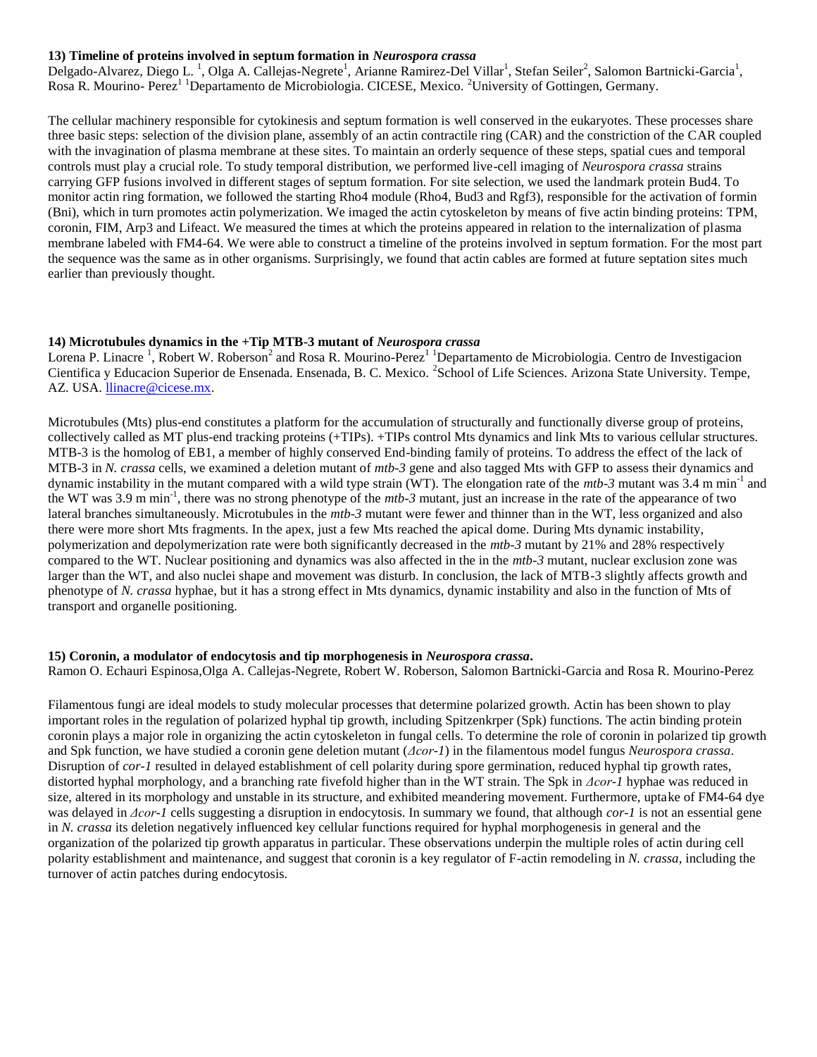### 13) Timeline of proteins involved in septum formation in *Neurospora crassa*

Delgado-Alvarez, Diego L. [1], Olga A. Callejas-Negrete[1], Arianne Ramirez-Del Villar[1], Stefan Seiler[2], Salomon Bartnicki-Garcia[1], Rosa R. Mourino- Perez[1] [1]Departamento de Microbiologia. CICESE, Mexico. [2]University of Gottingen, Germany.

The cellular machinery responsible for cytokinesis and septum formation is well conserved in the eukaryotes. These processes share three basic steps: selection of the division plane, assembly of an actin contractile ring (CAR) and the constriction of the CAR coupled with the invagination of plasma membrane at these sites. To maintain an orderly sequence of these steps, spatial cues and temporal controls must play a crucial role. To study temporal distribution, we performed live-cell imaging of *Neurospora crassa* strains carrying GFP fusions involved in different stages of septum formation. For site selection, we used the landmark protein Bud4. To monitor actin ring formation, we followed the starting Rho4 module (Rho4, Bud3 and Rgf3), responsible for the activation of formin (Bni), which in turn promotes actin polymerization. We imaged the actin cytoskeleton by means of five actin binding proteins: TPM, coronin, FIM, Arp3 and Lifeact. We measured the times at which the proteins appeared in relation to the internalization of plasma membrane labeled with FM4-64. We were able to construct a timeline of the proteins involved in septum formation. For the most part the sequence was the same as in other organisms. Surprisingly, we found that actin cables are formed at future septation sites much earlier than previously thought.

### 14) Microtubules dynamics in the +Tip MTB-3 mutant of *Neurospora crassa*

Lorena P. Linacre [1], Robert W. Roberson[2] and Rosa R. Mourino-Perez[1] [1]Departamento de Microbiologia. Centro de Investigacion Cientifica y Educacion Superior de Ensenada. Ensenada, B. C. Mexico. [2]School of Life Sciences. Arizona State University. Tempe, AZ. USA. llinacre@cicese.mx.

Microtubules (Mts) plus-end constitutes a platform for the accumulation of structurally and functionally diverse group of proteins, collectively called as MT plus-end tracking proteins (+TIPs). +TIPs control Mts dynamics and link Mts to various cellular structures. MTB-3 is the homolog of EB1, a member of highly conserved End-binding family of proteins. To address the effect of the lack of MTB-3 in *N. crassa* cells, we examined a deletion mutant of *mtb-3* gene and also tagged Mts with GFP to assess their dynamics and dynamic instability in the mutant compared with a wild type strain (WT). The elongation rate of the *mtb-3* mutant was 3.4 m min$^{-1}$ and the WT was 3.9 m min$^{-1}$, there was no strong phenotype of the *mtb-3* mutant, just an increase in the rate of the appearance of two lateral branches simultaneously. Microtubules in the *mtb-3* mutant were fewer and thinner than in the WT, less organized and also there were more short Mts fragments. In the apex, just a few Mts reached the apical dome. During Mts dynamic instability, polymerization and depolymerization rate were both significantly decreased in the *mtb-3* mutant by 21% and 28% respectively compared to the WT. Nuclear positioning and dynamics was also affected in the in the *mtb-3* mutant, nuclear exclusion zone was larger than the WT, and also nuclei shape and movement was disturb. In conclusion, the lack of MTB-3 slightly affects growth and phenotype of *N. crassa* hyphae, but it has a strong effect in Mts dynamics, dynamic instability and also in the function of Mts of transport and organelle positioning.

### 15) Coronin, a modulator of endocytosis and tip morphogenesis in *Neurospora crassa*.

Ramon O. Echauri Espinosa,Olga A. Callejas-Negrete, Robert W. Roberson, Salomon Bartnicki-Garcia and Rosa R. Mourino-Perez

Filamentous fungi are ideal models to study molecular processes that determine polarized growth. Actin has been shown to play important roles in the regulation of polarized hyphal tip growth, including Spitzenkrper (Spk) functions. The actin binding protein coronin plays a major role in organizing the actin cytoskeleton in fungal cells. To determine the role of coronin in polarized tip growth and Spk function, we have studied a coronin gene deletion mutant (*Δcor-1*) in the filamentous model fungus *Neurospora crassa*. Disruption of *cor-1* resulted in delayed establishment of cell polarity during spore germination, reduced hyphal tip growth rates, distorted hyphal morphology, and a branching rate fivefold higher than in the WT strain. The Spk in *Δcor-1* hyphae was reduced in size, altered in its morphology and unstable in its structure, and exhibited meandering movement. Furthermore, uptake of FM4-64 dye was delayed in *Δcor-1* cells suggesting a disruption in endocytosis. In summary we found, that although *cor-1* is not an essential gene in *N. crassa* its deletion negatively influenced key cellular functions required for hyphal morphogenesis in general and the organization of the polarized tip growth apparatus in particular. These observations underpin the multiple roles of actin during cell polarity establishment and maintenance, and suggest that coronin is a key regulator of F-actin remodeling in *N. crassa*, including the turnover of actin patches during endocytosis.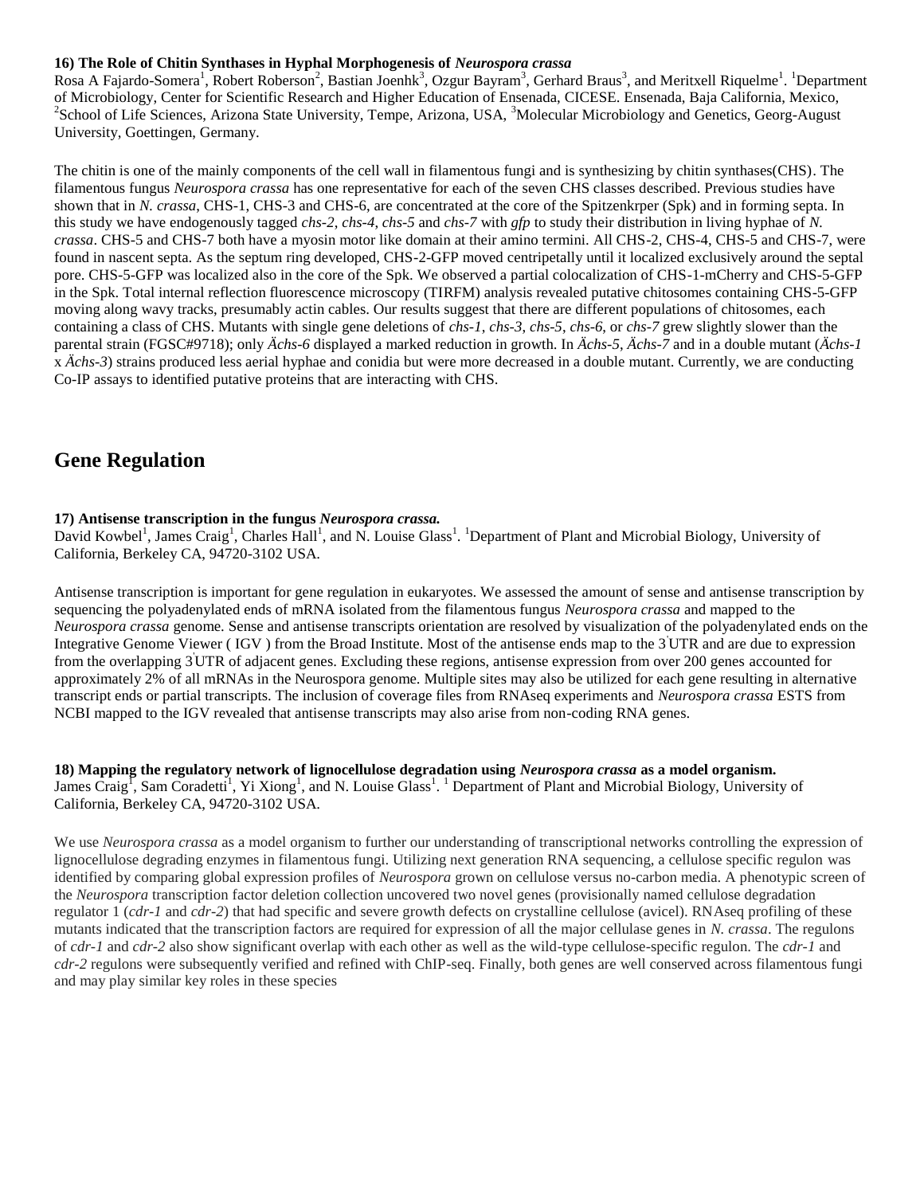**16) The Role of Chitin Synthases in Hyphal Morphogenesis of *Neurospora crassa***
Rosa A Fajardo-Somera[1], Robert Roberson[2], Bastian Joenhk[3], Ozgur Bayram[3], Gerhard Braus[3], and Meritxell Riquelme[1]. [1]Department of Microbiology, Center for Scientific Research and Higher Education of Ensenada, CICESE. Ensenada, Baja California, Mexico, [2]School of Life Sciences, Arizona State University, Tempe, Arizona, USA, [3]Molecular Microbiology and Genetics, Georg-August University, Goettingen, Germany.

The chitin is one of the mainly components of the cell wall in filamentous fungi and is synthesizing by chitin synthases(CHS). The filamentous fungus *Neurospora crassa* has one representative for each of the seven CHS classes described. Previous studies have shown that in *N. crassa*, CHS-1, CHS-3 and CHS-6, are concentrated at the core of the Spitzenkrper (Spk) and in forming septa. In this study we have endogenously tagged *chs-2*, *chs-4*, *chs-5* and *chs-7* with *gfp* to study their distribution in living hyphae of *N. crassa*. CHS-5 and CHS-7 both have a myosin motor like domain at their amino termini. All CHS-2, CHS-4, CHS-5 and CHS-7, were found in nascent septa. As the septum ring developed, CHS-2-GFP moved centripetally until it localized exclusively around the septal pore. CHS-5-GFP was localized also in the core of the Spk. We observed a partial colocalization of CHS-1-mCherry and CHS-5-GFP in the Spk. Total internal reflection fluorescence microscopy (TIRFM) analysis revealed putative chitosomes containing CHS-5-GFP moving along wavy tracks, presumably actin cables. Our results suggest that there are different populations of chitosomes, each containing a class of CHS. Mutants with single gene deletions of *chs-1*, *chs-3*, *chs-5*, *chs-6*, or *chs-7* grew slightly slower than the parental strain (FGSC#9718); only *Ächs-6* displayed a marked reduction in growth. In *Ächs-5*, *Ächs-7* and in a double mutant (*Ächs-1* x *Ächs-3*) strains produced less aerial hyphae and conidia but were more decreased in a double mutant. Currently, we are conducting Co-IP assays to identified putative proteins that are interacting with CHS.

# Gene Regulation

**17) Antisense transcription in the fungus *Neurospora crassa.***
David Kowbel[1], James Craig[1], Charles Hall[1], and N. Louise Glass[1]. [1]Department of Plant and Microbial Biology, University of California, Berkeley CA, 94720-3102 USA.

Antisense transcription is important for gene regulation in eukaryotes. We assessed the amount of sense and antisense transcription by sequencing the polyadenylated ends of mRNA isolated from the filamentous fungus *Neurospora crassa* and mapped to the *Neurospora crassa* genome. Sense and antisense transcripts orientation are resolved by visualization of the polyadenylated ends on the Integrative Genome Viewer ( IGV ) from the Broad Institute. Most of the antisense ends map to the 3'UTR and are due to expression from the overlapping 3'UTR of adjacent genes. Excluding these regions, antisense expression from over 200 genes accounted for approximately 2% of all mRNAs in the Neurospora genome. Multiple sites may also be utilized for each gene resulting in alternative transcript ends or partial transcripts. The inclusion of coverage files from RNAseq experiments and *Neurospora crassa* ESTS from NCBI mapped to the IGV revealed that antisense transcripts may also arise from non-coding RNA genes.

**18) Mapping the regulatory network of lignocellulose degradation using *Neurospora crassa* as a model organism.**
James Craig[1], Sam Coradetti[1], Yi Xiong[1], and N. Louise Glass[1]. [1] Department of Plant and Microbial Biology, University of California, Berkeley CA, 94720-3102 USA.

We use *Neurospora crassa* as a model organism to further our understanding of transcriptional networks controlling the expression of lignocellulose degrading enzymes in filamentous fungi. Utilizing next generation RNA sequencing, a cellulose specific regulon was identified by comparing global expression profiles of *Neurospora* grown on cellulose versus no-carbon media. A phenotypic screen of the *Neurospora* transcription factor deletion collection uncovered two novel genes (provisionally named cellulose degradation regulator 1 (*cdr-1* and *cdr-2*) that had specific and severe growth defects on crystalline cellulose (avicel). RNAseq profiling of these mutants indicated that the transcription factors are required for expression of all the major cellulase genes in *N. crassa*. The regulons of *cdr-1* and *cdr-2* also show significant overlap with each other as well as the wild-type cellulose-specific regulon. The *cdr-1* and *cdr-2* regulons were subsequently verified and refined with ChIP-seq. Finally, both genes are well conserved across filamentous fungi and may play similar key roles in these species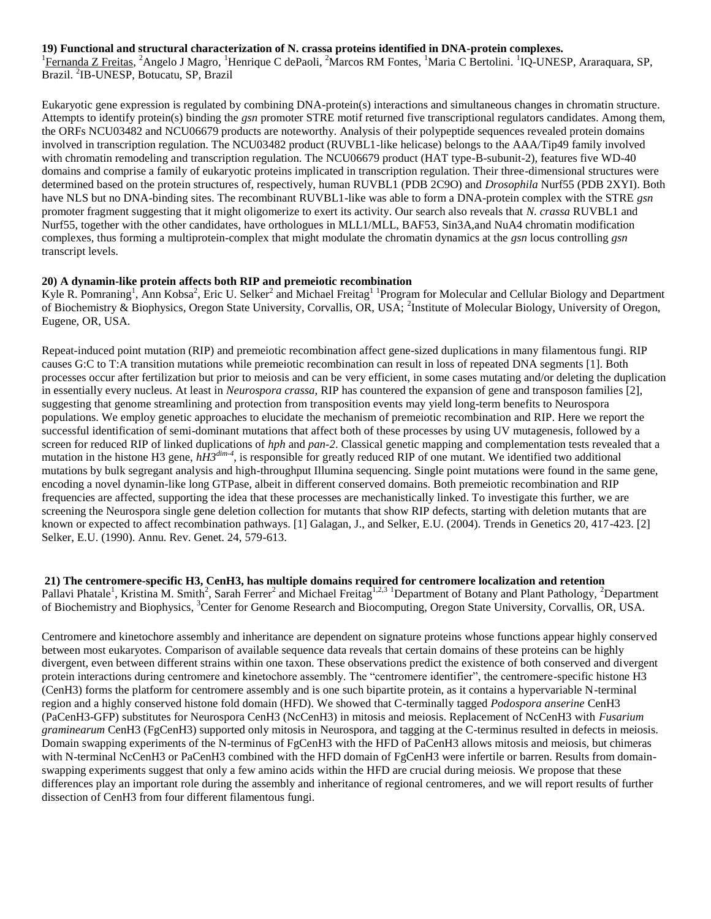**19) Functional and structural characterization of N. crassa proteins identified in DNA-protein complexes.**
[1]Fernanda Z Freitas, [2]Angelo J Magro, [1]Henrique C dePaoli, [2]Marcos RM Fontes, [1]Maria C Bertolini. [1]IQ-UNESP, Araraquara, SP, Brazil. [2]IB-UNESP, Botucatu, SP, Brazil

Eukaryotic gene expression is regulated by combining DNA-protein(s) interactions and simultaneous changes in chromatin structure. Attempts to identify protein(s) binding the *gsn* promoter STRE motif returned five transcriptional regulators candidates. Among them, the ORFs NCU03482 and NCU06679 products are noteworthy. Analysis of their polypeptide sequences revealed protein domains involved in transcription regulation. The NCU03482 product (RUVBL1-like helicase) belongs to the AAA/Tip49 family involved with chromatin remodeling and transcription regulation. The NCU06679 product (HAT type-B-subunit-2), features five WD-40 domains and comprise a family of eukaryotic proteins implicated in transcription regulation. Their three-dimensional structures were determined based on the protein structures of, respectively, human RUVBL1 (PDB 2C9O) and *Drosophila* Nurf55 (PDB 2XYI). Both have NLS but no DNA-binding sites. The recombinant RUVBL1-like was able to form a DNA-protein complex with the STRE *gsn* promoter fragment suggesting that it might oligomerize to exert its activity. Our search also reveals that *N. crassa* RUVBL1 and Nurf55, together with the other candidates, have orthologues in MLL1/MLL, BAF53, Sin3A,and NuA4 chromatin modification complexes, thus forming a multiprotein-complex that might modulate the chromatin dynamics at the *gsn* locus controlling *gsn* transcript levels.

**20) A dynamin-like protein affects both RIP and premeiotic recombination**
Kyle R. Pomraning[1], Ann Kobsa[2], Eric U. Selker[2] and Michael Freitag[1] [1]Program for Molecular and Cellular Biology and Department of Biochemistry & Biophysics, Oregon State University, Corvallis, OR, USA; [2]Institute of Molecular Biology, University of Oregon, Eugene, OR, USA.

Repeat-induced point mutation (RIP) and premeiotic recombination affect gene-sized duplications in many filamentous fungi. RIP causes G:C to T:A transition mutations while premeiotic recombination can result in loss of repeated DNA segments [1]. Both processes occur after fertilization but prior to meiosis and can be very efficient, in some cases mutating and/or deleting the duplication in essentially every nucleus. At least in *Neurospora crassa*, RIP has countered the expansion of gene and transposon families [2], suggesting that genome streamlining and protection from transposition events may yield long-term benefits to Neurospora populations. We employ genetic approaches to elucidate the mechanism of premeiotic recombination and RIP. Here we report the successful identification of semi-dominant mutations that affect both of these processes by using UV mutagenesis, followed by a screen for reduced RIP of linked duplications of *hph* and *pan-2*. Classical genetic mapping and complementation tests revealed that a mutation in the histone H3 gene, $hH3^{dim-4}$, is responsible for greatly reduced RIP of one mutant. We identified two additional mutations by bulk segregant analysis and high-throughput Illumina sequencing. Single point mutations were found in the same gene, encoding a novel dynamin-like long GTPase, albeit in different conserved domains. Both premeiotic recombination and RIP frequencies are affected, supporting the idea that these processes are mechanistically linked. To investigate this further, we are screening the Neurospora single gene deletion collection for mutants that show RIP defects, starting with deletion mutants that are known or expected to affect recombination pathways. [1] Galagan, J., and Selker, E.U. (2004). Trends in Genetics 20, 417-423. [2] Selker, E.U. (1990). Annu. Rev. Genet. 24, 579-613.

**21) The centromere-specific H3, CenH3, has multiple domains required for centromere localization and retention**
Pallavi Phatale[1], Kristina M. Smith[2], Sarah Ferrer[2] and Michael Freitag[1,2,3] [1]Department of Botany and Plant Pathology, [2]Department of Biochemistry and Biophysics, [3]Center for Genome Research and Biocomputing, Oregon State University, Corvallis, OR, USA.

Centromere and kinetochore assembly and inheritance are dependent on signature proteins whose functions appear highly conserved between most eukaryotes. Comparison of available sequence data reveals that certain domains of these proteins can be highly divergent, even between different strains within one taxon. These observations predict the existence of both conserved and divergent protein interactions during centromere and kinetochore assembly. The "centromere identifier", the centromere-specific histone H3 (CenH3) forms the platform for centromere assembly and is one such bipartite protein, as it contains a hypervariable N-terminal region and a highly conserved histone fold domain (HFD). We showed that C-terminally tagged *Podospora anserine* CenH3 (PaCenH3-GFP) substitutes for Neurospora CenH3 (NcCenH3) in mitosis and meiosis. Replacement of NcCenH3 with *Fusarium graminearum* CenH3 (FgCenH3) supported only mitosis in Neurospora, and tagging at the C-terminus resulted in defects in meiosis. Domain swapping experiments of the N-terminus of FgCenH3 with the HFD of PaCenH3 allows mitosis and meiosis, but chimeras with N-terminal NcCenH3 or PaCenH3 combined with the HFD domain of FgCenH3 were infertile or barren. Results from domain-swapping experiments suggest that only a few amino acids within the HFD are crucial during meiosis. We propose that these differences play an important role during the assembly and inheritance of regional centromeres, and we will report results of further dissection of CenH3 from four different filamentous fungi.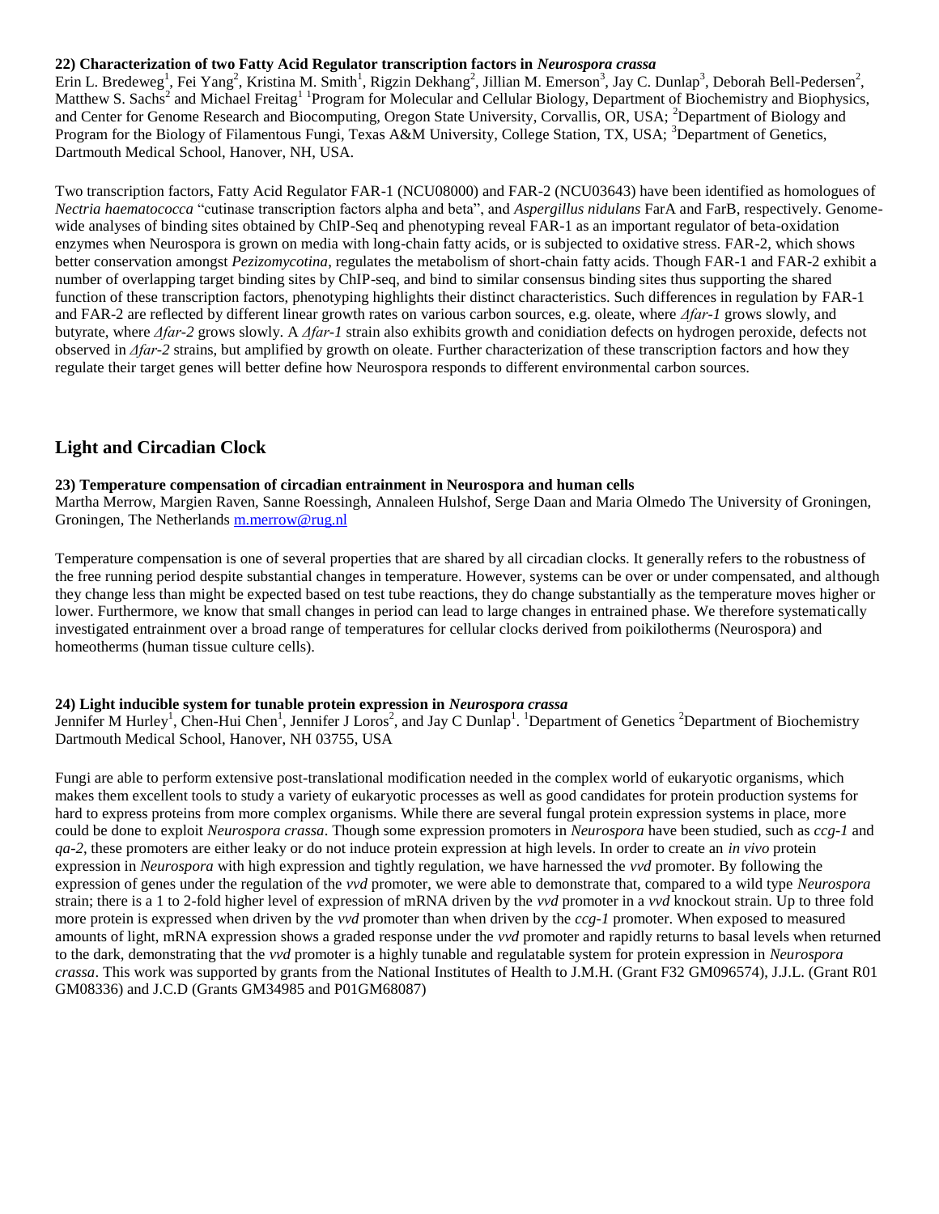### 22) Characterization of two Fatty Acid Regulator transcription factors in *Neurospora crassa*

Erin L. Bredeweg[1], Fei Yang[2], Kristina M. Smith[1], Rigzin Dekhang[2], Jillian M. Emerson[3], Jay C. Dunlap[3], Deborah Bell-Pedersen[2], Matthew S. Sachs[2] and Michael Freitag[1] [1]Program for Molecular and Cellular Biology, Department of Biochemistry and Biophysics, and Center for Genome Research and Biocomputing, Oregon State University, Corvallis, OR, USA; [2]Department of Biology and Program for the Biology of Filamentous Fungi, Texas A&M University, College Station, TX, USA; [3]Department of Genetics, Dartmouth Medical School, Hanover, NH, USA.

Two transcription factors, Fatty Acid Regulator FAR-1 (NCU08000) and FAR-2 (NCU03643) have been identified as homologues of *Nectria haematococca* "cutinase transcription factors alpha and beta", and *Aspergillus nidulans* FarA and FarB, respectively. Genome-wide analyses of binding sites obtained by ChIP-Seq and phenotyping reveal FAR-1 as an important regulator of beta-oxidation enzymes when Neurospora is grown on media with long-chain fatty acids, or is subjected to oxidative stress. FAR-2, which shows better conservation amongst *Pezizomycotina*, regulates the metabolism of short-chain fatty acids. Though FAR-1 and FAR-2 exhibit a number of overlapping target binding sites by ChIP-seq, and bind to similar consensus binding sites thus supporting the shared function of these transcription factors, phenotyping highlights their distinct characteristics. Such differences in regulation by FAR-1 and FAR-2 are reflected by different linear growth rates on various carbon sources, e.g. oleate, where *Δfar-1* grows slowly, and butyrate, where *Δfar-2* grows slowly. A *Δfar-1* strain also exhibits growth and conidiation defects on hydrogen peroxide, defects not observed in *Δfar-2* strains, but amplified by growth on oleate. Further characterization of these transcription factors and how they regulate their target genes will better define how Neurospora responds to different environmental carbon sources.

## Light and Circadian Clock

### 23) Temperature compensation of circadian entrainment in Neurospora and human cells

Martha Merrow, Margien Raven, Sanne Roessingh, Annaleen Hulshof, Serge Daan and Maria Olmedo The University of Groningen, Groningen, The Netherlands m.merrow@rug.nl

Temperature compensation is one of several properties that are shared by all circadian clocks. It generally refers to the robustness of the free running period despite substantial changes in temperature. However, systems can be over or under compensated, and although they change less than might be expected based on test tube reactions, they do change substantially as the temperature moves higher or lower. Furthermore, we know that small changes in period can lead to large changes in entrained phase. We therefore systematically investigated entrainment over a broad range of temperatures for cellular clocks derived from poikilotherms (Neurospora) and homeotherms (human tissue culture cells).

### 24) Light inducible system for tunable protein expression in *Neurospora crassa*

Jennifer M Hurley[1], Chen-Hui Chen[1], Jennifer J Loros[2], and Jay C Dunlap[1]. [1]Department of Genetics [2]Department of Biochemistry Dartmouth Medical School, Hanover, NH 03755, USA

Fungi are able to perform extensive post-translational modification needed in the complex world of eukaryotic organisms, which makes them excellent tools to study a variety of eukaryotic processes as well as good candidates for protein production systems for hard to express proteins from more complex organisms. While there are several fungal protein expression systems in place, more could be done to exploit *Neurospora crassa*. Though some expression promoters in *Neurospora* have been studied, such as *ccg-1* and *qa-2*, these promoters are either leaky or do not induce protein expression at high levels. In order to create an *in vivo* protein expression in *Neurospora* with high expression and tightly regulation, we have harnessed the *vvd* promoter. By following the expression of genes under the regulation of the *vvd* promoter, we were able to demonstrate that, compared to a wild type *Neurospora* strain; there is a 1 to 2-fold higher level of expression of mRNA driven by the *vvd* promoter in a *vvd* knockout strain. Up to three fold more protein is expressed when driven by the *vvd* promoter than when driven by the *ccg-1* promoter. When exposed to measured amounts of light, mRNA expression shows a graded response under the *vvd* promoter and rapidly returns to basal levels when returned to the dark, demonstrating that the *vvd* promoter is a highly tunable and regulatable system for protein expression in *Neurospora crassa*. This work was supported by grants from the National Institutes of Health to J.M.H. (Grant F32 GM096574), J.J.L. (Grant R01 GM08336) and J.C.D (Grants GM34985 and P01GM68087)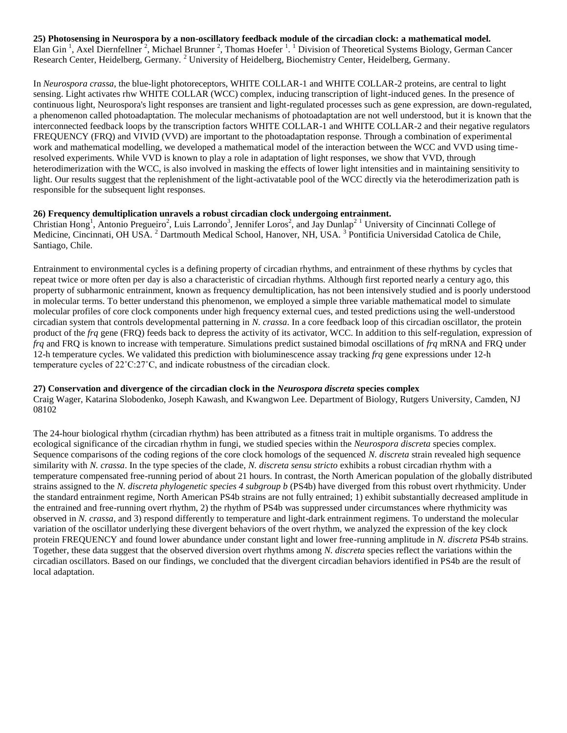**25) Photosensing in Neurospora by a non-oscillatory feedback module of the circadian clock: a mathematical model.**
Elan Gin [1], Axel Diernfellner [2], Michael Brunner [2], Thomas Hoefer [1]. [1] Division of Theoretical Systems Biology, German Cancer Research Center, Heidelberg, Germany. [2] University of Heidelberg, Biochemistry Center, Heidelberg, Germany.

In *Neurospora crassa*, the blue-light photoreceptors, WHITE COLLAR-1 and WHITE COLLAR-2 proteins, are central to light sensing. Light activates rhw WHITE COLLAR (WCC) complex, inducing transcription of light-induced genes. In the presence of continuous light, Neurospora's light responses are transient and light-regulated processes such as gene expression, are down-regulated, a phenomenon called photoadaptation. The molecular mechanisms of photoadaptation are not well understood, but it is known that the interconnected feedback loops by the transcription factors WHITE COLLAR-1 and WHITE COLLAR-2 and their negative regulators FREQUENCY (FRQ) and VIVID (VVD) are important to the photoadaptation response. Through a combination of experimental work and mathematical modelling, we developed a mathematical model of the interaction between the WCC and VVD using time-resolved experiments. While VVD is known to play a role in adaptation of light responses, we show that VVD, through heterodimerization with the WCC, is also involved in masking the effects of lower light intensities and in maintaining sensitivity to light. Our results suggest that the replenishment of the light-activatable pool of the WCC directly via the heterodimerization path is responsible for the subsequent light responses.

**26) Frequency demultiplication unravels a robust circadian clock undergoing entrainment.**
Christian Hong[1], Antonio Pregueiro[2], Luis Larrondo[3], Jennifer Loros[2], and Jay Dunlap[2] [1] University of Cincinnati College of Medicine, Cincinnati, OH USA. [2] Dartmouth Medical School, Hanover, NH, USA. [3] Pontificia Universidad Catolica de Chile, Santiago, Chile.

Entrainment to environmental cycles is a defining property of circadian rhythms, and entrainment of these rhythms by cycles that repeat twice or more often per day is also a characteristic of circadian rhythms. Although first reported nearly a century ago, this property of subharmonic entrainment, known as frequency demultiplication, has not been intensively studied and is poorly understood in molecular terms. To better understand this phenomenon, we employed a simple three variable mathematical model to simulate molecular profiles of core clock components under high frequency external cues, and tested predictions using the well-understood circadian system that controls developmental patterning in *N. crassa*. In a core feedback loop of this circadian oscillator, the protein product of the *frq* gene (FRQ) feeds back to depress the activity of its activator, WCC. In addition to this self-regulation, expression of *frq* and FRQ is known to increase with temperature. Simulations predict sustained bimodal oscillations of *frq* mRNA and FRQ under 12-h temperature cycles. We validated this prediction with bioluminescence assay tracking *frq* gene expressions under 12-h temperature cycles of 22˚C:27˚C, and indicate robustness of the circadian clock.

**27) Conservation and divergence of the circadian clock in the *Neurospora discreta* species complex**
Craig Wager, Katarina Slobodenko, Joseph Kawash, and Kwangwon Lee. Department of Biology, Rutgers University, Camden, NJ 08102

The 24-hour biological rhythm (circadian rhythm) has been attributed as a fitness trait in multiple organisms. To address the ecological significance of the circadian rhythm in fungi, we studied species within the *Neurospora discreta* species complex. Sequence comparisons of the coding regions of the core clock homologs of the sequenced *N. discreta* strain revealed high sequence similarity with *N. crassa*. In the type species of the clade, *N. discreta sensu stricto* exhibits a robust circadian rhythm with a temperature compensated free-running period of about 21 hours. In contrast, the North American population of the globally distributed strains assigned to the *N. discreta phylogenetic species 4 subgroup b* (PS4b) have diverged from this robust overt rhythmicity. Under the standard entrainment regime, North American PS4b strains are not fully entrained; 1) exhibit substantially decreased amplitude in the entrained and free-running overt rhythm, 2) the rhythm of PS4b was suppressed under circumstances where rhythmicity was observed in *N. crassa*, and 3) respond differently to temperature and light-dark entrainment regimens. To understand the molecular variation of the oscillator underlying these divergent behaviors of the overt rhythm, we analyzed the expression of the key clock protein FREQUENCY and found lower abundance under constant light and lower free-running amplitude in *N. discreta* PS4b strains. Together, these data suggest that the observed diversion overt rhythms among *N. discreta* species reflect the variations within the circadian oscillators. Based on our findings, we concluded that the divergent circadian behaviors identified in PS4b are the result of local adaptation.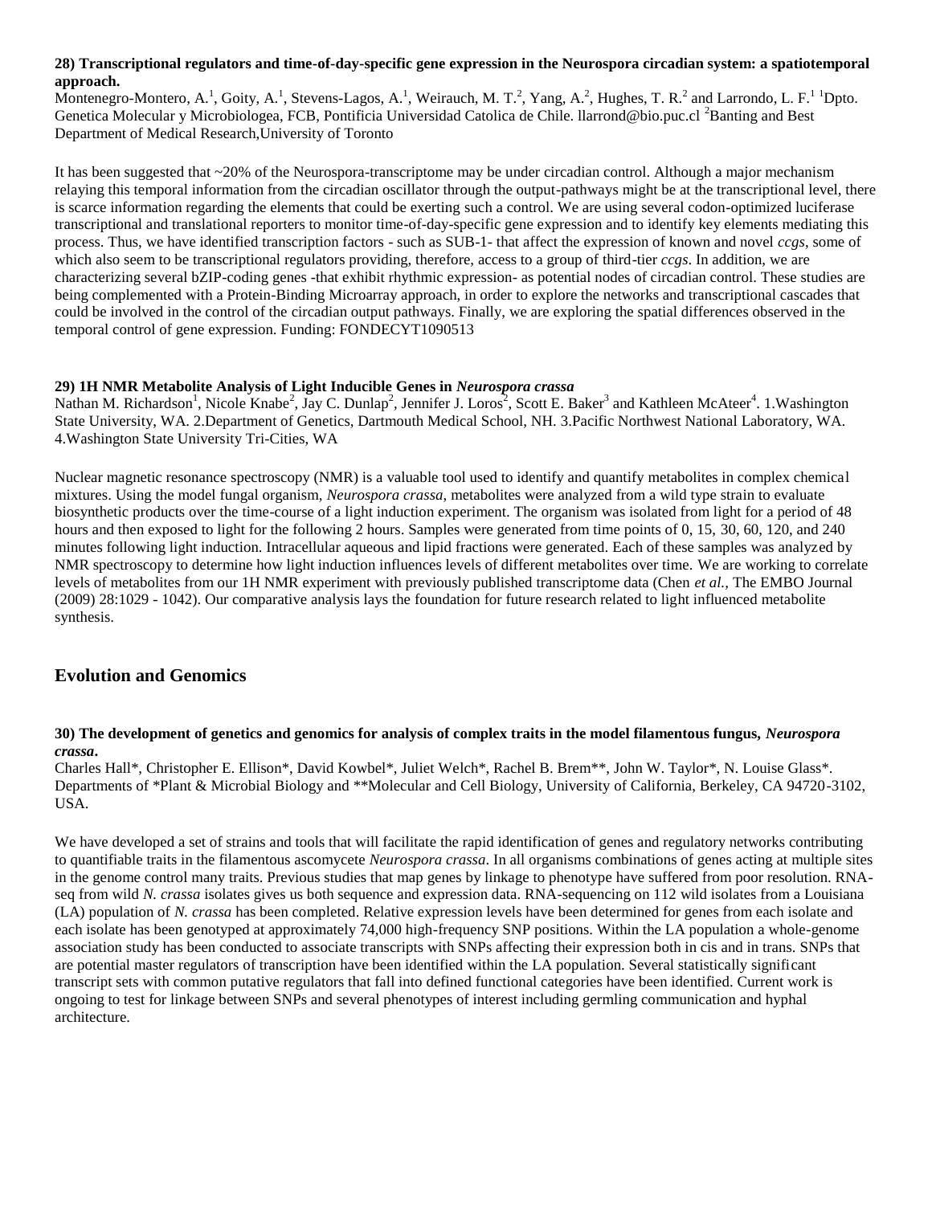### 28) Transcriptional regulators and time-of-day-specific gene expression in the Neurospora circadian system: a spatiotemporal approach.

Montenegro-Montero, A.[1], Goity, A.[1], Stevens-Lagos, A.[1], Weirauch, M. T.[2], Yang, A.[2], Hughes, T. R.[2] and Larrondo, L. F.[1] [1]Dpto. Genetica Molecular y Microbiologea, FCB, Pontificia Universidad Catolica de Chile. llarrond@bio.puc.cl [2]Banting and Best Department of Medical Research,University of Toronto

It has been suggested that ~20% of the Neurospora-transcriptome may be under circadian control. Although a major mechanism relaying this temporal information from the circadian oscillator through the output-pathways might be at the transcriptional level, there is scarce information regarding the elements that could be exerting such a control. We are using several codon-optimized luciferase transcriptional and translational reporters to monitor time-of-day-specific gene expression and to identify key elements mediating this process. Thus, we have identified transcription factors - such as SUB-1- that affect the expression of known and novel *ccgs*, some of which also seem to be transcriptional regulators providing, therefore, access to a group of third-tier *ccgs*. In addition, we are characterizing several bZIP-coding genes -that exhibit rhythmic expression- as potential nodes of circadian control. These studies are being complemented with a Protein-Binding Microarray approach, in order to explore the networks and transcriptional cascades that could be involved in the control of the circadian output pathways. Finally, we are exploring the spatial differences observed in the temporal control of gene expression. Funding: FONDECYT1090513

### 29) 1H NMR Metabolite Analysis of Light Inducible Genes in *Neurospora crassa*

Nathan M. Richardson[1], Nicole Knabe[2], Jay C. Dunlap[2], Jennifer J. Loros[2], Scott E. Baker[3] and Kathleen McAteer[4]. 1.Washington State University, WA. 2.Department of Genetics, Dartmouth Medical School, NH. 3.Pacific Northwest National Laboratory, WA. 4.Washington State University Tri-Cities, WA

Nuclear magnetic resonance spectroscopy (NMR) is a valuable tool used to identify and quantify metabolites in complex chemical mixtures. Using the model fungal organism, *Neurospora crassa*, metabolites were analyzed from a wild type strain to evaluate biosynthetic products over the time-course of a light induction experiment. The organism was isolated from light for a period of 48 hours and then exposed to light for the following 2 hours. Samples were generated from time points of 0, 15, 30, 60, 120, and 240 minutes following light induction. Intracellular aqueous and lipid fractions were generated. Each of these samples was analyzed by NMR spectroscopy to determine how light induction influences levels of different metabolites over time. We are working to correlate levels of metabolites from our 1H NMR experiment with previously published transcriptome data (Chen *et al.,* The EMBO Journal (2009) 28:1029 - 1042). Our comparative analysis lays the foundation for future research related to light influenced metabolite synthesis.

## Evolution and Genomics

### 30) The development of genetics and genomics for analysis of complex traits in the model filamentous fungus, *Neurospora crassa*.

Charles Hall*, Christopher E. Ellison*, David Kowbel*, Juliet Welch*, Rachel B. Brem**, John W. Taylor*, N. Louise Glass*. Departments of *Plant & Microbial Biology and **Molecular and Cell Biology, University of California, Berkeley, CA 94720-3102, USA.

We have developed a set of strains and tools that will facilitate the rapid identification of genes and regulatory networks contributing to quantifiable traits in the filamentous ascomycete *Neurospora crassa*. In all organisms combinations of genes acting at multiple sites in the genome control many traits. Previous studies that map genes by linkage to phenotype have suffered from poor resolution. RNA-seq from wild *N. crassa* isolates gives us both sequence and expression data. RNA-sequencing on 112 wild isolates from a Louisiana (LA) population of *N. crassa* has been completed. Relative expression levels have been determined for genes from each isolate and each isolate has been genotyped at approximately 74,000 high-frequency SNP positions. Within the LA population a whole-genome association study has been conducted to associate transcripts with SNPs affecting their expression both in cis and in trans. SNPs that are potential master regulators of transcription have been identified within the LA population. Several statistically significant transcript sets with common putative regulators that fall into defined functional categories have been identified. Current work is ongoing to test for linkage between SNPs and several phenotypes of interest including germling communication and hyphal architecture.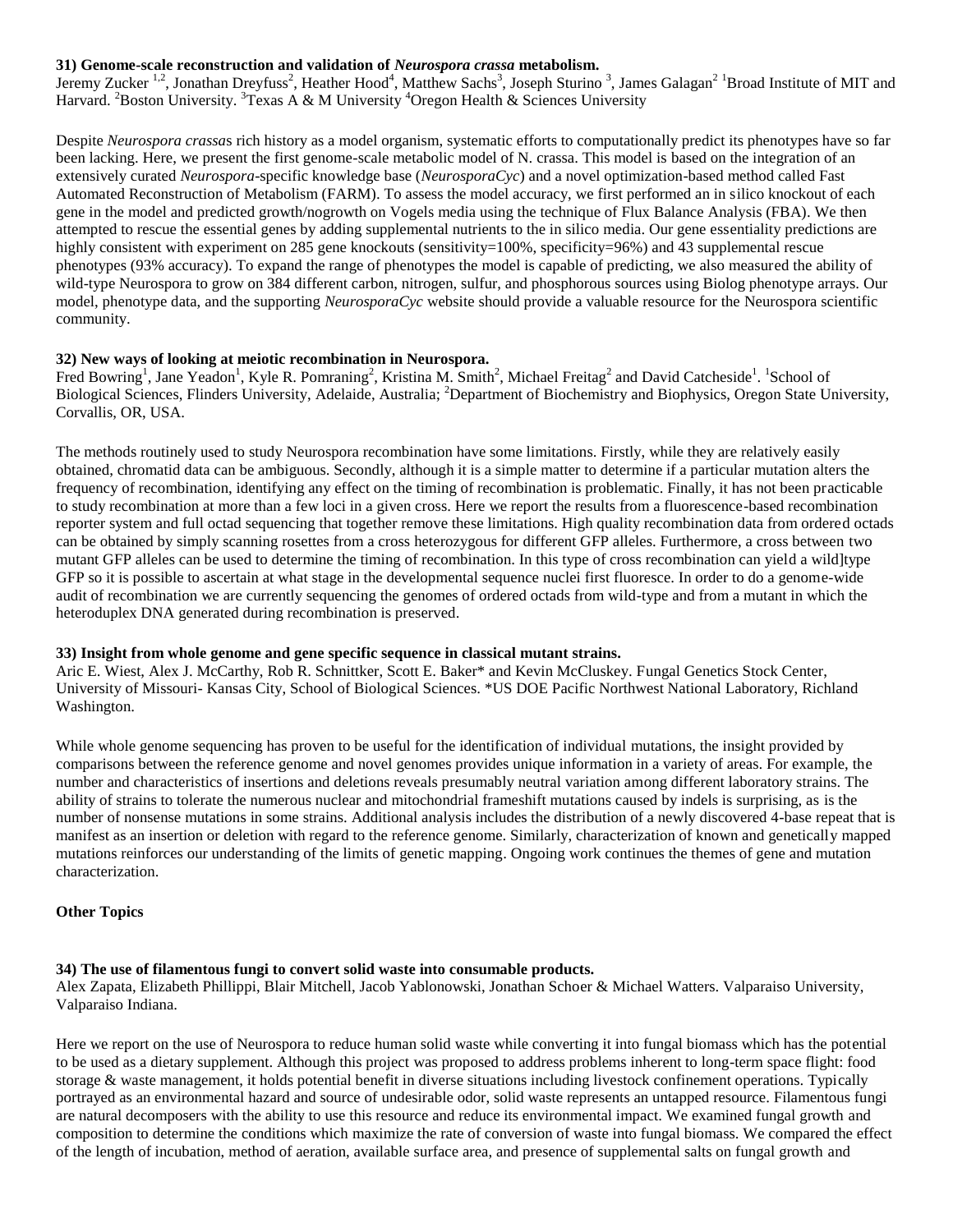### 31) Genome-scale reconstruction and validation of *Neurospora crassa* metabolism.

Jeremy Zucker [1,2], Jonathan Dreyfuss[2], Heather Hood[4], Matthew Sachs[3], Joseph Sturino [3], James Galagan[2] [1]Broad Institute of MIT and Harvard. [2]Boston University. [3]Texas A & M University [4]Oregon Health & Sciences University

Despite *Neurospora crassa*s rich history as a model organism, systematic efforts to computationally predict its phenotypes have so far been lacking. Here, we present the first genome-scale metabolic model of N. crassa. This model is based on the integration of an extensively curated *Neurospora*-specific knowledge base (*NeurosporaCyc*) and a novel optimization-based method called Fast Automated Reconstruction of Metabolism (FARM). To assess the model accuracy, we first performed an in silico knockout of each gene in the model and predicted growth/nogrowth on Vogels media using the technique of Flux Balance Analysis (FBA). We then attempted to rescue the essential genes by adding supplemental nutrients to the in silico media. Our gene essentiality predictions are highly consistent with experiment on 285 gene knockouts (sensitivity=100%, specificity=96%) and 43 supplemental rescue phenotypes (93% accuracy). To expand the range of phenotypes the model is capable of predicting, we also measured the ability of wild-type Neurospora to grow on 384 different carbon, nitrogen, sulfur, and phosphorous sources using Biolog phenotype arrays. Our model, phenotype data, and the supporting *NeurosporaCyc* website should provide a valuable resource for the Neurospora scientific community.

### 32) New ways of looking at meiotic recombination in Neurospora.

Fred Bowring[1], Jane Yeadon[1], Kyle R. Pomraning[2], Kristina M. Smith[2], Michael Freitag[2] and David Catcheside[1]. [1]School of Biological Sciences, Flinders University, Adelaide, Australia; [2]Department of Biochemistry and Biophysics, Oregon State University, Corvallis, OR, USA.

The methods routinely used to study Neurospora recombination have some limitations. Firstly, while they are relatively easily obtained, chromatid data can be ambiguous. Secondly, although it is a simple matter to determine if a particular mutation alters the frequency of recombination, identifying any effect on the timing of recombination is problematic. Finally, it has not been practicable to study recombination at more than a few loci in a given cross. Here we report the results from a fluorescence-based recombination reporter system and full octad sequencing that together remove these limitations. High quality recombination data from ordered octads can be obtained by simply scanning rosettes from a cross heterozygous for different GFP alleles. Furthermore, a cross between two mutant GFP alleles can be used to determine the timing of recombination. In this type of cross recombination can yield a wild]type GFP so it is possible to ascertain at what stage in the developmental sequence nuclei first fluoresce. In order to do a genome-wide audit of recombination we are currently sequencing the genomes of ordered octads from wild-type and from a mutant in which the heteroduplex DNA generated during recombination is preserved.

### 33) Insight from whole genome and gene specific sequence in classical mutant strains.

Aric E. Wiest, Alex J. McCarthy, Rob R. Schnittker, Scott E. Baker* and Kevin McCluskey. Fungal Genetics Stock Center, University of Missouri- Kansas City, School of Biological Sciences. *US DOE Pacific Northwest National Laboratory, Richland Washington.

While whole genome sequencing has proven to be useful for the identification of individual mutations, the insight provided by comparisons between the reference genome and novel genomes provides unique information in a variety of areas. For example, the number and characteristics of insertions and deletions reveals presumably neutral variation among different laboratory strains. The ability of strains to tolerate the numerous nuclear and mitochondrial frameshift mutations caused by indels is surprising, as is the number of nonsense mutations in some strains. Additional analysis includes the distribution of a newly discovered 4-base repeat that is manifest as an insertion or deletion with regard to the reference genome. Similarly, characterization of known and genetically mapped mutations reinforces our understanding of the limits of genetic mapping. Ongoing work continues the themes of gene and mutation characterization.

## Other Topics

### 34) The use of filamentous fungi to convert solid waste into consumable products.

Alex Zapata, Elizabeth Phillippi, Blair Mitchell, Jacob Yablonowski, Jonathan Schoer & Michael Watters. Valparaiso University, Valparaiso Indiana.

Here we report on the use of Neurospora to reduce human solid waste while converting it into fungal biomass which has the potential to be used as a dietary supplement. Although this project was proposed to address problems inherent to long-term space flight: food storage & waste management, it holds potential benefit in diverse situations including livestock confinement operations. Typically portrayed as an environmental hazard and source of undesirable odor, solid waste represents an untapped resource. Filamentous fungi are natural decomposers with the ability to use this resource and reduce its environmental impact. We examined fungal growth and composition to determine the conditions which maximize the rate of conversion of waste into fungal biomass. We compared the effect of the length of incubation, method of aeration, available surface area, and presence of supplemental salts on fungal growth and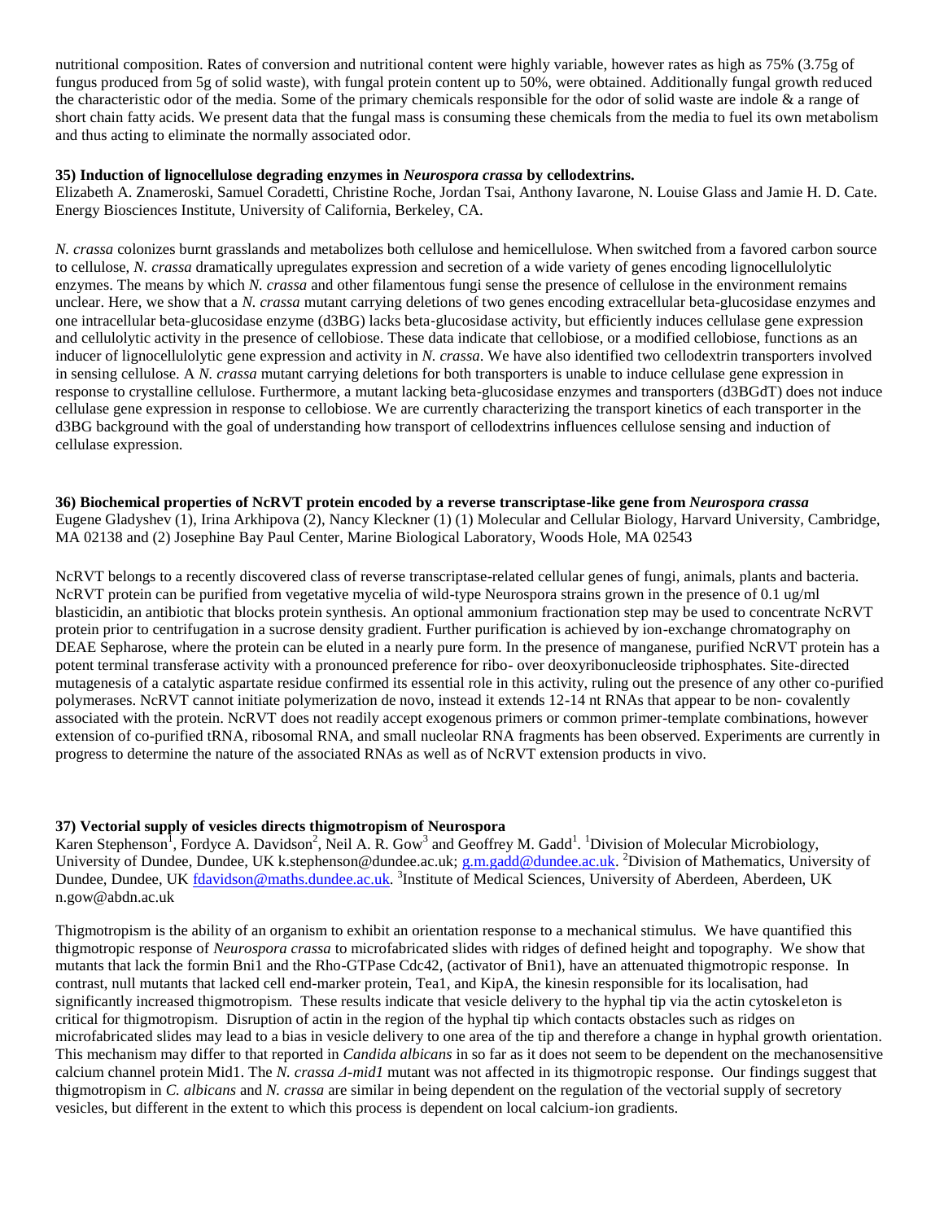nutritional composition. Rates of conversion and nutritional content were highly variable, however rates as high as 75% (3.75g of fungus produced from 5g of solid waste), with fungal protein content up to 50%, were obtained. Additionally fungal growth reduced the characteristic odor of the media. Some of the primary chemicals responsible for the odor of solid waste are indole & a range of short chain fatty acids. We present data that the fungal mass is consuming these chemicals from the media to fuel its own metabolism and thus acting to eliminate the normally associated odor.

**35) Induction of lignocellulose degrading enzymes in *Neurospora crassa* by cellodextrins.**
Elizabeth A. Znameroski, Samuel Coradetti, Christine Roche, Jordan Tsai, Anthony Iavarone, N. Louise Glass and Jamie H. D. Cate. Energy Biosciences Institute, University of California, Berkeley, CA.

*N. crassa* colonizes burnt grasslands and metabolizes both cellulose and hemicellulose. When switched from a favored carbon source to cellulose, *N. crassa* dramatically upregulates expression and secretion of a wide variety of genes encoding lignocellulolytic enzymes. The means by which *N. crassa* and other filamentous fungi sense the presence of cellulose in the environment remains unclear. Here, we show that a *N. crassa* mutant carrying deletions of two genes encoding extracellular beta-glucosidase enzymes and one intracellular beta-glucosidase enzyme (d3BG) lacks beta-glucosidase activity, but efficiently induces cellulase gene expression and cellulolytic activity in the presence of cellobiose. These data indicate that cellobiose, or a modified cellobiose, functions as an inducer of lignocellulolytic gene expression and activity in *N. crassa*. We have also identified two cellodextrin transporters involved in sensing cellulose. A *N. crassa* mutant carrying deletions for both transporters is unable to induce cellulase gene expression in response to crystalline cellulose. Furthermore, a mutant lacking beta-glucosidase enzymes and transporters (d3BGdT) does not induce cellulase gene expression in response to cellobiose. We are currently characterizing the transport kinetics of each transporter in the d3BG background with the goal of understanding how transport of cellodextrins influences cellulose sensing and induction of cellulase expression.

**36) Biochemical properties of NcRVT protein encoded by a reverse transcriptase-like gene from *Neurospora crassa***
Eugene Gladyshev (1), Irina Arkhipova (2), Nancy Kleckner (1) (1) Molecular and Cellular Biology, Harvard University, Cambridge, MA 02138 and (2) Josephine Bay Paul Center, Marine Biological Laboratory, Woods Hole, MA 02543

NcRVT belongs to a recently discovered class of reverse transcriptase-related cellular genes of fungi, animals, plants and bacteria. NcRVT protein can be purified from vegetative mycelia of wild-type Neurospora strains grown in the presence of 0.1 ug/ml blasticidin, an antibiotic that blocks protein synthesis. An optional ammonium fractionation step may be used to concentrate NcRVT protein prior to centrifugation in a sucrose density gradient. Further purification is achieved by ion-exchange chromatography on DEAE Sepharose, where the protein can be eluted in a nearly pure form. In the presence of manganese, purified NcRVT protein has a potent terminal transferase activity with a pronounced preference for ribo- over deoxyribonucleoside triphosphates. Site-directed mutagenesis of a catalytic aspartate residue confirmed its essential role in this activity, ruling out the presence of any other co-purified polymerases. NcRVT cannot initiate polymerization de novo, instead it extends 12-14 nt RNAs that appear to be non- covalently associated with the protein. NcRVT does not readily accept exogenous primers or common primer-template combinations, however extension of co-purified tRNA, ribosomal RNA, and small nucleolar RNA fragments has been observed. Experiments are currently in progress to determine the nature of the associated RNAs as well as of NcRVT extension products in vivo.

**37) Vectorial supply of vesicles directs thigmotropism of Neurospora**
Karen Stephenson[1], Fordyce A. Davidson[2], Neil A. R. Gow[3] and Geoffrey M. Gadd[1]. [1]Division of Molecular Microbiology, University of Dundee, Dundee, UK k.stephenson@dundee.ac.uk; g.m.gadd@dundee.ac.uk. [2]Division of Mathematics, University of Dundee, Dundee, UK fdavidson@maths.dundee.ac.uk. [3]Institute of Medical Sciences, University of Aberdeen, Aberdeen, UK n.gow@abdn.ac.uk

Thigmotropism is the ability of an organism to exhibit an orientation response to a mechanical stimulus. We have quantified this thigmotropic response of *Neurospora crassa* to microfabricated slides with ridges of defined height and topography. We show that mutants that lack the formin Bni1 and the Rho-GTPase Cdc42, (activator of Bni1), have an attenuated thigmotropic response. In contrast, null mutants that lacked cell end-marker protein, Tea1, and KipA, the kinesin responsible for its localisation, had significantly increased thigmotropism. These results indicate that vesicle delivery to the hyphal tip via the actin cytoskeleton is critical for thigmotropism. Disruption of actin in the region of the hyphal tip which contacts obstacles such as ridges on microfabricated slides may lead to a bias in vesicle delivery to one area of the tip and therefore a change in hyphal growth orientation. This mechanism may differ to that reported in *Candida albicans* in so far as it does not seem to be dependent on the mechanosensitive calcium channel protein Mid1. The *N. crassa Δ-mid1* mutant was not affected in its thigmotropic response. Our findings suggest that thigmotropism in *C. albicans* and *N. crassa* are similar in being dependent on the regulation of the vectorial supply of secretory vesicles, but different in the extent to which this process is dependent on local calcium-ion gradients.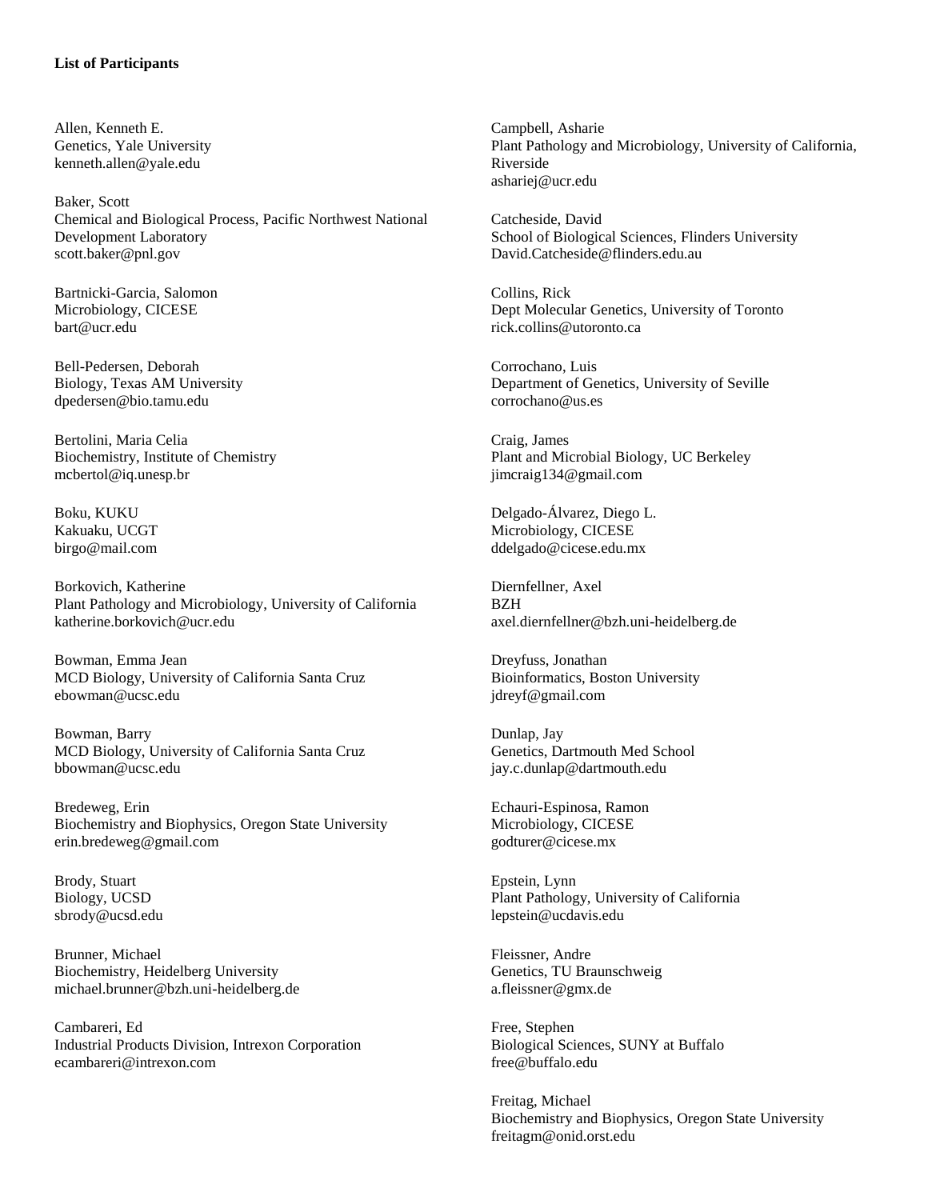**List of Participants**

Allen, Kenneth E.
Genetics, Yale University
kenneth.allen@yale.edu

Baker, Scott
Chemical and Biological Process, Pacific Northwest National Development Laboratory
scott.baker@pnl.gov

Bartnicki-Garcia, Salomon
Microbiology, CICESE
bart@ucr.edu

Bell-Pedersen, Deborah
Biology, Texas AM University
dpedersen@bio.tamu.edu

Bertolini, Maria Celia
Biochemistry, Institute of Chemistry
mcbertol@iq.unesp.br

Boku, KUKU
Kakuaku, UCGT
birgo@mail.com

Borkovich, Katherine
Plant Pathology and Microbiology, University of California
katherine.borkovich@ucr.edu

Bowman, Emma Jean
MCD Biology, University of California Santa Cruz
ebowman@ucsc.edu

Bowman, Barry
MCD Biology, University of California Santa Cruz
bbowman@ucsc.edu

Bredeweg, Erin
Biochemistry and Biophysics, Oregon State University
erin.bredeweg@gmail.com

Brody, Stuart
Biology, UCSD
sbrody@ucsd.edu

Brunner, Michael
Biochemistry, Heidelberg University
michael.brunner@bzh.uni-heidelberg.de

Cambareri, Ed
Industrial Products Division, Intrexon Corporation
ecambareri@intrexon.com

Campbell, Asharie
Plant Pathology and Microbiology, University of California, Riverside
ashariej@ucr.edu

Catcheside, David
School of Biological Sciences, Flinders University
David.Catcheside@flinders.edu.au

Collins, Rick
Dept Molecular Genetics, University of Toronto
rick.collins@utoronto.ca

Corrochano, Luis
Department of Genetics, University of Seville
corrochano@us.es

Craig, James
Plant and Microbial Biology, UC Berkeley
jimcraig134@gmail.com

Delgado-Álvarez, Diego L.
Microbiology, CICESE
ddelgado@cicese.edu.mx

Diernfellner, Axel
BZH
axel.diernfellner@bzh.uni-heidelberg.de

Dreyfuss, Jonathan
Bioinformatics, Boston University
jdreyf@gmail.com

Dunlap, Jay
Genetics, Dartmouth Med School
jay.c.dunlap@dartmouth.edu

Echauri-Espinosa, Ramon
Microbiology, CICESE
godturer@cicese.mx

Epstein, Lynn
Plant Pathology, University of California
lepstein@ucdavis.edu

Fleissner, Andre
Genetics, TU Braunschweig
a.fleissner@gmx.de

Free, Stephen
Biological Sciences, SUNY at Buffalo
free@buffalo.edu

Freitag, Michael
Biochemistry and Biophysics, Oregon State University
freitagm@onid.orst.edu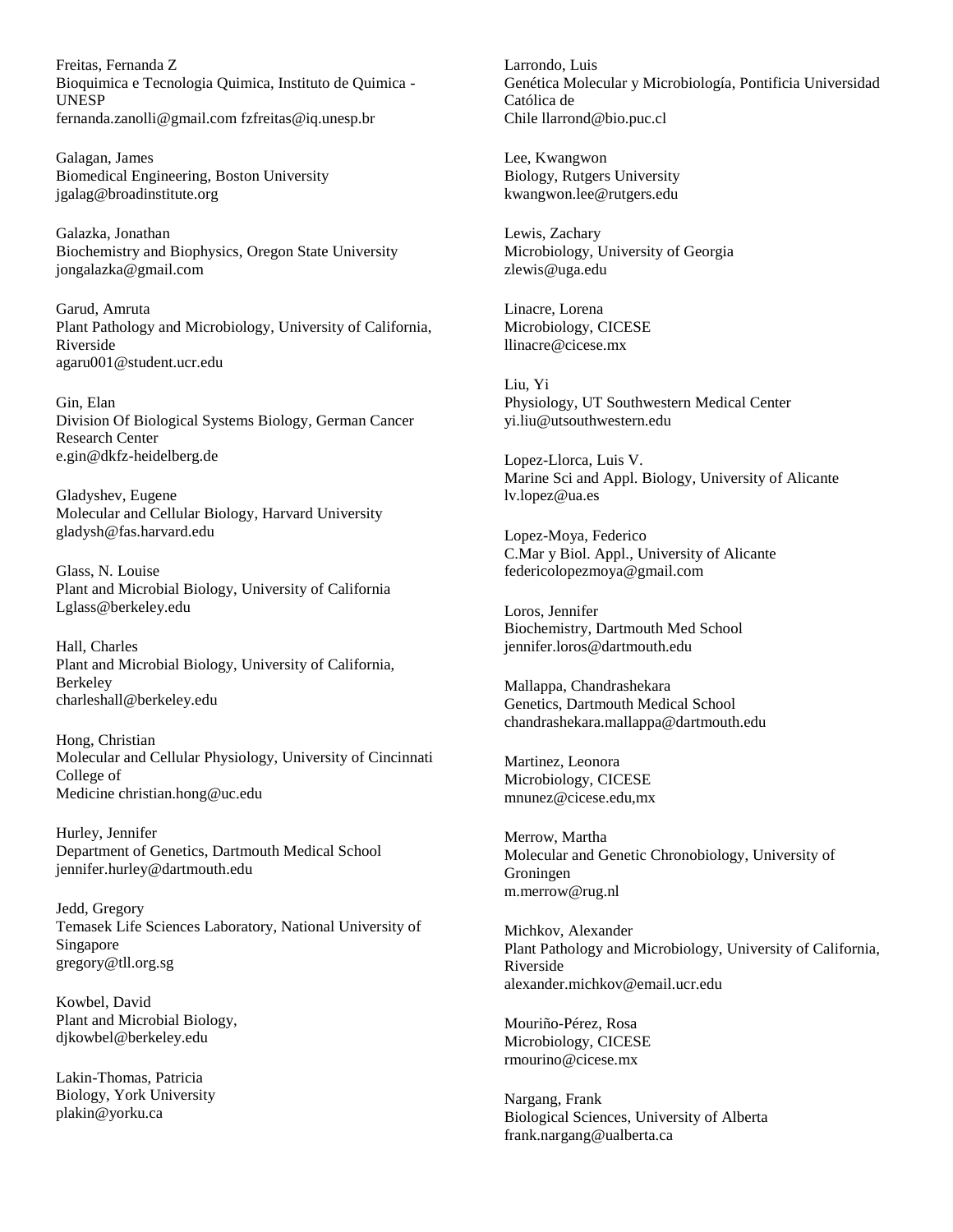Freitas, Fernanda Z
Bioquimica e Tecnologia Quimica, Instituto de Quimica - UNESP
fernanda.zanolli@gmail.com fzfreitas@iq.unesp.br

Galagan, James
Biomedical Engineering, Boston University
jgalag@broadinstitute.org

Galazka, Jonathan
Biochemistry and Biophysics, Oregon State University
jongalazka@gmail.com

Garud, Amruta
Plant Pathology and Microbiology, University of California, Riverside
agaru001@student.ucr.edu

Gin, Elan
Division Of Biological Systems Biology, German Cancer Research Center
e.gin@dkfz-heidelberg.de

Gladyshev, Eugene
Molecular and Cellular Biology, Harvard University
gladysh@fas.harvard.edu

Glass, N. Louise
Plant and Microbial Biology, University of California
Lglass@berkeley.edu

Hall, Charles
Plant and Microbial Biology, University of California, Berkeley
charleshall@berkeley.edu

Hong, Christian
Molecular and Cellular Physiology, University of Cincinnati College of Medicine christian.hong@uc.edu

Hurley, Jennifer
Department of Genetics, Dartmouth Medical School
jennifer.hurley@dartmouth.edu

Jedd, Gregory
Temasek Life Sciences Laboratory, National University of Singapore
gregory@tll.org.sg

Kowbel, David
Plant and Microbial Biology,
djkowbel@berkeley.edu

Lakin-Thomas, Patricia
Biology, York University
plakin@yorku.ca

Larrondo, Luis
Genética Molecular y Microbiología, Pontificia Universidad Católica de Chile llarrond@bio.puc.cl

Lee, Kwangwon
Biology, Rutgers University
kwangwon.lee@rutgers.edu

Lewis, Zachary
Microbiology, University of Georgia
zlewis@uga.edu

Linacre, Lorena
Microbiology, CICESE
llinacre@cicese.mx

Liu, Yi
Physiology, UT Southwestern Medical Center
yi.liu@utsouthwestern.edu

Lopez-Llorca, Luis V.
Marine Sci and Appl. Biology, University of Alicante
lv.lopez@ua.es

Lopez-Moya, Federico
C.Mar y Biol. Appl., University of Alicante
federicolopezmoya@gmail.com

Loros, Jennifer
Biochemistry, Dartmouth Med School
jennifer.loros@dartmouth.edu

Mallappa, Chandrashekara
Genetics, Dartmouth Medical School
chandrashekara.mallappa@dartmouth.edu

Martinez, Leonora
Microbiology, CICESE
mnunez@cicese.edu,mx

Merrow, Martha
Molecular and Genetic Chronobiology, University of Groningen
m.merrow@rug.nl

Michkov, Alexander
Plant Pathology and Microbiology, University of California, Riverside
alexander.michkov@email.ucr.edu

Mouriño-Pérez, Rosa
Microbiology, CICESE
rmourino@cicese.mx

Nargang, Frank
Biological Sciences, University of Alberta
frank.nargang@ualberta.ca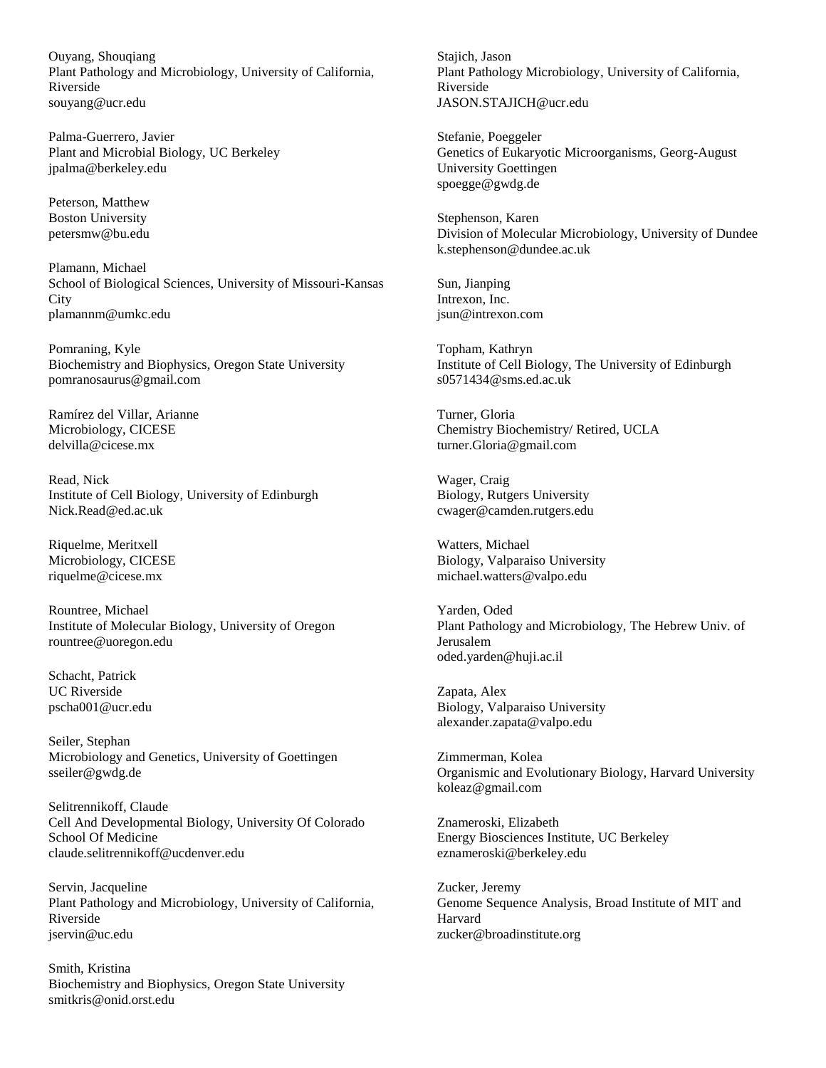Ouyang, Shouqiang
Plant Pathology and Microbiology, University of California, Riverside
souyang@ucr.edu

Palma-Guerrero, Javier
Plant and Microbial Biology, UC Berkeley
jpalma@berkeley.edu

Peterson, Matthew
Boston University
petersmw@bu.edu

Plamann, Michael
School of Biological Sciences, University of Missouri-Kansas City
plamannm@umkc.edu

Pomraning, Kyle
Biochemistry and Biophysics, Oregon State University
pomranosaurus@gmail.com

Ramírez del Villar, Arianne
Microbiology, CICESE
delvilla@cicese.mx

Read, Nick
Institute of Cell Biology, University of Edinburgh
Nick.Read@ed.ac.uk

Riquelme, Meritxell
Microbiology, CICESE
riquelme@cicese.mx

Rountree, Michael
Institute of Molecular Biology, University of Oregon
rountree@uoregon.edu

Schacht, Patrick
UC Riverside
pscha001@ucr.edu

Seiler, Stephan
Microbiology and Genetics, University of Goettingen
sseiler@gwdg.de

Selitrennikoff, Claude
Cell And Developmental Biology, University Of Colorado School Of Medicine
claude.selitrennikoff@ucdenver.edu

Servin, Jacqueline
Plant Pathology and Microbiology, University of California, Riverside
jservin@uc.edu

Smith, Kristina
Biochemistry and Biophysics, Oregon State University
smitkris@onid.orst.edu

Stajich, Jason
Plant Pathology Microbiology, University of California, Riverside
JASON.STAJICH@ucr.edu

Stefanie, Poeggeler
Genetics of Eukaryotic Microorganisms, Georg-August University Goettingen
spoegge@gwdg.de

Stephenson, Karen
Division of Molecular Microbiology, University of Dundee
k.stephenson@dundee.ac.uk

Sun, Jianping
Intrexon, Inc.
jsun@intrexon.com

Topham, Kathryn
Institute of Cell Biology, The University of Edinburgh
s0571434@sms.ed.ac.uk

Turner, Gloria
Chemistry Biochemistry/ Retired, UCLA
turner.Gloria@gmail.com

Wager, Craig
Biology, Rutgers University
cwager@camden.rutgers.edu

Watters, Michael
Biology, Valparaiso University
michael.watters@valpo.edu

Yarden, Oded
Plant Pathology and Microbiology, The Hebrew Univ. of Jerusalem
oded.yarden@huji.ac.il

Zapata, Alex
Biology, Valparaiso University
alexander.zapata@valpo.edu

Zimmerman, Kolea
Organismic and Evolutionary Biology, Harvard University
koleaz@gmail.com

Znameroski, Elizabeth
Energy Biosciences Institute, UC Berkeley
eznameroski@berkeley.edu

Zucker, Jeremy
Genome Sequence Analysis, Broad Institute of MIT and Harvard
zucker@broadinstitute.org